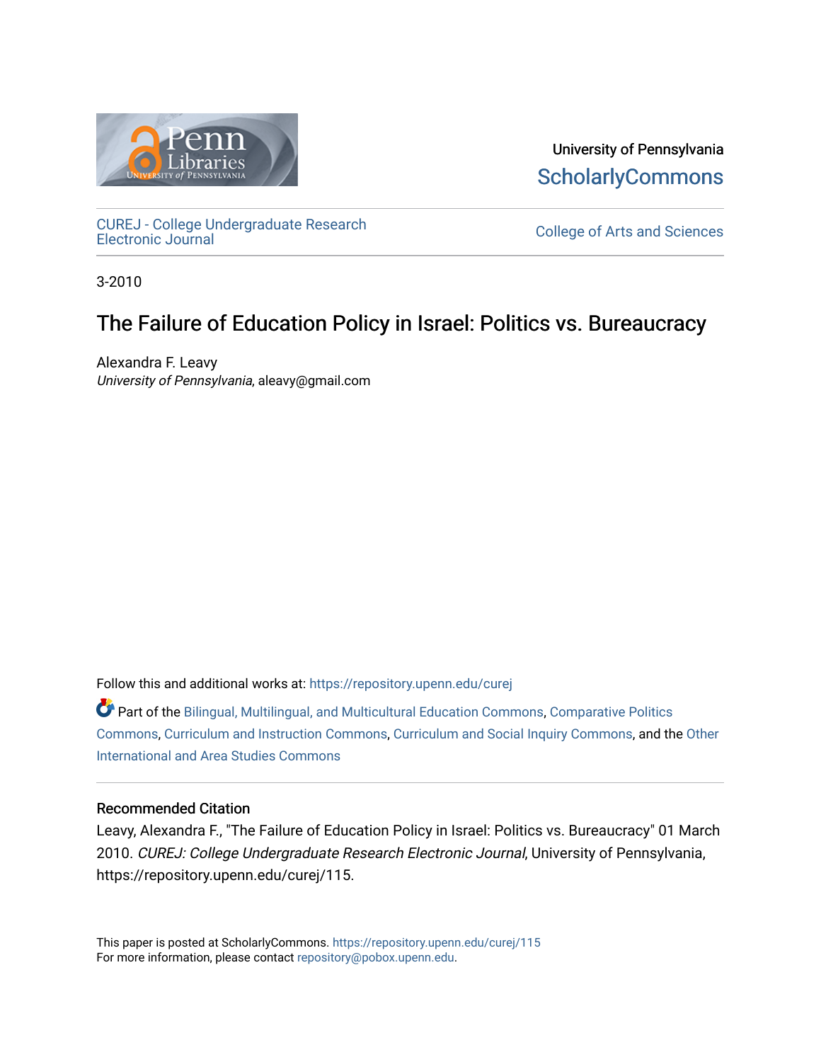University of Pennsylvania
**ScholarlyCommons**

CUREJ - College Undergraduate Research Electronic Journal

College of Arts and Sciences

3-2010

# The Failure of Education Policy in Israel: Politics vs. Bureaucracy

Alexandra F. Leavy
*University of Pennsylvania*, aleavy@gmail.com

Follow this and additional works at: https://repository.upenn.edu/curej

Part of the Bilingual, Multilingual, and Multicultural Education Commons, Comparative Politics Commons, Curriculum and Instruction Commons, Curriculum and Social Inquiry Commons, and the Other International and Area Studies Commons

## Recommended Citation

Leavy, Alexandra F., "The Failure of Education Policy in Israel: Politics vs. Bureaucracy" 01 March 2010. *CUREJ: College Undergraduate Research Electronic Journal*, University of Pennsylvania, https://repository.upenn.edu/curej/115.

This paper is posted at ScholarlyCommons. https://repository.upenn.edu/curej/115
For more information, please contact repository@pobox.upenn.edu.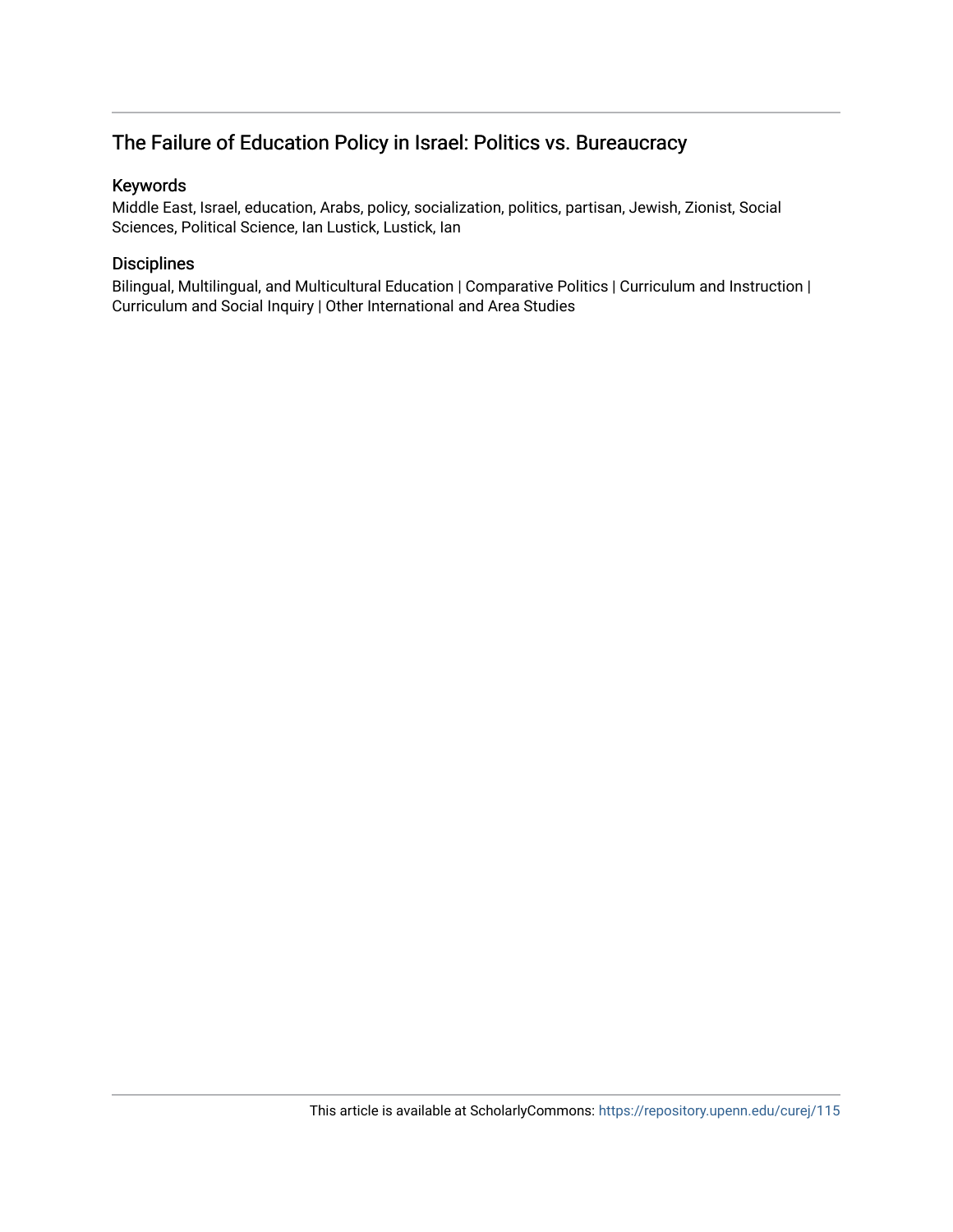## The Failure of Education Policy in Israel: Politics vs. Bureaucracy

### Keywords

Middle East, Israel, education, Arabs, policy, socialization, politics, partisan, Jewish, Zionist, Social Sciences, Political Science, Ian Lustick, Lustick, Ian

### Disciplines

Bilingual, Multilingual, and Multicultural Education | Comparative Politics | Curriculum and Instruction | Curriculum and Social Inquiry | Other International and Area Studies

This article is available at ScholarlyCommons: https://repository.upenn.edu/curej/115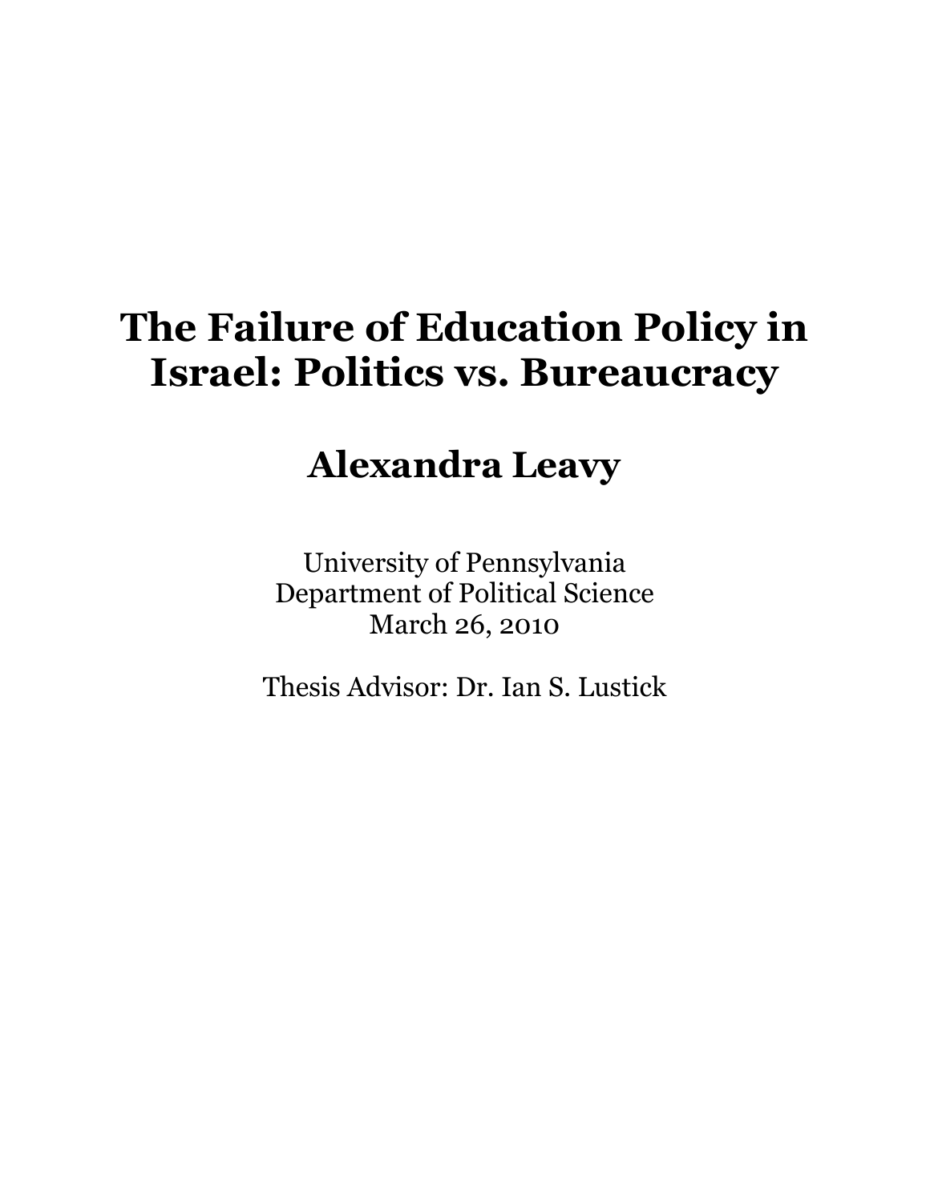# The Failure of Education Policy in Israel: Politics vs. Bureaucracy

## Alexandra Leavy

University of Pennsylvania
Department of Political Science
March 26, 2010

Thesis Advisor: Dr. Ian S. Lustick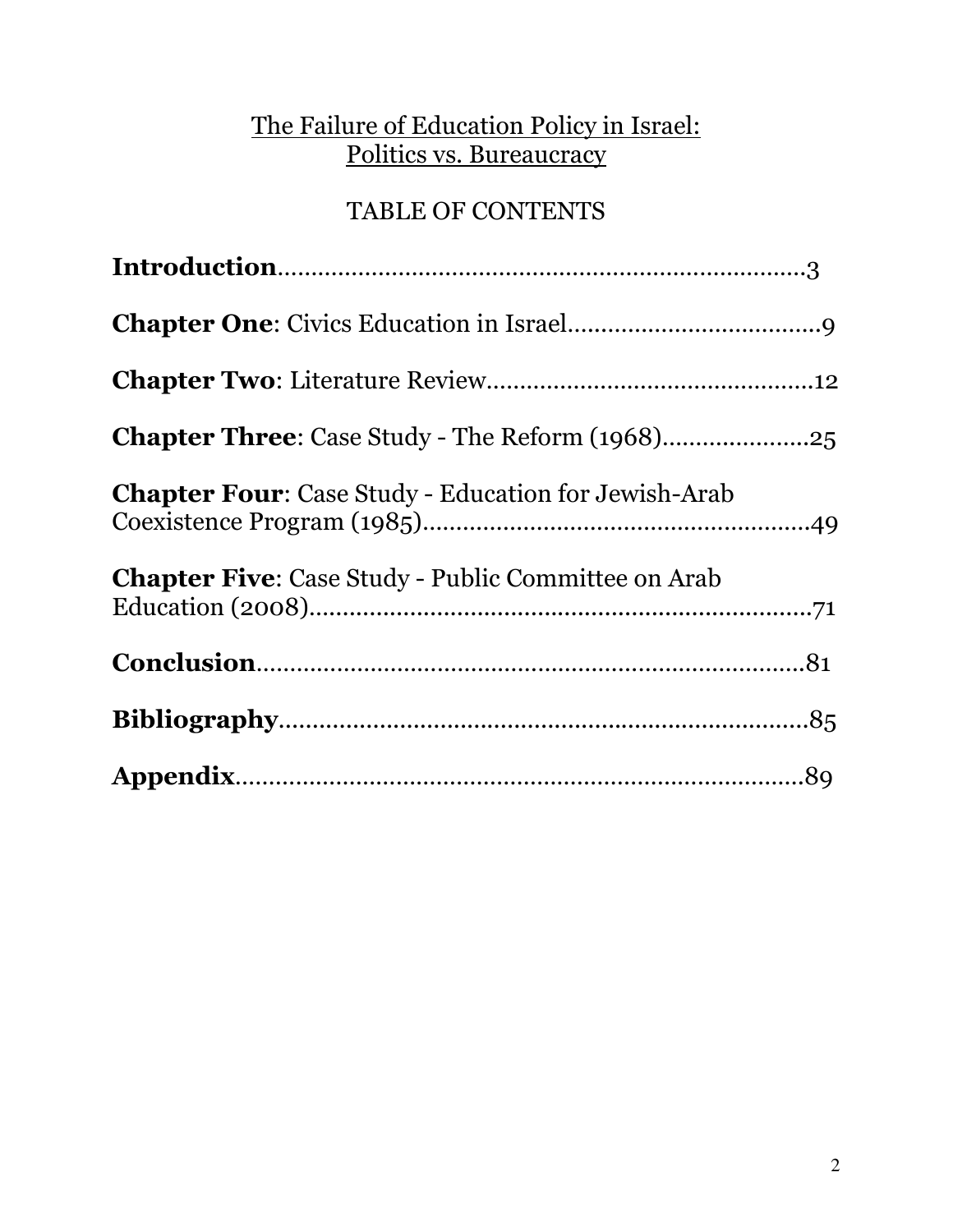# The Failure of Education Policy in Israel: Politics vs. Bureaucracy

## TABLE OF CONTENTS

**Introduction**……………………………………………………………3

**Chapter One**: Civics Education in Israel………………………………9

**Chapter Two**: Literature Review…………………………………………12

**Chapter Three**: Case Study - The Reform (1968)…………………25

**Chapter Four**: Case Study - Education for Jewish-Arab Coexistence Program (1985)…………………………………………49

**Chapter Five**: Case Study - Public Committee on Arab Education (2008)……………………………………………………71

**Conclusion**……………………………………………………………81

**Bibliography**…………………………………………………………85

**Appendix**……………………………………………………………89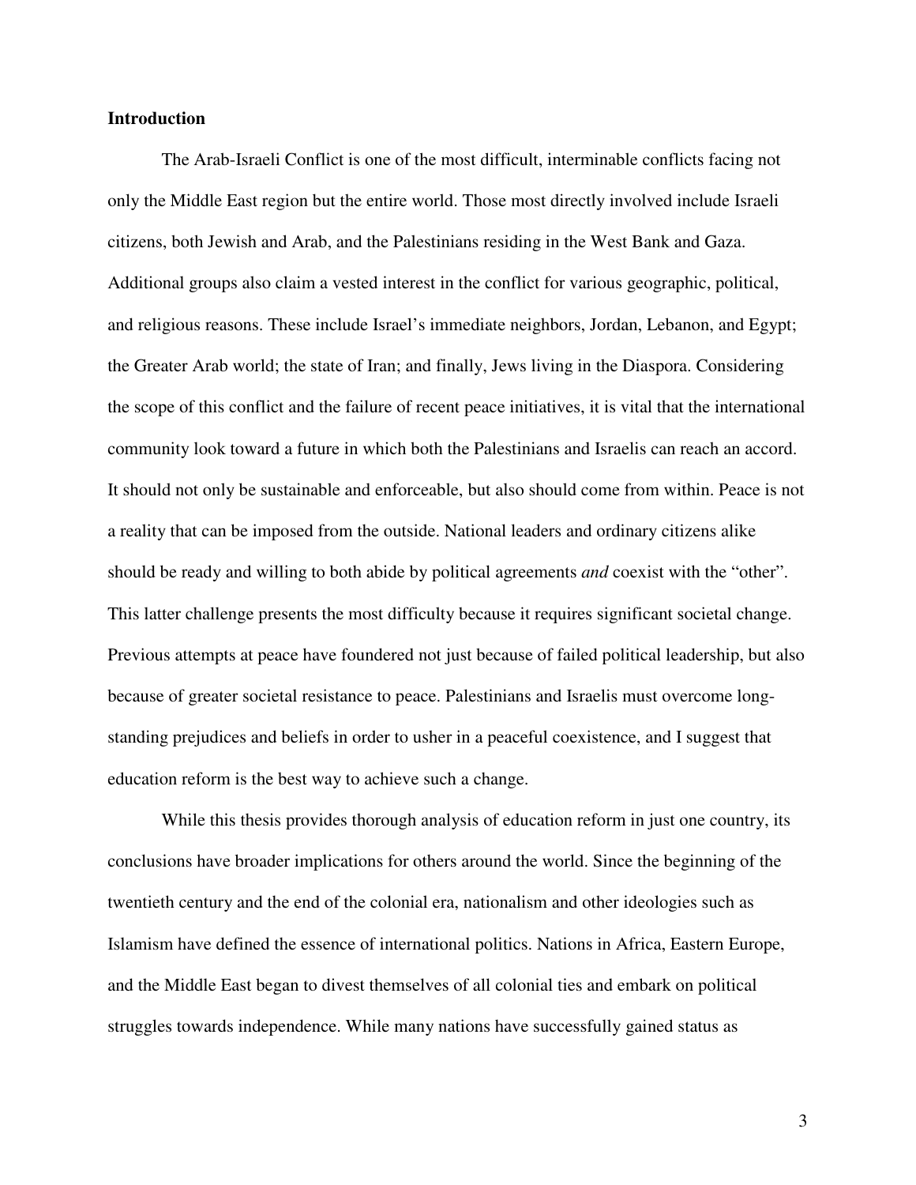**Introduction**

The Arab-Israeli Conflict is one of the most difficult, interminable conflicts facing not only the Middle East region but the entire world. Those most directly involved include Israeli citizens, both Jewish and Arab, and the Palestinians residing in the West Bank and Gaza. Additional groups also claim a vested interest in the conflict for various geographic, political, and religious reasons. These include Israel's immediate neighbors, Jordan, Lebanon, and Egypt; the Greater Arab world; the state of Iran; and finally, Jews living in the Diaspora. Considering the scope of this conflict and the failure of recent peace initiatives, it is vital that the international community look toward a future in which both the Palestinians and Israelis can reach an accord. It should not only be sustainable and enforceable, but also should come from within. Peace is not a reality that can be imposed from the outside. National leaders and ordinary citizens alike should be ready and willing to both abide by political agreements *and* coexist with the "other". This latter challenge presents the most difficulty because it requires significant societal change. Previous attempts at peace have foundered not just because of failed political leadership, but also because of greater societal resistance to peace. Palestinians and Israelis must overcome long-standing prejudices and beliefs in order to usher in a peaceful coexistence, and I suggest that education reform is the best way to achieve such a change.

While this thesis provides thorough analysis of education reform in just one country, its conclusions have broader implications for others around the world. Since the beginning of the twentieth century and the end of the colonial era, nationalism and other ideologies such as Islamism have defined the essence of international politics. Nations in Africa, Eastern Europe, and the Middle East began to divest themselves of all colonial ties and embark on political struggles towards independence. While many nations have successfully gained status as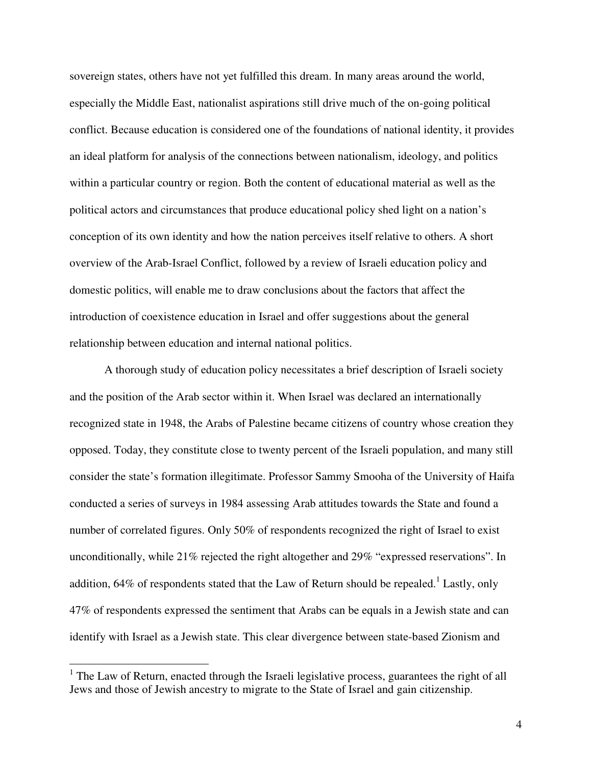sovereign states, others have not yet fulfilled this dream. In many areas around the world, especially the Middle East, nationalist aspirations still drive much of the on-going political conflict. Because education is considered one of the foundations of national identity, it provides an ideal platform for analysis of the connections between nationalism, ideology, and politics within a particular country or region. Both the content of educational material as well as the political actors and circumstances that produce educational policy shed light on a nation's conception of its own identity and how the nation perceives itself relative to others. A short overview of the Arab-Israel Conflict, followed by a review of Israeli education policy and domestic politics, will enable me to draw conclusions about the factors that affect the introduction of coexistence education in Israel and offer suggestions about the general relationship between education and internal national politics.

A thorough study of education policy necessitates a brief description of Israeli society and the position of the Arab sector within it. When Israel was declared an internationally recognized state in 1948, the Arabs of Palestine became citizens of country whose creation they opposed. Today, they constitute close to twenty percent of the Israeli population, and many still consider the state's formation illegitimate. Professor Sammy Smooha of the University of Haifa conducted a series of surveys in 1984 assessing Arab attitudes towards the State and found a number of correlated figures. Only 50% of respondents recognized the right of Israel to exist unconditionally, while 21% rejected the right altogether and 29% "expressed reservations". In addition, 64% of respondents stated that the Law of Return should be repealed.[1] Lastly, only 47% of respondents expressed the sentiment that Arabs can be equals in a Jewish state and can identify with Israel as a Jewish state. This clear divergence between state-based Zionism and

[1] The Law of Return, enacted through the Israeli legislative process, guarantees the right of all Jews and those of Jewish ancestry to migrate to the State of Israel and gain citizenship.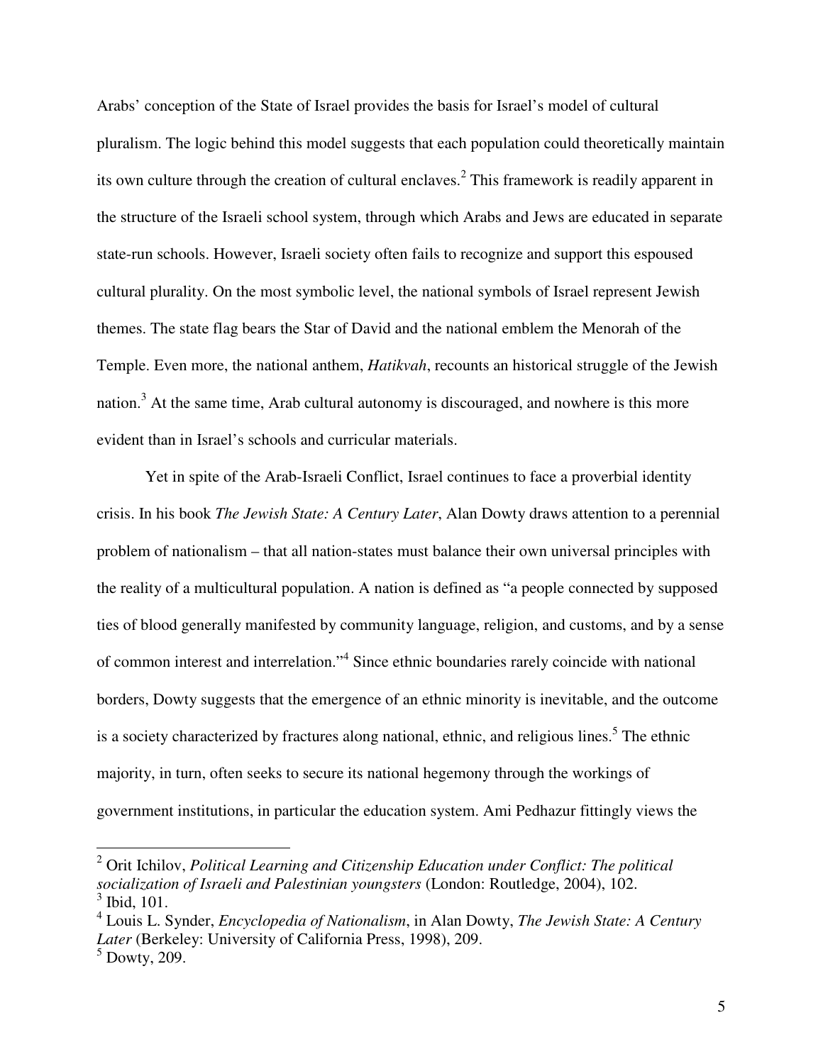Arabs' conception of the State of Israel provides the basis for Israel's model of cultural pluralism. The logic behind this model suggests that each population could theoretically maintain its own culture through the creation of cultural enclaves.[2] This framework is readily apparent in the structure of the Israeli school system, through which Arabs and Jews are educated in separate state-run schools. However, Israeli society often fails to recognize and support this espoused cultural plurality. On the most symbolic level, the national symbols of Israel represent Jewish themes. The state flag bears the Star of David and the national emblem the Menorah of the Temple. Even more, the national anthem, *Hatikvah*, recounts an historical struggle of the Jewish nation.[3] At the same time, Arab cultural autonomy is discouraged, and nowhere is this more evident than in Israel's schools and curricular materials.

Yet in spite of the Arab-Israeli Conflict, Israel continues to face a proverbial identity crisis. In his book *The Jewish State: A Century Later*, Alan Dowty draws attention to a perennial problem of nationalism – that all nation-states must balance their own universal principles with the reality of a multicultural population. A nation is defined as "a people connected by supposed ties of blood generally manifested by community language, religion, and customs, and by a sense of common interest and interrelation."[4] Since ethnic boundaries rarely coincide with national borders, Dowty suggests that the emergence of an ethnic minority is inevitable, and the outcome is a society characterized by fractures along national, ethnic, and religious lines.[5] The ethnic majority, in turn, often seeks to secure its national hegemony through the workings of government institutions, in particular the education system. Ami Pedhazur fittingly views the

---

[2] Orit Ichilov, *Political Learning and Citizenship Education under Conflict: The political socialization of Israeli and Palestinian youngsters* (London: Routledge, 2004), 102.
[3] Ibid, 101.
[4] Louis L. Synder, *Encyclopedia of Nationalism*, in Alan Dowty, *The Jewish State: A Century Later* (Berkeley: University of California Press, 1998), 209.
[5] Dowty, 209.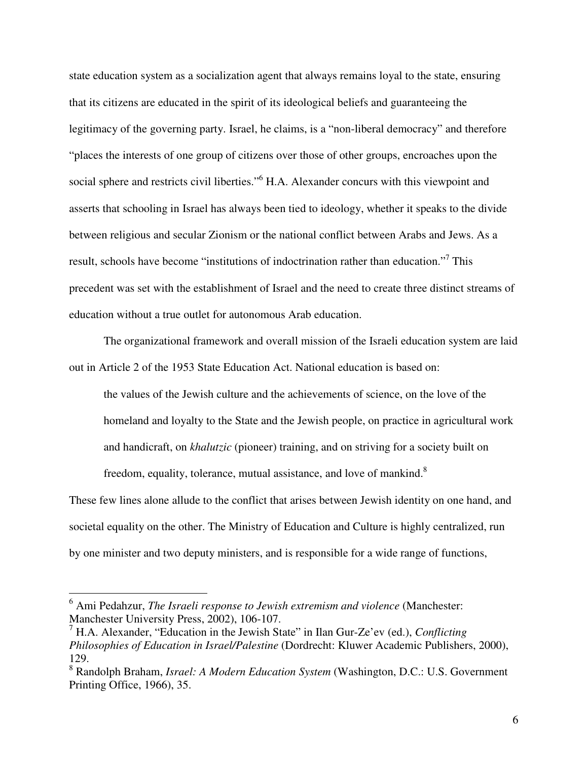state education system as a socialization agent that always remains loyal to the state, ensuring that its citizens are educated in the spirit of its ideological beliefs and guaranteeing the legitimacy of the governing party. Israel, he claims, is a "non-liberal democracy" and therefore "places the interests of one group of citizens over those of other groups, encroaches upon the social sphere and restricts civil liberties."[6] H.A. Alexander concurs with this viewpoint and asserts that schooling in Israel has always been tied to ideology, whether it speaks to the divide between religious and secular Zionism or the national conflict between Arabs and Jews. As a result, schools have become "institutions of indoctrination rather than education."[7] This precedent was set with the establishment of Israel and the need to create three distinct streams of education without a true outlet for autonomous Arab education.

The organizational framework and overall mission of the Israeli education system are laid out in Article 2 of the 1953 State Education Act. National education is based on:

> the values of the Jewish culture and the achievements of science, on the love of the homeland and loyalty to the State and the Jewish people, on practice in agricultural work and handicraft, on *khalutzic* (pioneer) training, and on striving for a society built on freedom, equality, tolerance, mutual assistance, and love of mankind.[8]

These few lines alone allude to the conflict that arises between Jewish identity on one hand, and societal equality on the other. The Ministry of Education and Culture is highly centralized, run by one minister and two deputy ministers, and is responsible for a wide range of functions,

---

[6] Ami Pedahzur, *The Israeli response to Jewish extremism and violence* (Manchester: Manchester University Press, 2002), 106-107.

[7] H.A. Alexander, "Education in the Jewish State" in Ilan Gur-Ze'ev (ed.), *Conflicting Philosophies of Education in Israel/Palestine* (Dordrecht: Kluwer Academic Publishers, 2000), 129.

[8] Randolph Braham, *Israel: A Modern Education System* (Washington, D.C.: U.S. Government Printing Office, 1966), 35.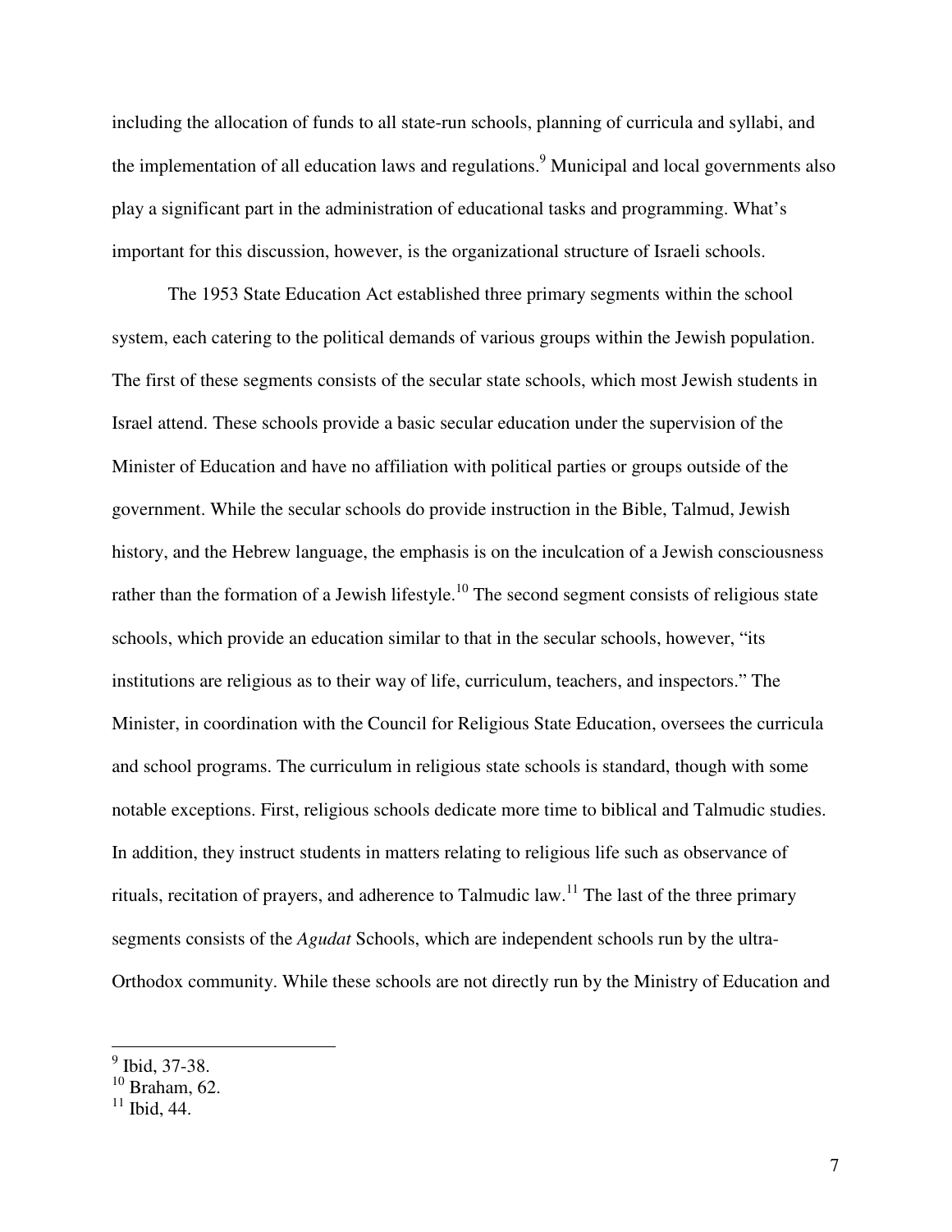including the allocation of funds to all state-run schools, planning of curricula and syllabi, and the implementation of all education laws and regulations.[9] Municipal and local governments also play a significant part in the administration of educational tasks and programming. What's important for this discussion, however, is the organizational structure of Israeli schools.

The 1953 State Education Act established three primary segments within the school system, each catering to the political demands of various groups within the Jewish population. The first of these segments consists of the secular state schools, which most Jewish students in Israel attend. These schools provide a basic secular education under the supervision of the Minister of Education and have no affiliation with political parties or groups outside of the government. While the secular schools do provide instruction in the Bible, Talmud, Jewish history, and the Hebrew language, the emphasis is on the inculcation of a Jewish consciousness rather than the formation of a Jewish lifestyle.[10] The second segment consists of religious state schools, which provide an education similar to that in the secular schools, however, "its institutions are religious as to their way of life, curriculum, teachers, and inspectors." The Minister, in coordination with the Council for Religious State Education, oversees the curricula and school programs. The curriculum in religious state schools is standard, though with some notable exceptions. First, religious schools dedicate more time to biblical and Talmudic studies. In addition, they instruct students in matters relating to religious life such as observance of rituals, recitation of prayers, and adherence to Talmudic law.[11] The last of the three primary segments consists of the *Agudat* Schools, which are independent schools run by the ultra-Orthodox community. While these schools are not directly run by the Ministry of Education and

---

[9] Ibid, 37-38.
[10] Braham, 62.
[11] Ibid, 44.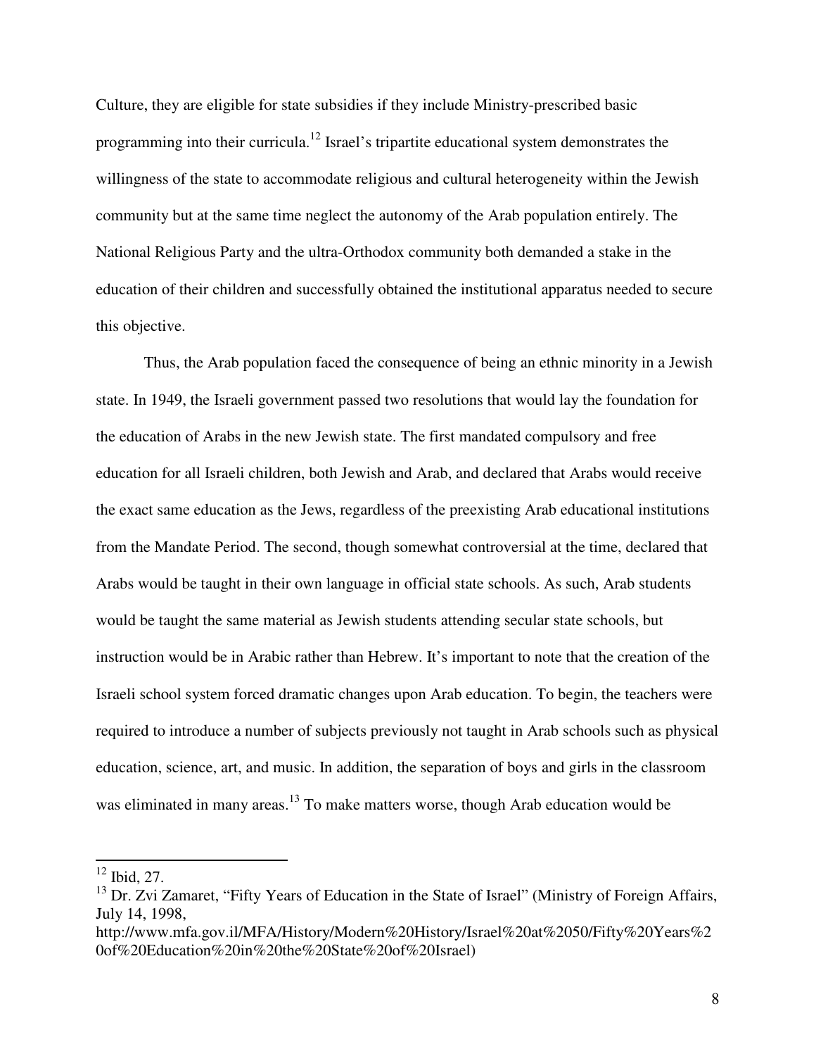Culture, they are eligible for state subsidies if they include Ministry-prescribed basic programming into their curricula.[12] Israel's tripartite educational system demonstrates the willingness of the state to accommodate religious and cultural heterogeneity within the Jewish community but at the same time neglect the autonomy of the Arab population entirely. The National Religious Party and the ultra-Orthodox community both demanded a stake in the education of their children and successfully obtained the institutional apparatus needed to secure this objective.

Thus, the Arab population faced the consequence of being an ethnic minority in a Jewish state. In 1949, the Israeli government passed two resolutions that would lay the foundation for the education of Arabs in the new Jewish state. The first mandated compulsory and free education for all Israeli children, both Jewish and Arab, and declared that Arabs would receive the exact same education as the Jews, regardless of the preexisting Arab educational institutions from the Mandate Period. The second, though somewhat controversial at the time, declared that Arabs would be taught in their own language in official state schools. As such, Arab students would be taught the same material as Jewish students attending secular state schools, but instruction would be in Arabic rather than Hebrew. It's important to note that the creation of the Israeli school system forced dramatic changes upon Arab education. To begin, the teachers were required to introduce a number of subjects previously not taught in Arab schools such as physical education, science, art, and music. In addition, the separation of boys and girls in the classroom was eliminated in many areas.[13] To make matters worse, though Arab education would be

---

[12] Ibid, 27.

[13] Dr. Zvi Zamaret, "Fifty Years of Education in the State of Israel" (Ministry of Foreign Affairs, July 14, 1998, http://www.mfa.gov.il/MFA/History/Modern%20History/Israel%20at%2050/Fifty%20Years%20of%20Education%20in%20the%20State%20of%20Israel)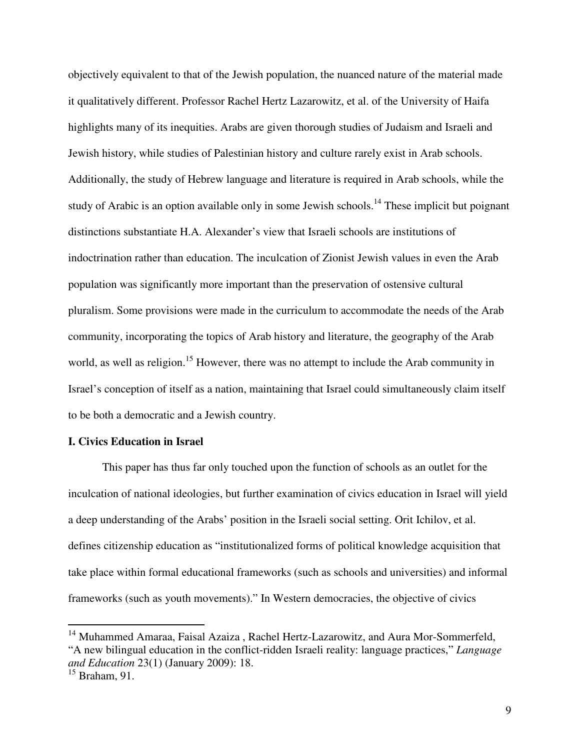objectively equivalent to that of the Jewish population, the nuanced nature of the material made it qualitatively different. Professor Rachel Hertz Lazarowitz, et al. of the University of Haifa highlights many of its inequities. Arabs are given thorough studies of Judaism and Israeli and Jewish history, while studies of Palestinian history and culture rarely exist in Arab schools. Additionally, the study of Hebrew language and literature is required in Arab schools, while the study of Arabic is an option available only in some Jewish schools.[14] These implicit but poignant distinctions substantiate H.A. Alexander's view that Israeli schools are institutions of indoctrination rather than education. The inculcation of Zionist Jewish values in even the Arab population was significantly more important than the preservation of ostensive cultural pluralism. Some provisions were made in the curriculum to accommodate the needs of the Arab community, incorporating the topics of Arab history and literature, the geography of the Arab world, as well as religion.[15] However, there was no attempt to include the Arab community in Israel's conception of itself as a nation, maintaining that Israel could simultaneously claim itself to be both a democratic and a Jewish country.

**I. Civics Education in Israel**

This paper has thus far only touched upon the function of schools as an outlet for the inculcation of national ideologies, but further examination of civics education in Israel will yield a deep understanding of the Arabs' position in the Israeli social setting. Orit Ichilov, et al. defines citizenship education as "institutionalized forms of political knowledge acquisition that take place within formal educational frameworks (such as schools and universities) and informal frameworks (such as youth movements)." In Western democracies, the objective of civics

---

[14] Muhammed Amaraa, Faisal Azaiza , Rachel Hertz-Lazarowitz, and Aura Mor-Sommerfeld, "A new bilingual education in the conflict-ridden Israeli reality: language practices," *Language and Education* 23(1) (January 2009): 18.

[15] Braham, 91.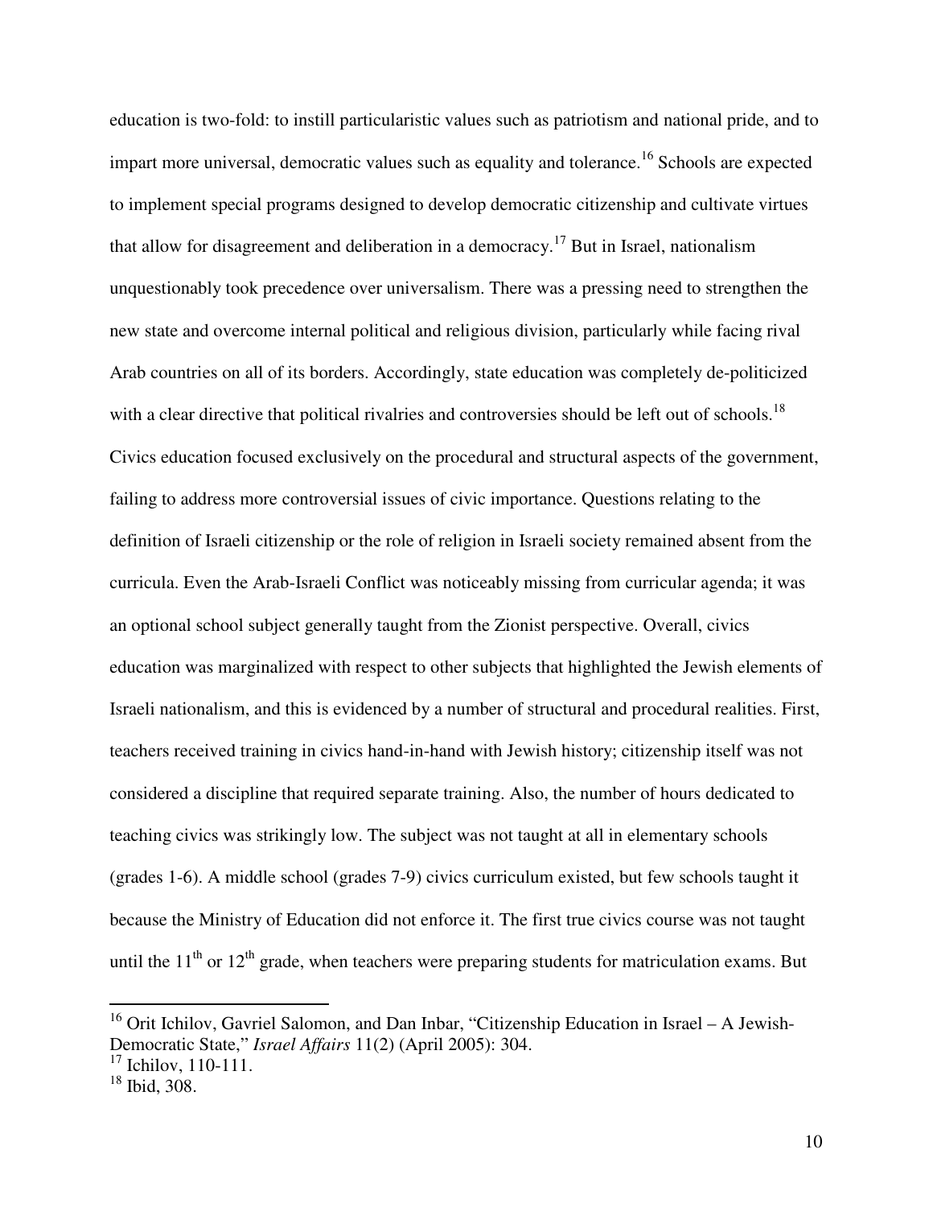education is two-fold: to instill particularistic values such as patriotism and national pride, and to impart more universal, democratic values such as equality and tolerance.[16] Schools are expected to implement special programs designed to develop democratic citizenship and cultivate virtues that allow for disagreement and deliberation in a democracy.[17] But in Israel, nationalism unquestionably took precedence over universalism. There was a pressing need to strengthen the new state and overcome internal political and religious division, particularly while facing rival Arab countries on all of its borders. Accordingly, state education was completely de-politicized with a clear directive that political rivalries and controversies should be left out of schools.[18] Civics education focused exclusively on the procedural and structural aspects of the government, failing to address more controversial issues of civic importance. Questions relating to the definition of Israeli citizenship or the role of religion in Israeli society remained absent from the curricula. Even the Arab-Israeli Conflict was noticeably missing from curricular agenda; it was an optional school subject generally taught from the Zionist perspective. Overall, civics education was marginalized with respect to other subjects that highlighted the Jewish elements of Israeli nationalism, and this is evidenced by a number of structural and procedural realities. First, teachers received training in civics hand-in-hand with Jewish history; citizenship itself was not considered a discipline that required separate training. Also, the number of hours dedicated to teaching civics was strikingly low. The subject was not taught at all in elementary schools (grades 1-6). A middle school (grades 7-9) civics curriculum existed, but few schools taught it because the Ministry of Education did not enforce it. The first true civics course was not taught until the 11th or 12th grade, when teachers were preparing students for matriculation exams. But

---

[16] Orit Ichilov, Gavriel Salomon, and Dan Inbar, "Citizenship Education in Israel – A Jewish-Democratic State," *Israel Affairs* 11(2) (April 2005): 304.

[17] Ichilov, 110-111.

[18] Ibid, 308.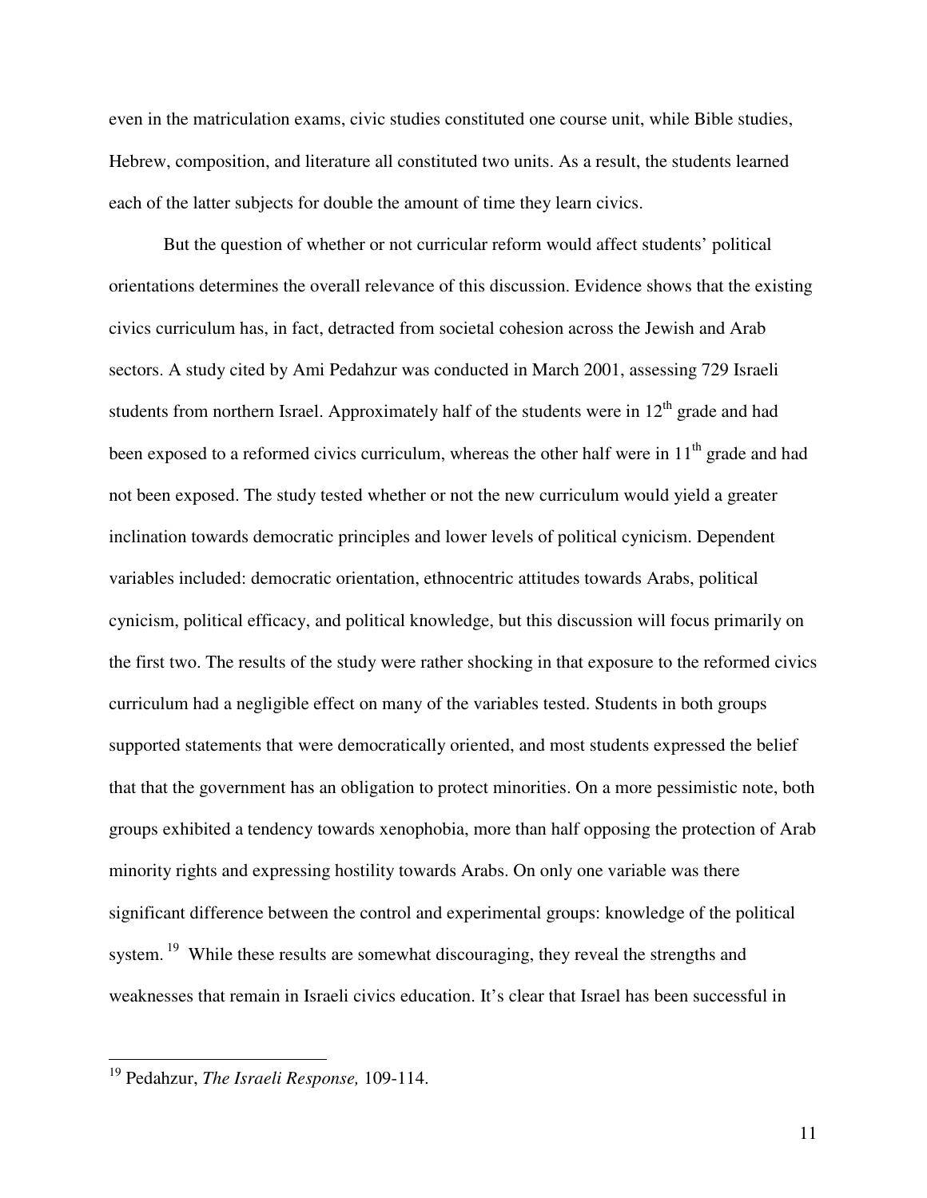even in the matriculation exams, civic studies constituted one course unit, while Bible studies, Hebrew, composition, and literature all constituted two units. As a result, the students learned each of the latter subjects for double the amount of time they learn civics.

But the question of whether or not curricular reform would affect students' political orientations determines the overall relevance of this discussion. Evidence shows that the existing civics curriculum has, in fact, detracted from societal cohesion across the Jewish and Arab sectors. A study cited by Ami Pedahzur was conducted in March 2001, assessing 729 Israeli students from northern Israel. Approximately half of the students were in 12th grade and had been exposed to a reformed civics curriculum, whereas the other half were in 11th grade and had not been exposed. The study tested whether or not the new curriculum would yield a greater inclination towards democratic principles and lower levels of political cynicism. Dependent variables included: democratic orientation, ethnocentric attitudes towards Arabs, political cynicism, political efficacy, and political knowledge, but this discussion will focus primarily on the first two. The results of the study were rather shocking in that exposure to the reformed civics curriculum had a negligible effect on many of the variables tested. Students in both groups supported statements that were democratically oriented, and most students expressed the belief that that the government has an obligation to protect minorities. On a more pessimistic note, both groups exhibited a tendency towards xenophobia, more than half opposing the protection of Arab minority rights and expressing hostility towards Arabs. On only one variable was there significant difference between the control and experimental groups: knowledge of the political system.[19] While these results are somewhat discouraging, they reveal the strengths and weaknesses that remain in Israeli civics education. It's clear that Israel has been successful in

[19] Pedahzur, *The Israeli Response,* 109-114.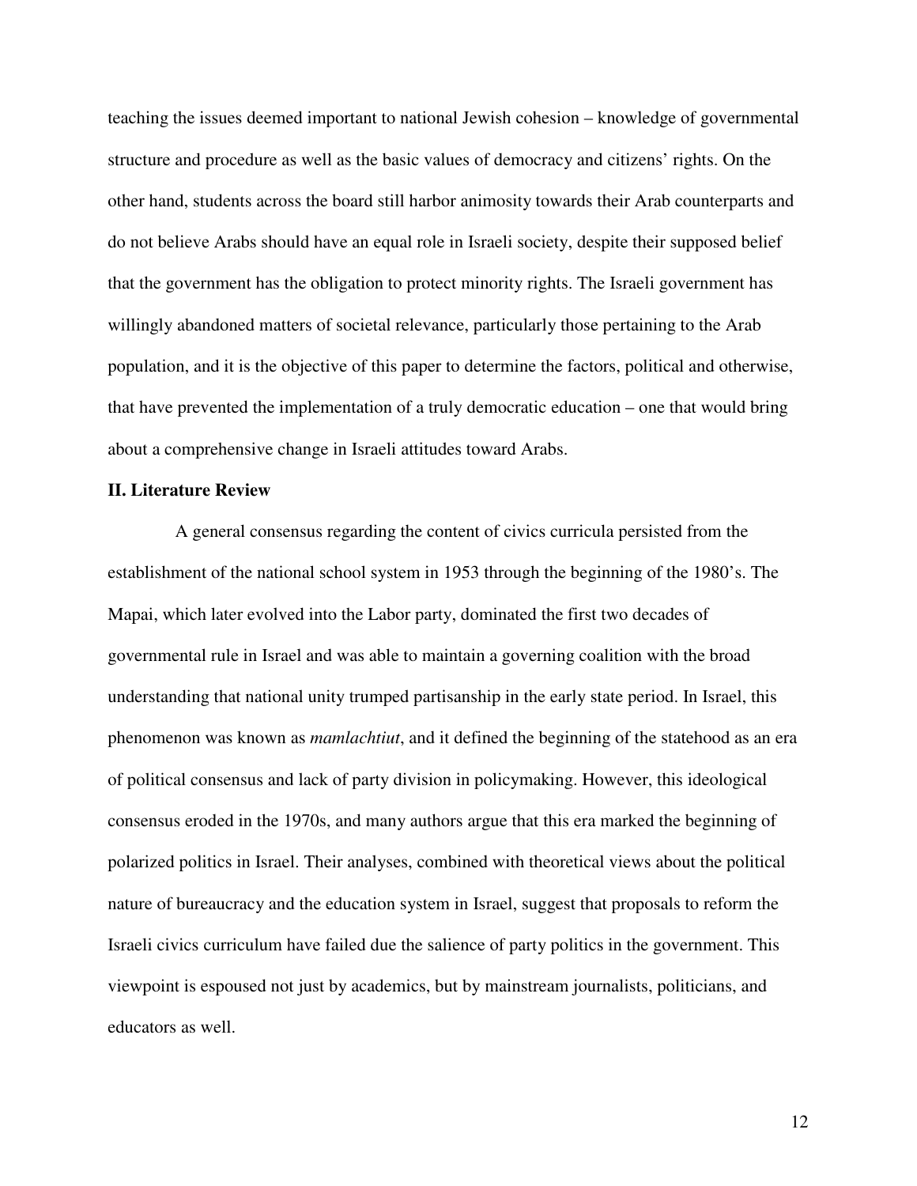teaching the issues deemed important to national Jewish cohesion – knowledge of governmental structure and procedure as well as the basic values of democracy and citizens' rights. On the other hand, students across the board still harbor animosity towards their Arab counterparts and do not believe Arabs should have an equal role in Israeli society, despite their supposed belief that the government has the obligation to protect minority rights. The Israeli government has willingly abandoned matters of societal relevance, particularly those pertaining to the Arab population, and it is the objective of this paper to determine the factors, political and otherwise, that have prevented the implementation of a truly democratic education – one that would bring about a comprehensive change in Israeli attitudes toward Arabs.

## II. Literature Review

A general consensus regarding the content of civics curricula persisted from the establishment of the national school system in 1953 through the beginning of the 1980's. The Mapai, which later evolved into the Labor party, dominated the first two decades of governmental rule in Israel and was able to maintain a governing coalition with the broad understanding that national unity trumped partisanship in the early state period. In Israel, this phenomenon was known as *mamlachtiut*, and it defined the beginning of the statehood as an era of political consensus and lack of party division in policymaking. However, this ideological consensus eroded in the 1970s, and many authors argue that this era marked the beginning of polarized politics in Israel. Their analyses, combined with theoretical views about the political nature of bureaucracy and the education system in Israel, suggest that proposals to reform the Israeli civics curriculum have failed due the salience of party politics in the government. This viewpoint is espoused not just by academics, but by mainstream journalists, politicians, and educators as well.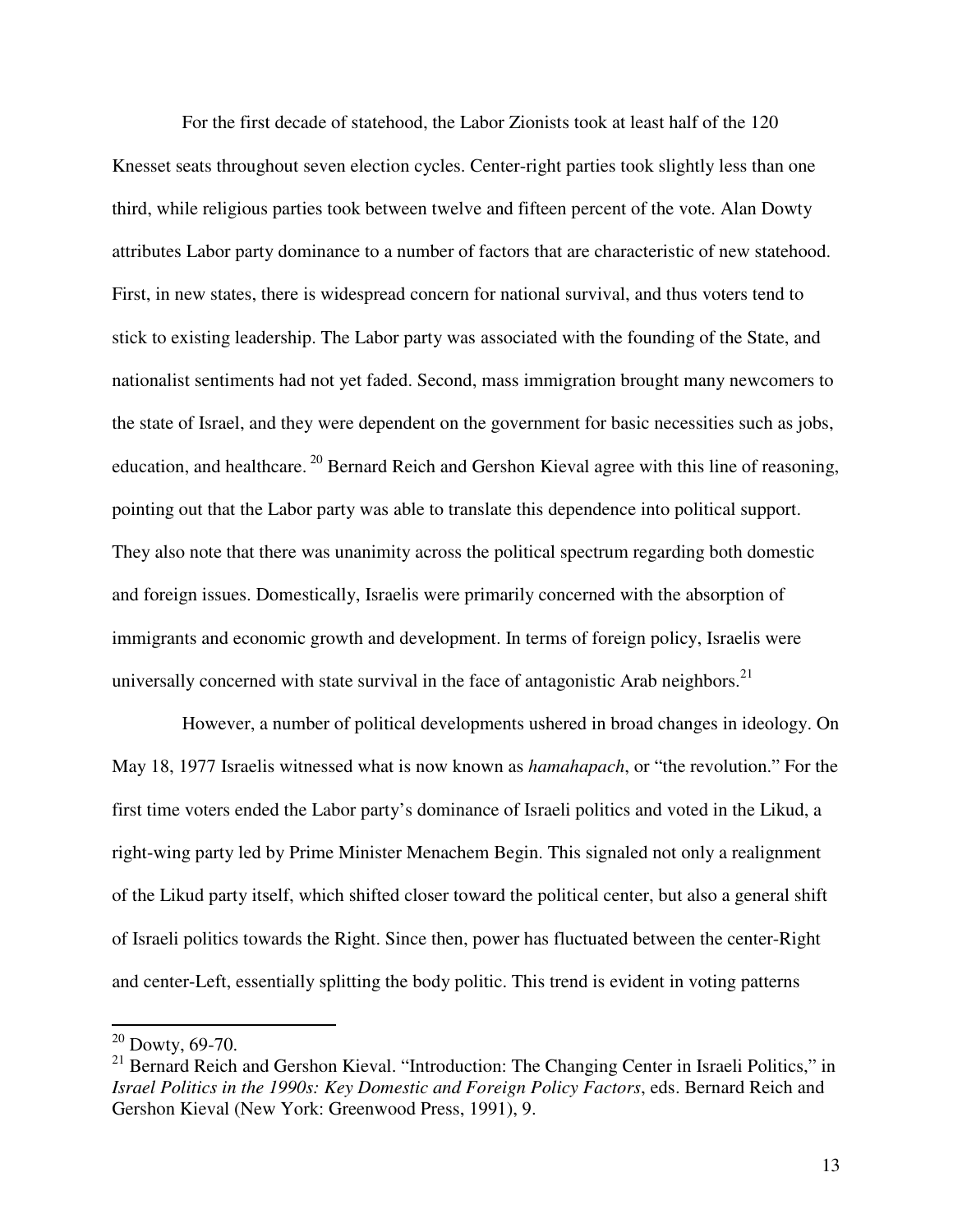For the first decade of statehood, the Labor Zionists took at least half of the 120 Knesset seats throughout seven election cycles. Center-right parties took slightly less than one third, while religious parties took between twelve and fifteen percent of the vote. Alan Dowty attributes Labor party dominance to a number of factors that are characteristic of new statehood. First, in new states, there is widespread concern for national survival, and thus voters tend to stick to existing leadership. The Labor party was associated with the founding of the State, and nationalist sentiments had not yet faded. Second, mass immigration brought many newcomers to the state of Israel, and they were dependent on the government for basic necessities such as jobs, education, and healthcare.[20] Bernard Reich and Gershon Kieval agree with this line of reasoning, pointing out that the Labor party was able to translate this dependence into political support. They also note that there was unanimity across the political spectrum regarding both domestic and foreign issues. Domestically, Israelis were primarily concerned with the absorption of immigrants and economic growth and development. In terms of foreign policy, Israelis were universally concerned with state survival in the face of antagonistic Arab neighbors.[21]

However, a number of political developments ushered in broad changes in ideology. On May 18, 1977 Israelis witnessed what is now known as *hamahapach*, or "the revolution." For the first time voters ended the Labor party's dominance of Israeli politics and voted in the Likud, a right-wing party led by Prime Minister Menachem Begin. This signaled not only a realignment of the Likud party itself, which shifted closer toward the political center, but also a general shift of Israeli politics towards the Right. Since then, power has fluctuated between the center-Right and center-Left, essentially splitting the body politic. This trend is evident in voting patterns

---

[20] Dowty, 69-70.

[21] Bernard Reich and Gershon Kieval. "Introduction: The Changing Center in Israeli Politics," in *Israel Politics in the 1990s: Key Domestic and Foreign Policy Factors*, eds. Bernard Reich and Gershon Kieval (New York: Greenwood Press, 1991), 9.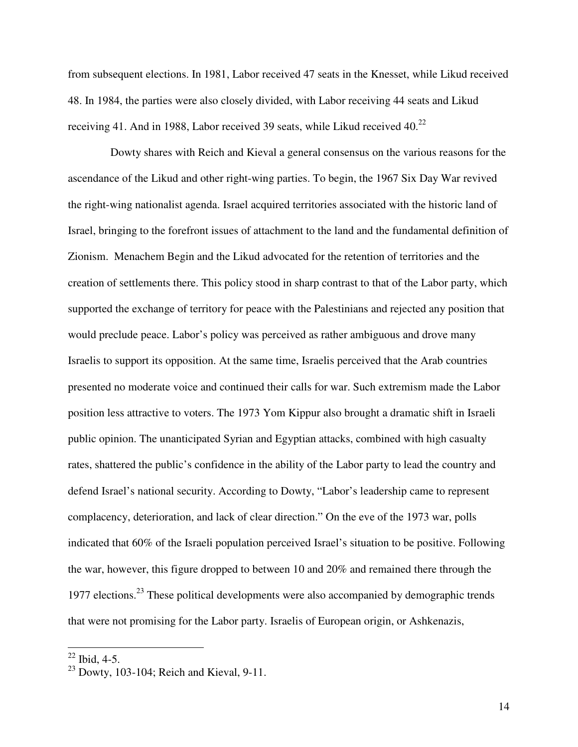from subsequent elections. In 1981, Labor received 47 seats in the Knesset, while Likud received 48. In 1984, the parties were also closely divided, with Labor receiving 44 seats and Likud receiving 41. And in 1988, Labor received 39 seats, while Likud received 40.[22]

Dowty shares with Reich and Kieval a general consensus on the various reasons for the ascendance of the Likud and other right-wing parties. To begin, the 1967 Six Day War revived the right-wing nationalist agenda. Israel acquired territories associated with the historic land of Israel, bringing to the forefront issues of attachment to the land and the fundamental definition of Zionism. Menachem Begin and the Likud advocated for the retention of territories and the creation of settlements there. This policy stood in sharp contrast to that of the Labor party, which supported the exchange of territory for peace with the Palestinians and rejected any position that would preclude peace. Labor's policy was perceived as rather ambiguous and drove many Israelis to support its opposition. At the same time, Israelis perceived that the Arab countries presented no moderate voice and continued their calls for war. Such extremism made the Labor position less attractive to voters. The 1973 Yom Kippur also brought a dramatic shift in Israeli public opinion. The unanticipated Syrian and Egyptian attacks, combined with high casualty rates, shattered the public's confidence in the ability of the Labor party to lead the country and defend Israel's national security. According to Dowty, "Labor's leadership came to represent complacency, deterioration, and lack of clear direction." On the eve of the 1973 war, polls indicated that 60% of the Israeli population perceived Israel's situation to be positive. Following the war, however, this figure dropped to between 10 and 20% and remained there through the 1977 elections.[23] These political developments were also accompanied by demographic trends that were not promising for the Labor party. Israelis of European origin, or Ashkenazis,

---

[22] Ibid, 4-5.

[23] Dowty, 103-104; Reich and Kieval, 9-11.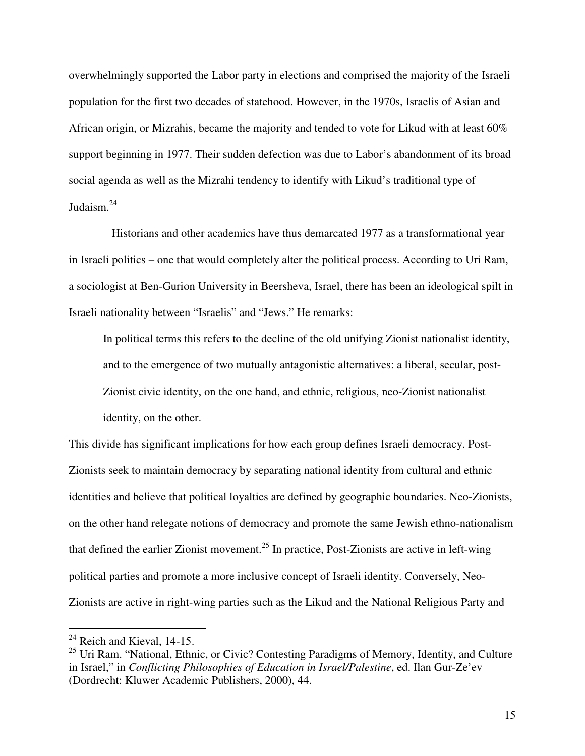overwhelmingly supported the Labor party in elections and comprised the majority of the Israeli population for the first two decades of statehood. However, in the 1970s, Israelis of Asian and African origin, or Mizrahis, became the majority and tended to vote for Likud with at least 60% support beginning in 1977. Their sudden defection was due to Labor's abandonment of its broad social agenda as well as the Mizrahi tendency to identify with Likud's traditional type of Judaism.[24]

Historians and other academics have thus demarcated 1977 as a transformational year in Israeli politics – one that would completely alter the political process. According to Uri Ram, a sociologist at Ben-Gurion University in Beersheva, Israel, there has been an ideological spilt in Israeli nationality between "Israelis" and "Jews." He remarks:

> In political terms this refers to the decline of the old unifying Zionist nationalist identity, and to the emergence of two mutually antagonistic alternatives: a liberal, secular, post-Zionist civic identity, on the one hand, and ethnic, religious, neo-Zionist nationalist identity, on the other.

This divide has significant implications for how each group defines Israeli democracy. Post-Zionists seek to maintain democracy by separating national identity from cultural and ethnic identities and believe that political loyalties are defined by geographic boundaries. Neo-Zionists, on the other hand relegate notions of democracy and promote the same Jewish ethno-nationalism that defined the earlier Zionist movement.[25] In practice, Post-Zionists are active in left-wing political parties and promote a more inclusive concept of Israeli identity. Conversely, Neo-Zionists are active in right-wing parties such as the Likud and the National Religious Party and

---

[24] Reich and Kieval, 14-15.

[25] Uri Ram. "National, Ethnic, or Civic? Contesting Paradigms of Memory, Identity, and Culture in Israel," in *Conflicting Philosophies of Education in Israel/Palestine*, ed. Ilan Gur-Ze'ev (Dordrecht: Kluwer Academic Publishers, 2000), 44.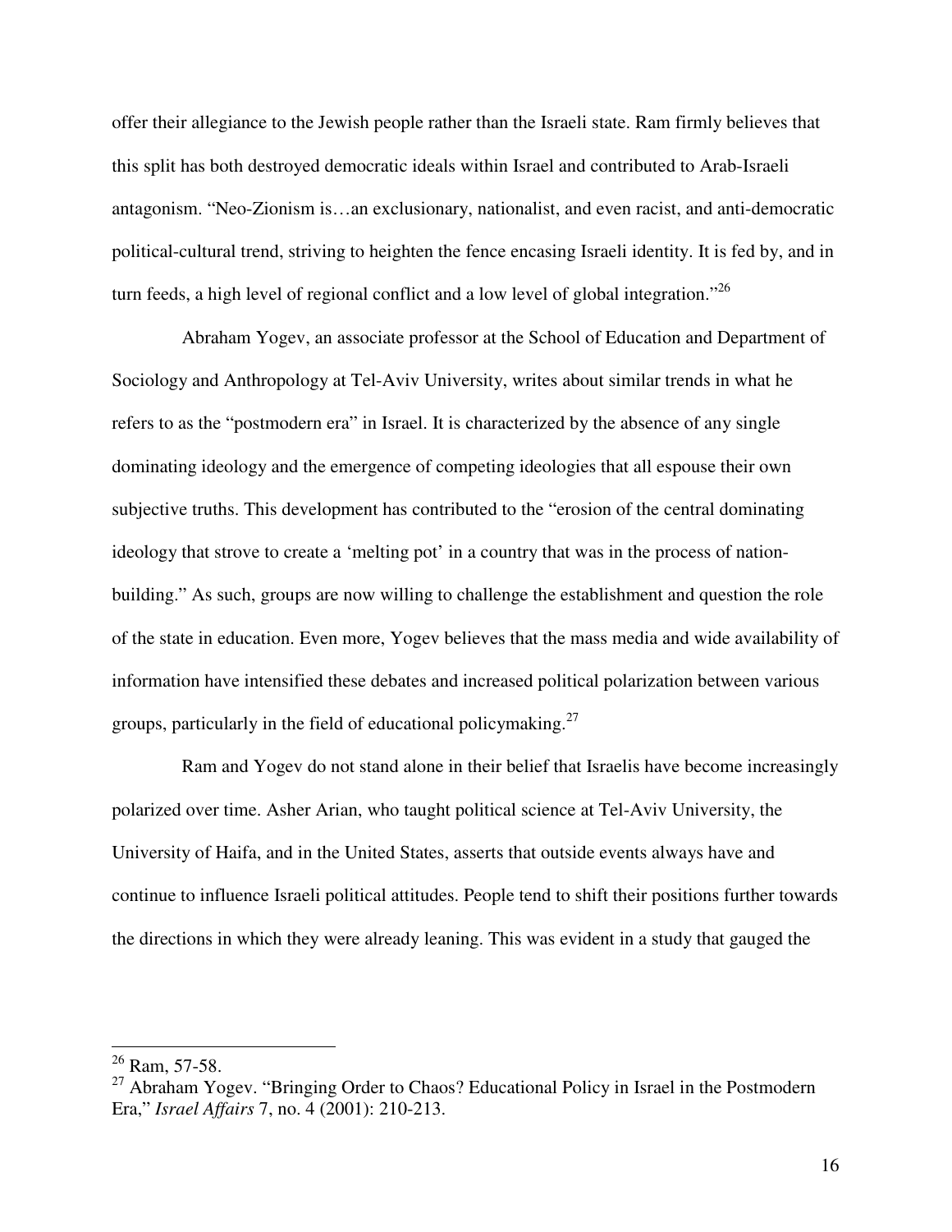offer their allegiance to the Jewish people rather than the Israeli state. Ram firmly believes that this split has both destroyed democratic ideals within Israel and contributed to Arab-Israeli antagonism. "Neo-Zionism is…an exclusionary, nationalist, and even racist, and anti-democratic political-cultural trend, striving to heighten the fence encasing Israeli identity. It is fed by, and in turn feeds, a high level of regional conflict and a low level of global integration."[26]

Abraham Yogev, an associate professor at the School of Education and Department of Sociology and Anthropology at Tel-Aviv University, writes about similar trends in what he refers to as the "postmodern era" in Israel. It is characterized by the absence of any single dominating ideology and the emergence of competing ideologies that all espouse their own subjective truths. This development has contributed to the "erosion of the central dominating ideology that strove to create a 'melting pot' in a country that was in the process of nation-building." As such, groups are now willing to challenge the establishment and question the role of the state in education. Even more, Yogev believes that the mass media and wide availability of information have intensified these debates and increased political polarization between various groups, particularly in the field of educational policymaking.[27]

Ram and Yogev do not stand alone in their belief that Israelis have become increasingly polarized over time. Asher Arian, who taught political science at Tel-Aviv University, the University of Haifa, and in the United States, asserts that outside events always have and continue to influence Israeli political attitudes. People tend to shift their positions further towards the directions in which they were already leaning. This was evident in a study that gauged the

---

[26] Ram, 57-58.

[27] Abraham Yogev. "Bringing Order to Chaos? Educational Policy in Israel in the Postmodern Era," *Israel Affairs* 7, no. 4 (2001): 210-213.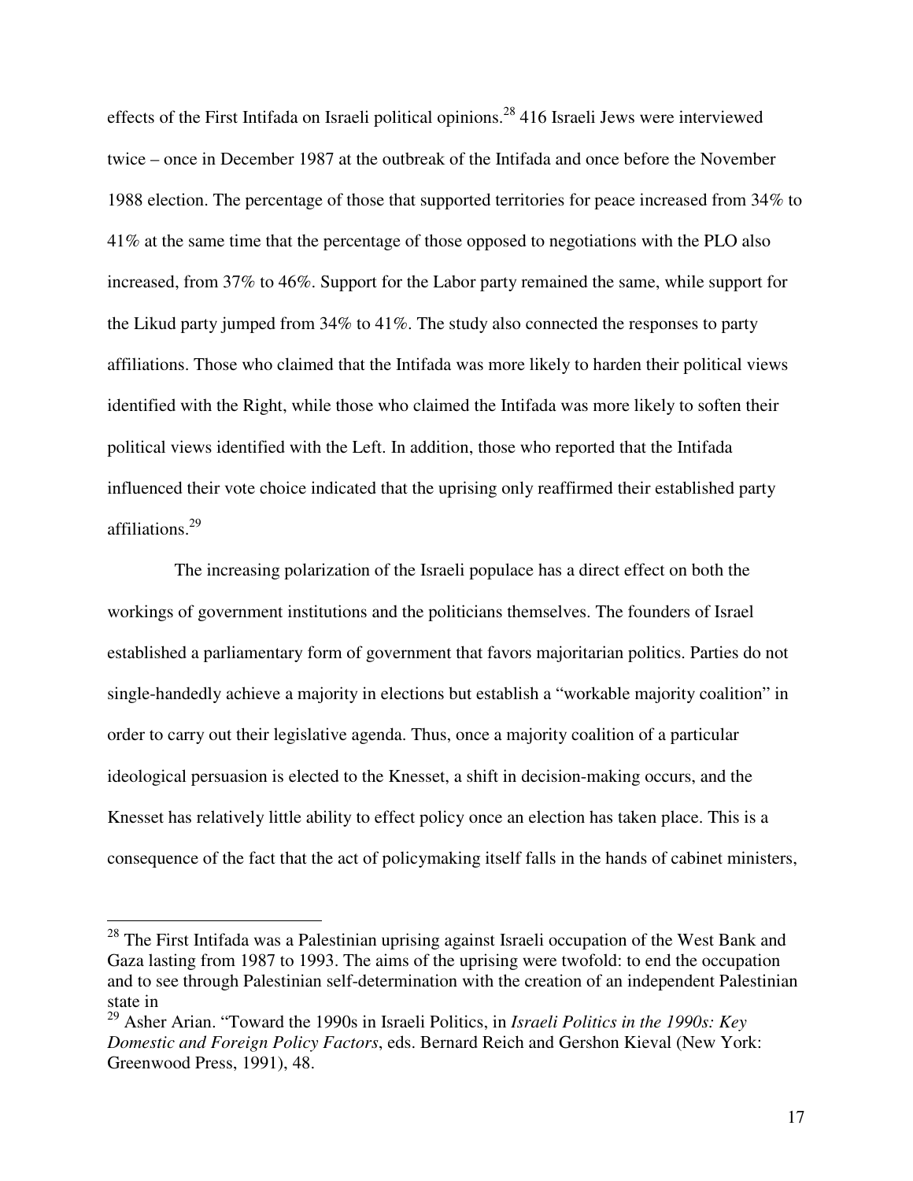effects of the First Intifada on Israeli political opinions.[28] 416 Israeli Jews were interviewed twice – once in December 1987 at the outbreak of the Intifada and once before the November 1988 election. The percentage of those that supported territories for peace increased from 34% to 41% at the same time that the percentage of those opposed to negotiations with the PLO also increased, from 37% to 46%. Support for the Labor party remained the same, while support for the Likud party jumped from 34% to 41%. The study also connected the responses to party affiliations. Those who claimed that the Intifada was more likely to harden their political views identified with the Right, while those who claimed the Intifada was more likely to soften their political views identified with the Left. In addition, those who reported that the Intifada influenced their vote choice indicated that the uprising only reaffirmed their established party affiliations.[29]

The increasing polarization of the Israeli populace has a direct effect on both the workings of government institutions and the politicians themselves. The founders of Israel established a parliamentary form of government that favors majoritarian politics. Parties do not single-handedly achieve a majority in elections but establish a "workable majority coalition" in order to carry out their legislative agenda. Thus, once a majority coalition of a particular ideological persuasion is elected to the Knesset, a shift in decision-making occurs, and the Knesset has relatively little ability to effect policy once an election has taken place. This is a consequence of the fact that the act of policymaking itself falls in the hands of cabinet ministers,

---

[28] The First Intifada was a Palestinian uprising against Israeli occupation of the West Bank and Gaza lasting from 1987 to 1993. The aims of the uprising were twofold: to end the occupation and to see through Palestinian self-determination with the creation of an independent Palestinian state in

[29] Asher Arian. "Toward the 1990s in Israeli Politics, in *Israeli Politics in the 1990s: Key Domestic and Foreign Policy Factors*, eds. Bernard Reich and Gershon Kieval (New York: Greenwood Press, 1991), 48.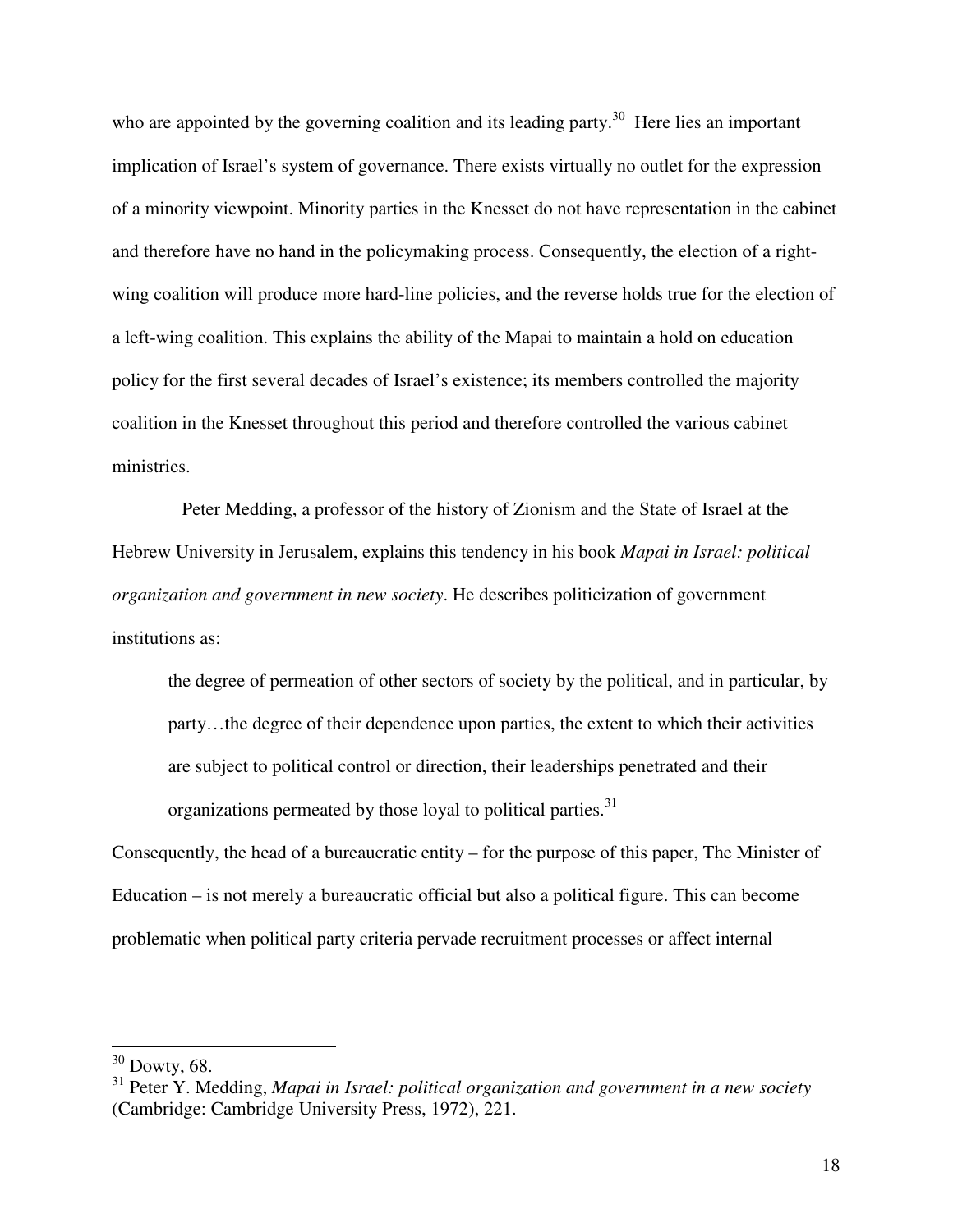who are appointed by the governing coalition and its leading party.[30] Here lies an important implication of Israel's system of governance. There exists virtually no outlet for the expression of a minority viewpoint. Minority parties in the Knesset do not have representation in the cabinet and therefore have no hand in the policymaking process. Consequently, the election of a right-wing coalition will produce more hard-line policies, and the reverse holds true for the election of a left-wing coalition. This explains the ability of the Mapai to maintain a hold on education policy for the first several decades of Israel's existence; its members controlled the majority coalition in the Knesset throughout this period and therefore controlled the various cabinet ministries.

Peter Medding, a professor of the history of Zionism and the State of Israel at the Hebrew University in Jerusalem, explains this tendency in his book *Mapai in Israel: political organization and government in new society*. He describes politicization of government institutions as:

> the degree of permeation of other sectors of society by the political, and in particular, by party…the degree of their dependence upon parties, the extent to which their activities are subject to political control or direction, their leaderships penetrated and their organizations permeated by those loyal to political parties.[31]

Consequently, the head of a bureaucratic entity – for the purpose of this paper, The Minister of Education – is not merely a bureaucratic official but also a political figure. This can become problematic when political party criteria pervade recruitment processes or affect internal

---

[30] Dowty, 68.

[31] Peter Y. Medding, *Mapai in Israel: political organization and government in a new society* (Cambridge: Cambridge University Press, 1972), 221.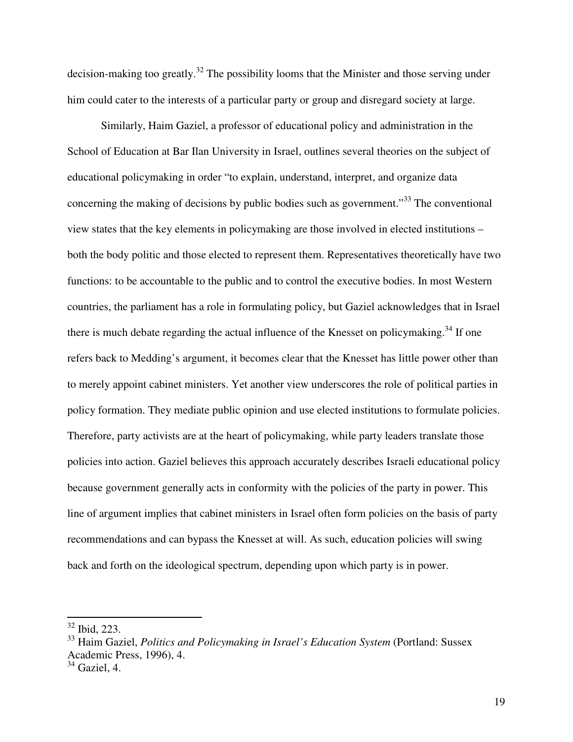decision-making too greatly.[32] The possibility looms that the Minister and those serving under him could cater to the interests of a particular party or group and disregard society at large.

Similarly, Haim Gaziel, a professor of educational policy and administration in the School of Education at Bar Ilan University in Israel, outlines several theories on the subject of educational policymaking in order "to explain, understand, interpret, and organize data concerning the making of decisions by public bodies such as government."[33] The conventional view states that the key elements in policymaking are those involved in elected institutions – both the body politic and those elected to represent them. Representatives theoretically have two functions: to be accountable to the public and to control the executive bodies. In most Western countries, the parliament has a role in formulating policy, but Gaziel acknowledges that in Israel there is much debate regarding the actual influence of the Knesset on policymaking.[34] If one refers back to Medding's argument, it becomes clear that the Knesset has little power other than to merely appoint cabinet ministers. Yet another view underscores the role of political parties in policy formation. They mediate public opinion and use elected institutions to formulate policies. Therefore, party activists are at the heart of policymaking, while party leaders translate those policies into action. Gaziel believes this approach accurately describes Israeli educational policy because government generally acts in conformity with the policies of the party in power. This line of argument implies that cabinet ministers in Israel often form policies on the basis of party recommendations and can bypass the Knesset at will. As such, education policies will swing back and forth on the ideological spectrum, depending upon which party is in power.

---

[32] Ibid, 223.

[33] Haim Gaziel, *Politics and Policymaking in Israel's Education System* (Portland: Sussex Academic Press, 1996), 4.

[34] Gaziel, 4.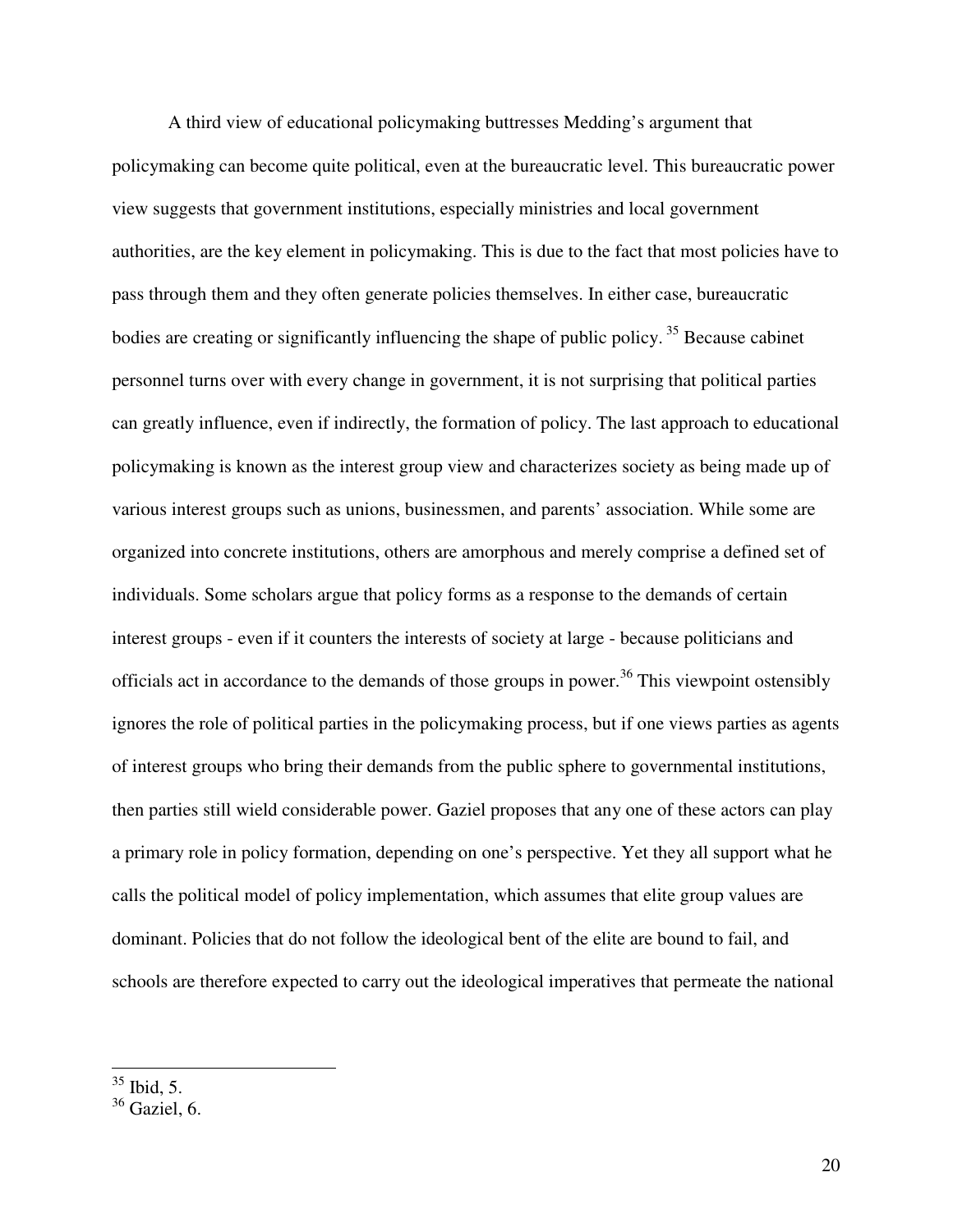A third view of educational policymaking buttresses Medding's argument that policymaking can become quite political, even at the bureaucratic level. This bureaucratic power view suggests that government institutions, especially ministries and local government authorities, are the key element in policymaking. This is due to the fact that most policies have to pass through them and they often generate policies themselves. In either case, bureaucratic bodies are creating or significantly influencing the shape of public policy. [35] Because cabinet personnel turns over with every change in government, it is not surprising that political parties can greatly influence, even if indirectly, the formation of policy. The last approach to educational policymaking is known as the interest group view and characterizes society as being made up of various interest groups such as unions, businessmen, and parents' association. While some are organized into concrete institutions, others are amorphous and merely comprise a defined set of individuals. Some scholars argue that policy forms as a response to the demands of certain interest groups - even if it counters the interests of society at large - because politicians and officials act in accordance to the demands of those groups in power.[36] This viewpoint ostensibly ignores the role of political parties in the policymaking process, but if one views parties as agents of interest groups who bring their demands from the public sphere to governmental institutions, then parties still wield considerable power. Gaziel proposes that any one of these actors can play a primary role in policy formation, depending on one's perspective. Yet they all support what he calls the political model of policy implementation, which assumes that elite group values are dominant. Policies that do not follow the ideological bent of the elite are bound to fail, and schools are therefore expected to carry out the ideological imperatives that permeate the national

---

[35] Ibid, 5.

[36] Gaziel, 6.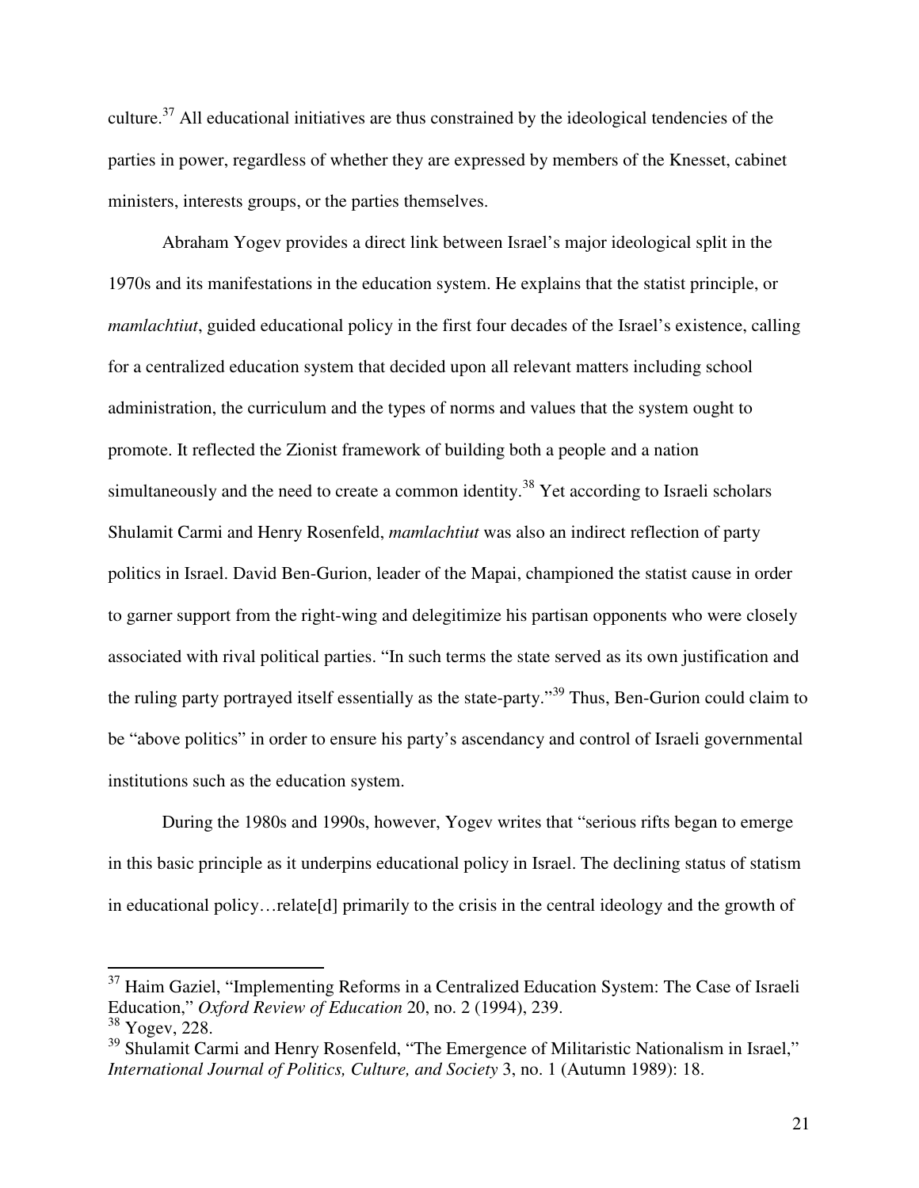culture.[37] All educational initiatives are thus constrained by the ideological tendencies of the parties in power, regardless of whether they are expressed by members of the Knesset, cabinet ministers, interests groups, or the parties themselves.

Abraham Yogev provides a direct link between Israel's major ideological split in the 1970s and its manifestations in the education system. He explains that the statist principle, or *mamlachtiut*, guided educational policy in the first four decades of the Israel's existence, calling for a centralized education system that decided upon all relevant matters including school administration, the curriculum and the types of norms and values that the system ought to promote. It reflected the Zionist framework of building both a people and a nation simultaneously and the need to create a common identity.[38] Yet according to Israeli scholars Shulamit Carmi and Henry Rosenfeld, *mamlachtiut* was also an indirect reflection of party politics in Israel. David Ben-Gurion, leader of the Mapai, championed the statist cause in order to garner support from the right-wing and delegitimize his partisan opponents who were closely associated with rival political parties. "In such terms the state served as its own justification and the ruling party portrayed itself essentially as the state-party."[39] Thus, Ben-Gurion could claim to be "above politics" in order to ensure his party's ascendancy and control of Israeli governmental institutions such as the education system.

During the 1980s and 1990s, however, Yogev writes that "serious rifts began to emerge in this basic principle as it underpins educational policy in Israel. The declining status of statism in educational policy…relate[d] primarily to the crisis in the central ideology and the growth of

---

[37] Haim Gaziel, "Implementing Reforms in a Centralized Education System: The Case of Israeli Education," *Oxford Review of Education* 20, no. 2 (1994), 239.

[38] Yogev, 228.

[39] Shulamit Carmi and Henry Rosenfeld, "The Emergence of Militaristic Nationalism in Israel," *International Journal of Politics, Culture, and Society* 3, no. 1 (Autumn 1989): 18.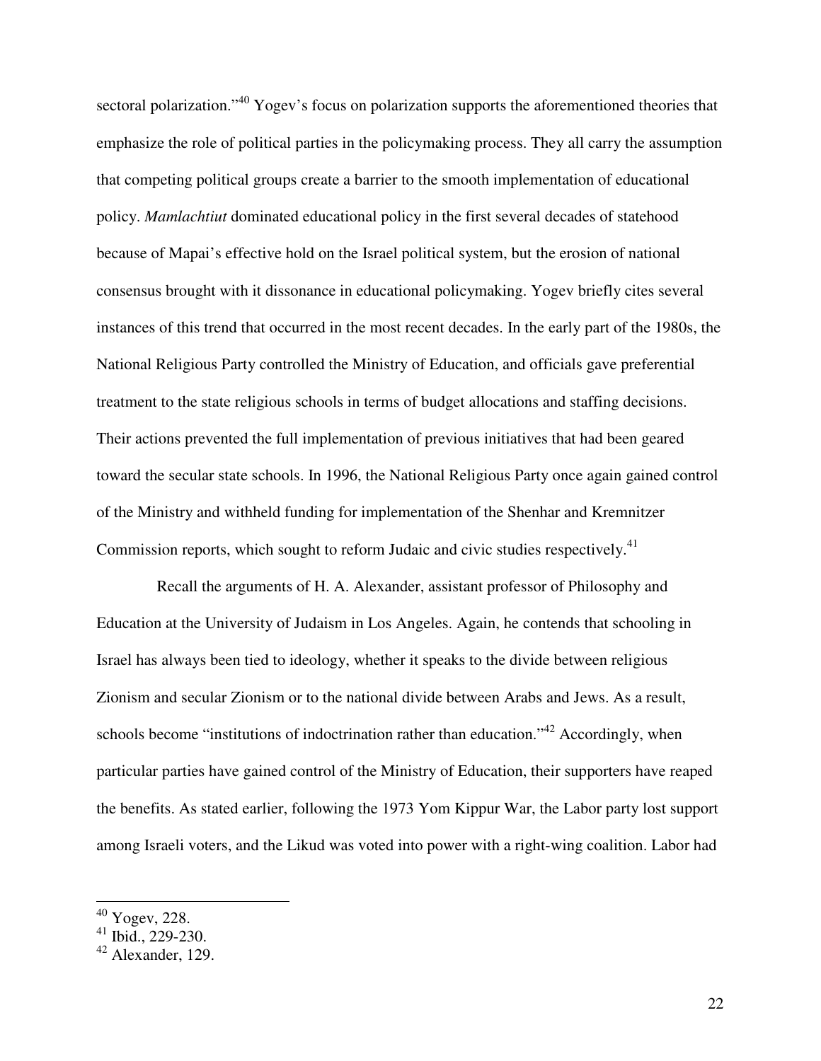sectoral polarization."[40] Yogev's focus on polarization supports the aforementioned theories that emphasize the role of political parties in the policymaking process. They all carry the assumption that competing political groups create a barrier to the smooth implementation of educational policy. *Mamlachtiut* dominated educational policy in the first several decades of statehood because of Mapai's effective hold on the Israel political system, but the erosion of national consensus brought with it dissonance in educational policymaking. Yogev briefly cites several instances of this trend that occurred in the most recent decades. In the early part of the 1980s, the National Religious Party controlled the Ministry of Education, and officials gave preferential treatment to the state religious schools in terms of budget allocations and staffing decisions. Their actions prevented the full implementation of previous initiatives that had been geared toward the secular state schools. In 1996, the National Religious Party once again gained control of the Ministry and withheld funding for implementation of the Shenhar and Kremnitzer Commission reports, which sought to reform Judaic and civic studies respectively.[41]

Recall the arguments of H. A. Alexander, assistant professor of Philosophy and Education at the University of Judaism in Los Angeles. Again, he contends that schooling in Israel has always been tied to ideology, whether it speaks to the divide between religious Zionism and secular Zionism or to the national divide between Arabs and Jews. As a result, schools become "institutions of indoctrination rather than education."[42] Accordingly, when particular parties have gained control of the Ministry of Education, their supporters have reaped the benefits. As stated earlier, following the 1973 Yom Kippur War, the Labor party lost support among Israeli voters, and the Likud was voted into power with a right-wing coalition. Labor had

---

[40] Yogev, 228.

[41] Ibid., 229-230.

[42] Alexander, 129.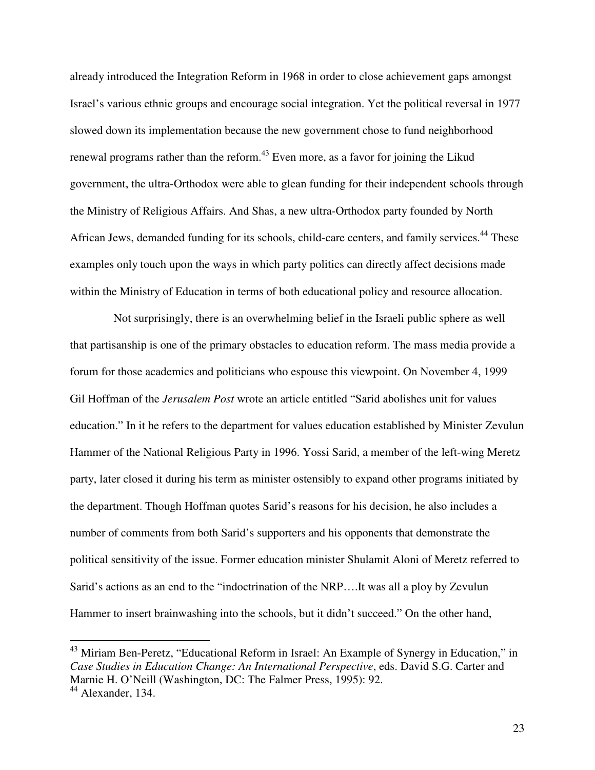already introduced the Integration Reform in 1968 in order to close achievement gaps amongst Israel's various ethnic groups and encourage social integration. Yet the political reversal in 1977 slowed down its implementation because the new government chose to fund neighborhood renewal programs rather than the reform.[43] Even more, as a favor for joining the Likud government, the ultra-Orthodox were able to glean funding for their independent schools through the Ministry of Religious Affairs. And Shas, a new ultra-Orthodox party founded by North African Jews, demanded funding for its schools, child-care centers, and family services.[44] These examples only touch upon the ways in which party politics can directly affect decisions made within the Ministry of Education in terms of both educational policy and resource allocation.

Not surprisingly, there is an overwhelming belief in the Israeli public sphere as well that partisanship is one of the primary obstacles to education reform. The mass media provide a forum for those academics and politicians who espouse this viewpoint. On November 4, 1999 Gil Hoffman of the *Jerusalem Post* wrote an article entitled "Sarid abolishes unit for values education." In it he refers to the department for values education established by Minister Zevulun Hammer of the National Religious Party in 1996. Yossi Sarid, a member of the left-wing Meretz party, later closed it during his term as minister ostensibly to expand other programs initiated by the department. Though Hoffman quotes Sarid's reasons for his decision, he also includes a number of comments from both Sarid's supporters and his opponents that demonstrate the political sensitivity of the issue. Former education minister Shulamit Aloni of Meretz referred to Sarid's actions as an end to the "indoctrination of the NRP….It was all a ploy by Zevulun Hammer to insert brainwashing into the schools, but it didn't succeed." On the other hand,

---

[43] Miriam Ben-Peretz, "Educational Reform in Israel: An Example of Synergy in Education," in *Case Studies in Education Change: An International Perspective*, eds. David S.G. Carter and Marnie H. O'Neill (Washington, DC: The Falmer Press, 1995): 92.

[44] Alexander, 134.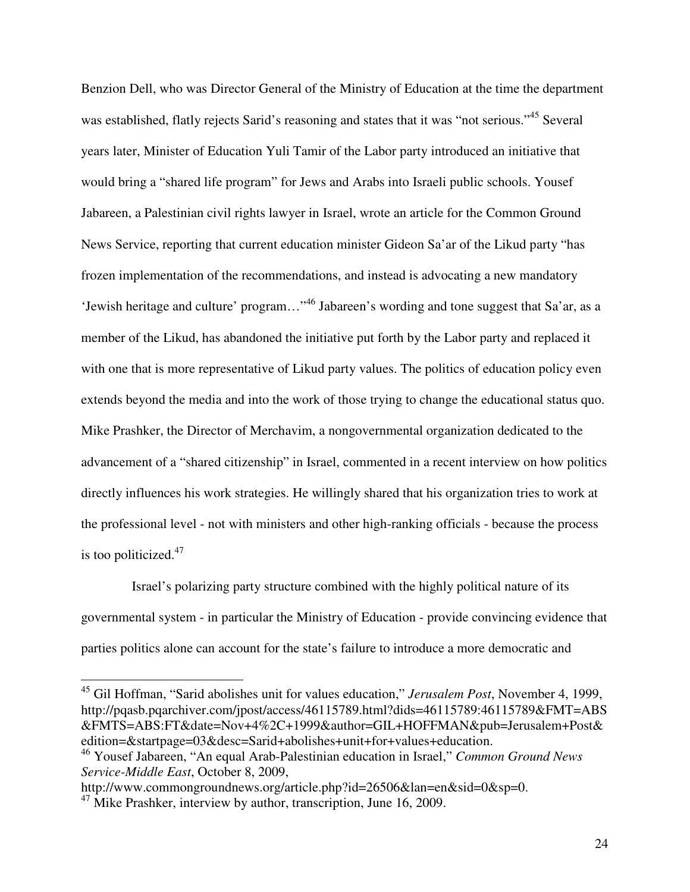Benzion Dell, who was Director General of the Ministry of Education at the time the department was established, flatly rejects Sarid's reasoning and states that it was "not serious."[45] Several years later, Minister of Education Yuli Tamir of the Labor party introduced an initiative that would bring a "shared life program" for Jews and Arabs into Israeli public schools. Yousef Jabareen, a Palestinian civil rights lawyer in Israel, wrote an article for the Common Ground News Service, reporting that current education minister Gideon Sa'ar of the Likud party "has frozen implementation of the recommendations, and instead is advocating a new mandatory 'Jewish heritage and culture' program…"[46] Jabareen's wording and tone suggest that Sa'ar, as a member of the Likud, has abandoned the initiative put forth by the Labor party and replaced it with one that is more representative of Likud party values. The politics of education policy even extends beyond the media and into the work of those trying to change the educational status quo. Mike Prashker, the Director of Merchavim, a nongovernmental organization dedicated to the advancement of a "shared citizenship" in Israel, commented in a recent interview on how politics directly influences his work strategies. He willingly shared that his organization tries to work at the professional level - not with ministers and other high-ranking officials - because the process is too politicized.[47]

Israel's polarizing party structure combined with the highly political nature of its governmental system - in particular the Ministry of Education - provide convincing evidence that parties politics alone can account for the state's failure to introduce a more democratic and

---

[45] Gil Hoffman, "Sarid abolishes unit for values education," *Jerusalem Post*, November 4, 1999, http://pqasb.pqarchiver.com/jpost/access/46115789.html?dids=46115789:46115789&FMT=ABS&FMTS=ABS:FT&date=Nov+4%2C+1999&author=GIL+HOFFMAN&pub=Jerusalem+Post&edition=&startpage=03&desc=Sarid+abolishes+unit+for+values+education.

[46] Yousef Jabareen, "An equal Arab-Palestinian education in Israel," *Common Ground News Service-Middle East*, October 8, 2009, http://www.commongroundnews.org/article.php?id=26506&lan=en&sid=0&sp=0.

[47] Mike Prashker, interview by author, transcription, June 16, 2009.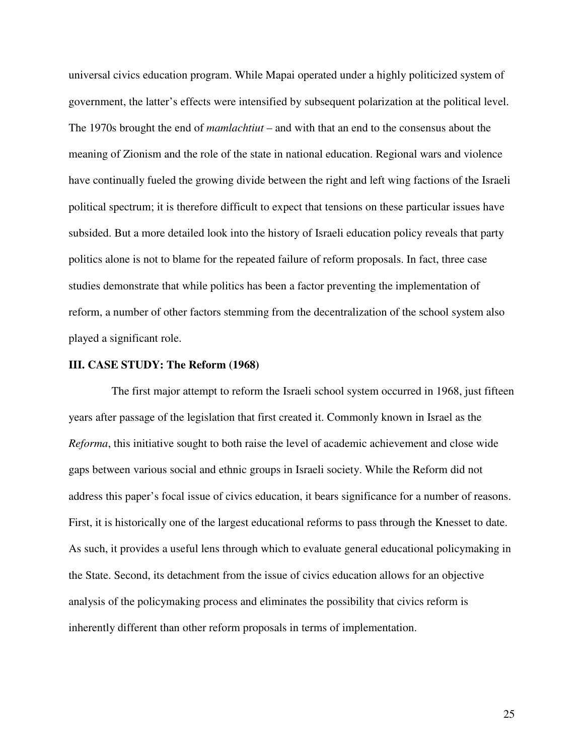universal civics education program. While Mapai operated under a highly politicized system of government, the latter's effects were intensified by subsequent polarization at the political level. The 1970s brought the end of *mamlachtiut* – and with that an end to the consensus about the meaning of Zionism and the role of the state in national education. Regional wars and violence have continually fueled the growing divide between the right and left wing factions of the Israeli political spectrum; it is therefore difficult to expect that tensions on these particular issues have subsided. But a more detailed look into the history of Israeli education policy reveals that party politics alone is not to blame for the repeated failure of reform proposals. In fact, three case studies demonstrate that while politics has been a factor preventing the implementation of reform, a number of other factors stemming from the decentralization of the school system also played a significant role.

### III. CASE STUDY: The Reform (1968)

The first major attempt to reform the Israeli school system occurred in 1968, just fifteen years after passage of the legislation that first created it. Commonly known in Israel as the *Reforma*, this initiative sought to both raise the level of academic achievement and close wide gaps between various social and ethnic groups in Israeli society. While the Reform did not address this paper's focal issue of civics education, it bears significance for a number of reasons. First, it is historically one of the largest educational reforms to pass through the Knesset to date. As such, it provides a useful lens through which to evaluate general educational policymaking in the State. Second, its detachment from the issue of civics education allows for an objective analysis of the policymaking process and eliminates the possibility that civics reform is inherently different than other reform proposals in terms of implementation.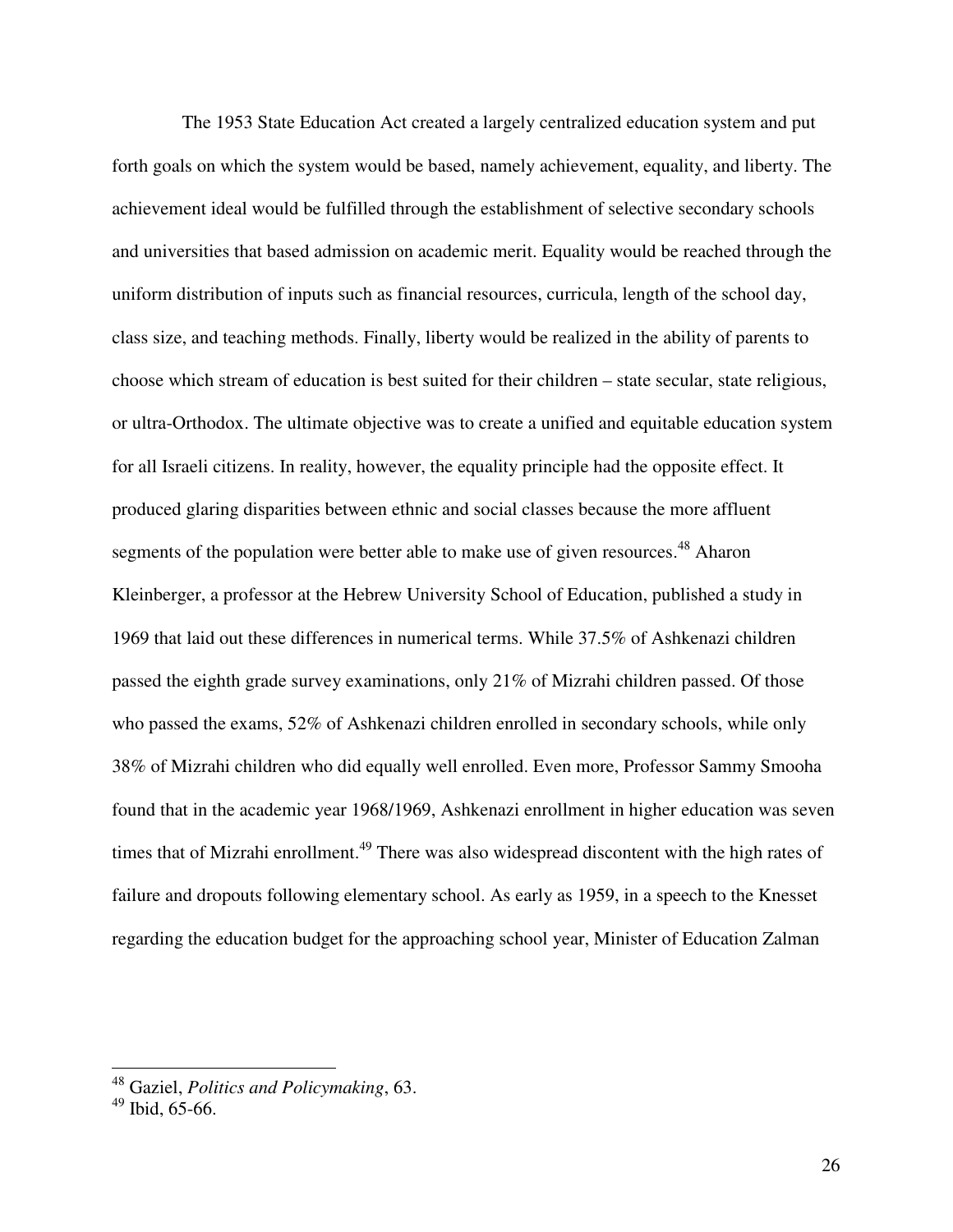The 1953 State Education Act created a largely centralized education system and put forth goals on which the system would be based, namely achievement, equality, and liberty. The achievement ideal would be fulfilled through the establishment of selective secondary schools and universities that based admission on academic merit. Equality would be reached through the uniform distribution of inputs such as financial resources, curricula, length of the school day, class size, and teaching methods. Finally, liberty would be realized in the ability of parents to choose which stream of education is best suited for their children – state secular, state religious, or ultra-Orthodox. The ultimate objective was to create a unified and equitable education system for all Israeli citizens. In reality, however, the equality principle had the opposite effect. It produced glaring disparities between ethnic and social classes because the more affluent segments of the population were better able to make use of given resources.[48] Aharon Kleinberger, a professor at the Hebrew University School of Education, published a study in 1969 that laid out these differences in numerical terms. While 37.5% of Ashkenazi children passed the eighth grade survey examinations, only 21% of Mizrahi children passed. Of those who passed the exams, 52% of Ashkenazi children enrolled in secondary schools, while only 38% of Mizrahi children who did equally well enrolled. Even more, Professor Sammy Smooha found that in the academic year 1968/1969, Ashkenazi enrollment in higher education was seven times that of Mizrahi enrollment.[49] There was also widespread discontent with the high rates of failure and dropouts following elementary school. As early as 1959, in a speech to the Knesset regarding the education budget for the approaching school year, Minister of Education Zalman

---

[48] Gaziel, *Politics and Policymaking*, 63.

[49] Ibid, 65-66.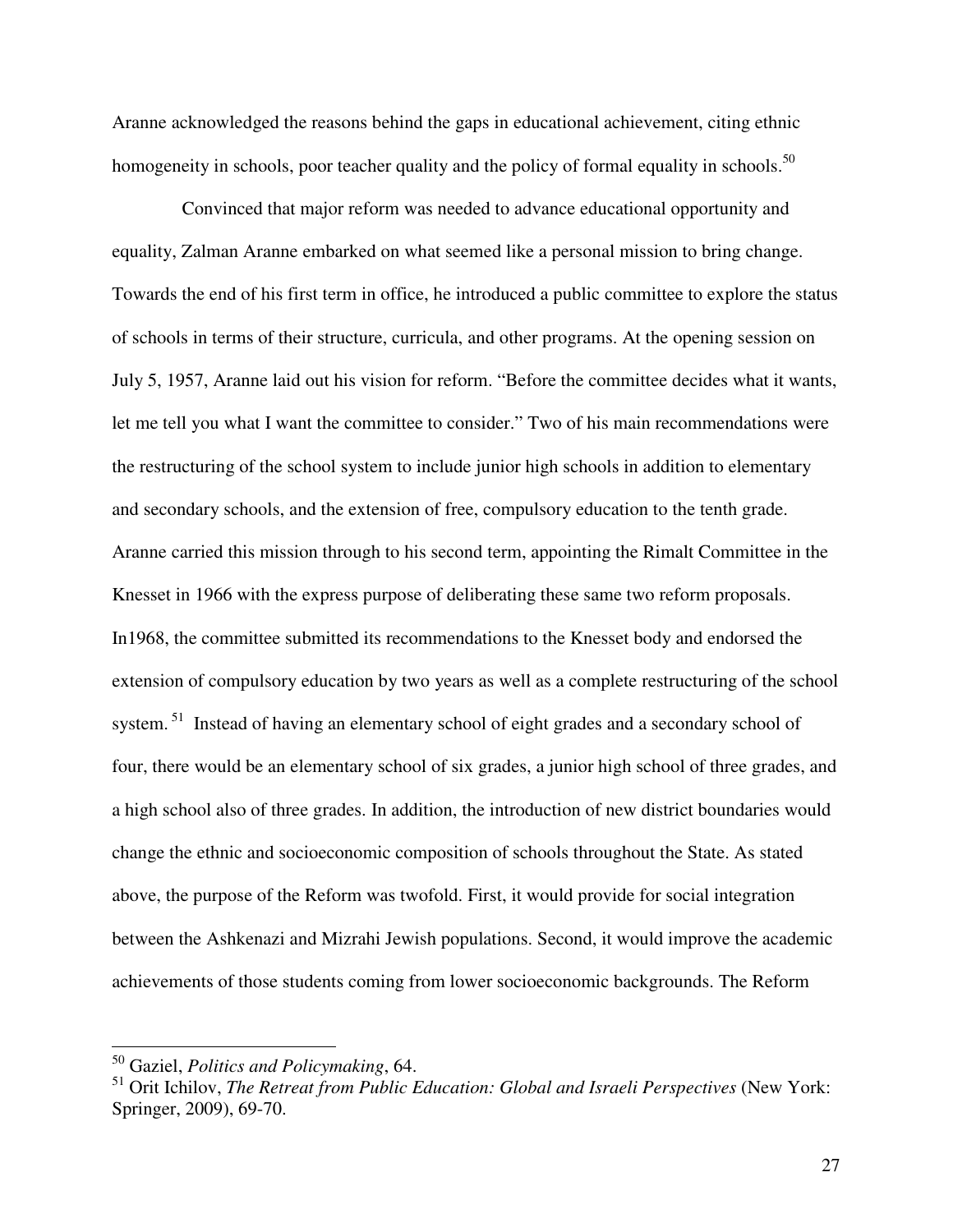Aranne acknowledged the reasons behind the gaps in educational achievement, citing ethnic homogeneity in schools, poor teacher quality and the policy of formal equality in schools.[50]

Convinced that major reform was needed to advance educational opportunity and equality, Zalman Aranne embarked on what seemed like a personal mission to bring change. Towards the end of his first term in office, he introduced a public committee to explore the status of schools in terms of their structure, curricula, and other programs. At the opening session on July 5, 1957, Aranne laid out his vision for reform. "Before the committee decides what it wants, let me tell you what I want the committee to consider." Two of his main recommendations were the restructuring of the school system to include junior high schools in addition to elementary and secondary schools, and the extension of free, compulsory education to the tenth grade. Aranne carried this mission through to his second term, appointing the Rimalt Committee in the Knesset in 1966 with the express purpose of deliberating these same two reform proposals. In1968, the committee submitted its recommendations to the Knesset body and endorsed the extension of compulsory education by two years as well as a complete restructuring of the school system. [51] Instead of having an elementary school of eight grades and a secondary school of four, there would be an elementary school of six grades, a junior high school of three grades, and a high school also of three grades. In addition, the introduction of new district boundaries would change the ethnic and socioeconomic composition of schools throughout the State. As stated above, the purpose of the Reform was twofold. First, it would provide for social integration between the Ashkenazi and Mizrahi Jewish populations. Second, it would improve the academic achievements of those students coming from lower socioeconomic backgrounds. The Reform

---

[50] Gaziel, *Politics and Policymaking*, 64.

[51] Orit Ichilov, *The Retreat from Public Education: Global and Israeli Perspectives* (New York: Springer, 2009), 69-70.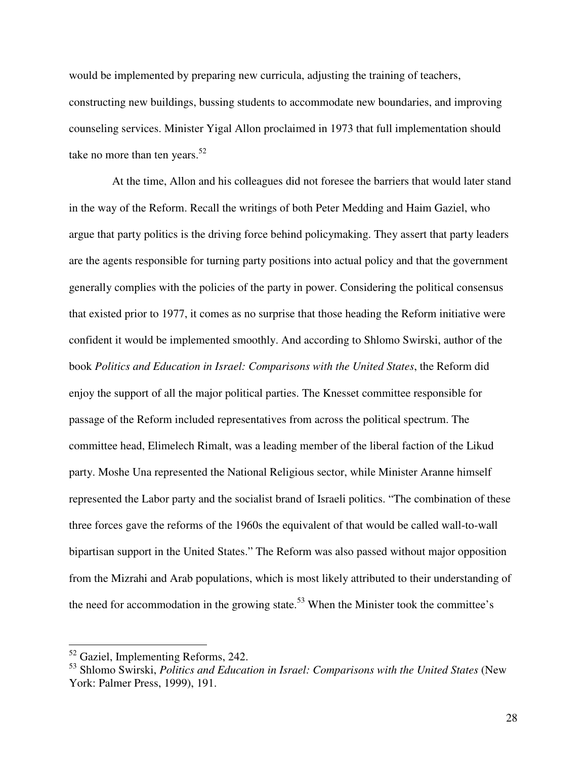would be implemented by preparing new curricula, adjusting the training of teachers, constructing new buildings, bussing students to accommodate new boundaries, and improving counseling services. Minister Yigal Allon proclaimed in 1973 that full implementation should take no more than ten years.[52]

At the time, Allon and his colleagues did not foresee the barriers that would later stand in the way of the Reform. Recall the writings of both Peter Medding and Haim Gaziel, who argue that party politics is the driving force behind policymaking. They assert that party leaders are the agents responsible for turning party positions into actual policy and that the government generally complies with the policies of the party in power. Considering the political consensus that existed prior to 1977, it comes as no surprise that those heading the Reform initiative were confident it would be implemented smoothly. And according to Shlomo Swirski, author of the book *Politics and Education in Israel: Comparisons with the United States*, the Reform did enjoy the support of all the major political parties. The Knesset committee responsible for passage of the Reform included representatives from across the political spectrum. The committee head, Elimelech Rimalt, was a leading member of the liberal faction of the Likud party. Moshe Una represented the National Religious sector, while Minister Aranne himself represented the Labor party and the socialist brand of Israeli politics. "The combination of these three forces gave the reforms of the 1960s the equivalent of that would be called wall-to-wall bipartisan support in the United States." The Reform was also passed without major opposition from the Mizrahi and Arab populations, which is most likely attributed to their understanding of the need for accommodation in the growing state.[53] When the Minister took the committee's

---

[52] Gaziel, Implementing Reforms, 242.

[53] Shlomo Swirski, *Politics and Education in Israel: Comparisons with the United States* (New York: Palmer Press, 1999), 191.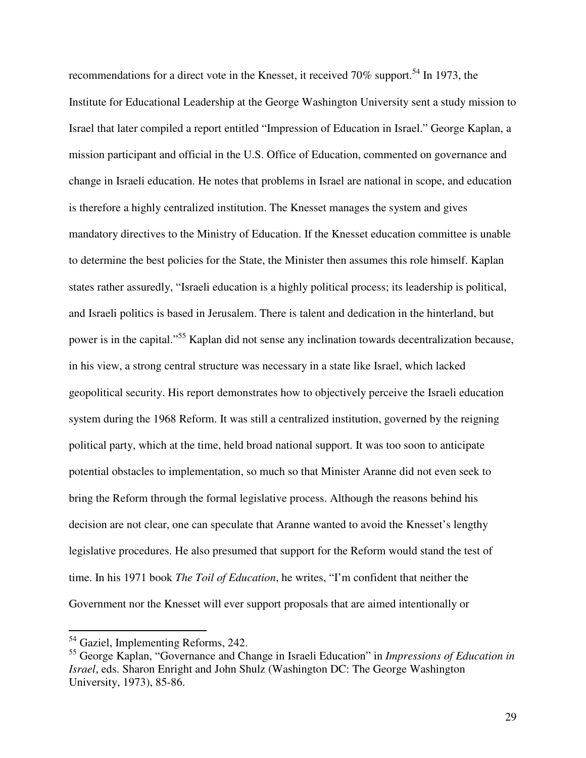recommendations for a direct vote in the Knesset, it received 70% support.[54] In 1973, the Institute for Educational Leadership at the George Washington University sent a study mission to Israel that later compiled a report entitled "Impression of Education in Israel." George Kaplan, a mission participant and official in the U.S. Office of Education, commented on governance and change in Israeli education. He notes that problems in Israel are national in scope, and education is therefore a highly centralized institution. The Knesset manages the system and gives mandatory directives to the Ministry of Education. If the Knesset education committee is unable to determine the best policies for the State, the Minister then assumes this role himself. Kaplan states rather assuredly, "Israeli education is a highly political process; its leadership is political, and Israeli politics is based in Jerusalem. There is talent and dedication in the hinterland, but power is in the capital."[55] Kaplan did not sense any inclination towards decentralization because, in his view, a strong central structure was necessary in a state like Israel, which lacked geopolitical security. His report demonstrates how to objectively perceive the Israeli education system during the 1968 Reform. It was still a centralized institution, governed by the reigning political party, which at the time, held broad national support. It was too soon to anticipate potential obstacles to implementation, so much so that Minister Aranne did not even seek to bring the Reform through the formal legislative process. Although the reasons behind his decision are not clear, one can speculate that Aranne wanted to avoid the Knesset's lengthy legislative procedures. He also presumed that support for the Reform would stand the test of time. In his 1971 book *The Toil of Education*, he writes, "I'm confident that neither the Government nor the Knesset will ever support proposals that are aimed intentionally or

---

[54] Gaziel, Implementing Reforms, 242.

[55] George Kaplan, "Governance and Change in Israeli Education" in *Impressions of Education in Israel*, eds. Sharon Enright and John Shulz (Washington DC: The George Washington University, 1973), 85-86.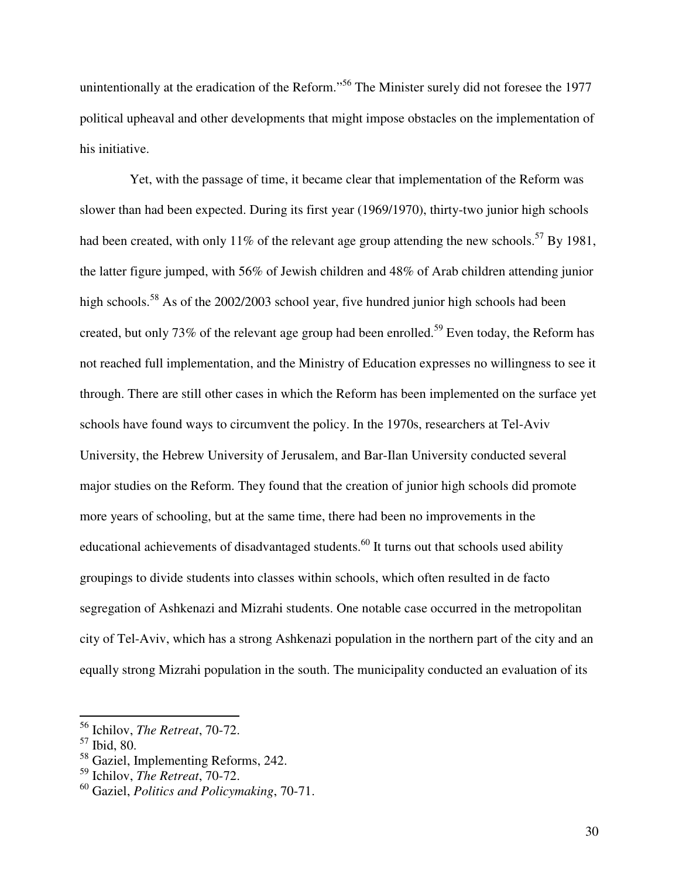unintentionally at the eradication of the Reform."[56] The Minister surely did not foresee the 1977 political upheaval and other developments that might impose obstacles on the implementation of his initiative.

Yet, with the passage of time, it became clear that implementation of the Reform was slower than had been expected. During its first year (1969/1970), thirty-two junior high schools had been created, with only 11% of the relevant age group attending the new schools.[57] By 1981, the latter figure jumped, with 56% of Jewish children and 48% of Arab children attending junior high schools.[58] As of the 2002/2003 school year, five hundred junior high schools had been created, but only 73% of the relevant age group had been enrolled.[59] Even today, the Reform has not reached full implementation, and the Ministry of Education expresses no willingness to see it through. There are still other cases in which the Reform has been implemented on the surface yet schools have found ways to circumvent the policy. In the 1970s, researchers at Tel-Aviv University, the Hebrew University of Jerusalem, and Bar-Ilan University conducted several major studies on the Reform. They found that the creation of junior high schools did promote more years of schooling, but at the same time, there had been no improvements in the educational achievements of disadvantaged students.[60] It turns out that schools used ability groupings to divide students into classes within schools, which often resulted in de facto segregation of Ashkenazi and Mizrahi students. One notable case occurred in the metropolitan city of Tel-Aviv, which has a strong Ashkenazi population in the northern part of the city and an equally strong Mizrahi population in the south. The municipality conducted an evaluation of its

---

[56] Ichilov, *The Retreat*, 70-72.
[57] Ibid, 80.
[58] Gaziel, Implementing Reforms, 242.
[59] Ichilov, *The Retreat*, 70-72.
[60] Gaziel, *Politics and Policymaking*, 70-71.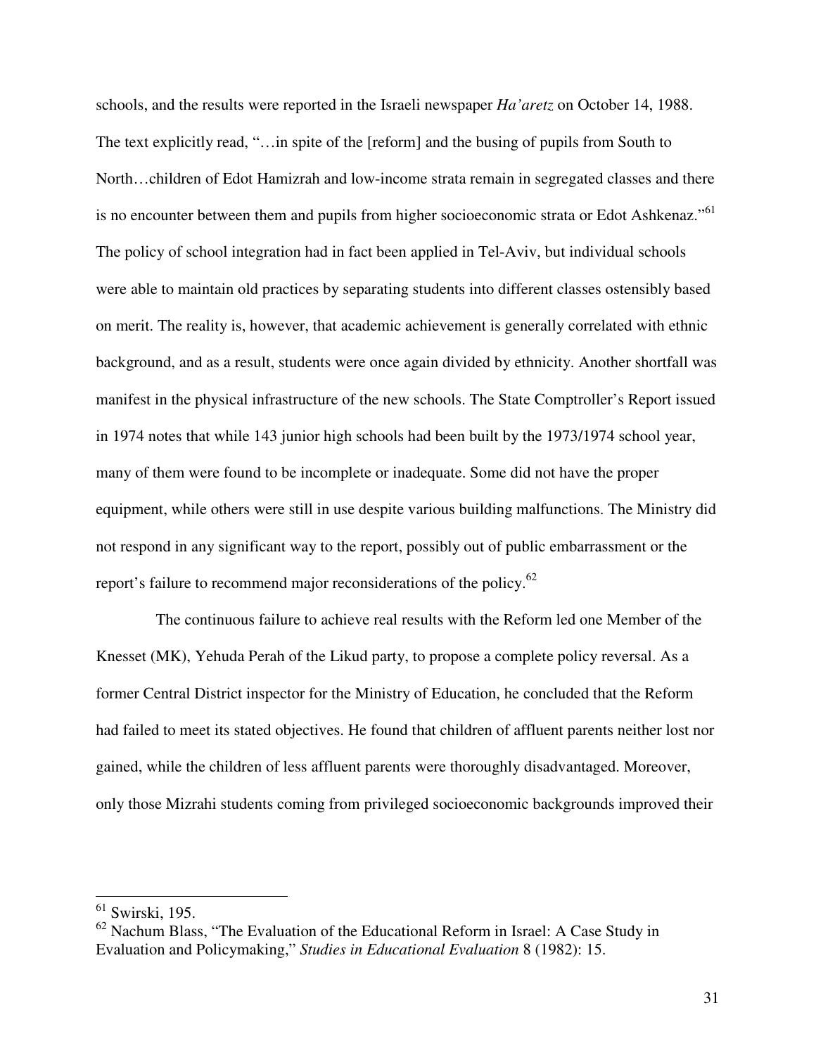schools, and the results were reported in the Israeli newspaper *Ha'aretz* on October 14, 1988. The text explicitly read, "…in spite of the [reform] and the busing of pupils from South to North…children of Edot Hamizrah and low-income strata remain in segregated classes and there is no encounter between them and pupils from higher socioeconomic strata or Edot Ashkenaz."[61] The policy of school integration had in fact been applied in Tel-Aviv, but individual schools were able to maintain old practices by separating students into different classes ostensibly based on merit. The reality is, however, that academic achievement is generally correlated with ethnic background, and as a result, students were once again divided by ethnicity. Another shortfall was manifest in the physical infrastructure of the new schools. The State Comptroller's Report issued in 1974 notes that while 143 junior high schools had been built by the 1973/1974 school year, many of them were found to be incomplete or inadequate. Some did not have the proper equipment, while others were still in use despite various building malfunctions. The Ministry did not respond in any significant way to the report, possibly out of public embarrassment or the report's failure to recommend major reconsiderations of the policy.[62]

The continuous failure to achieve real results with the Reform led one Member of the Knesset (MK), Yehuda Perah of the Likud party, to propose a complete policy reversal. As a former Central District inspector for the Ministry of Education, he concluded that the Reform had failed to meet its stated objectives. He found that children of affluent parents neither lost nor gained, while the children of less affluent parents were thoroughly disadvantaged. Moreover, only those Mizrahi students coming from privileged socioeconomic backgrounds improved their

---

[61] Swirski, 195.

[62] Nachum Blass, "The Evaluation of the Educational Reform in Israel: A Case Study in Evaluation and Policymaking," *Studies in Educational Evaluation* 8 (1982): 15.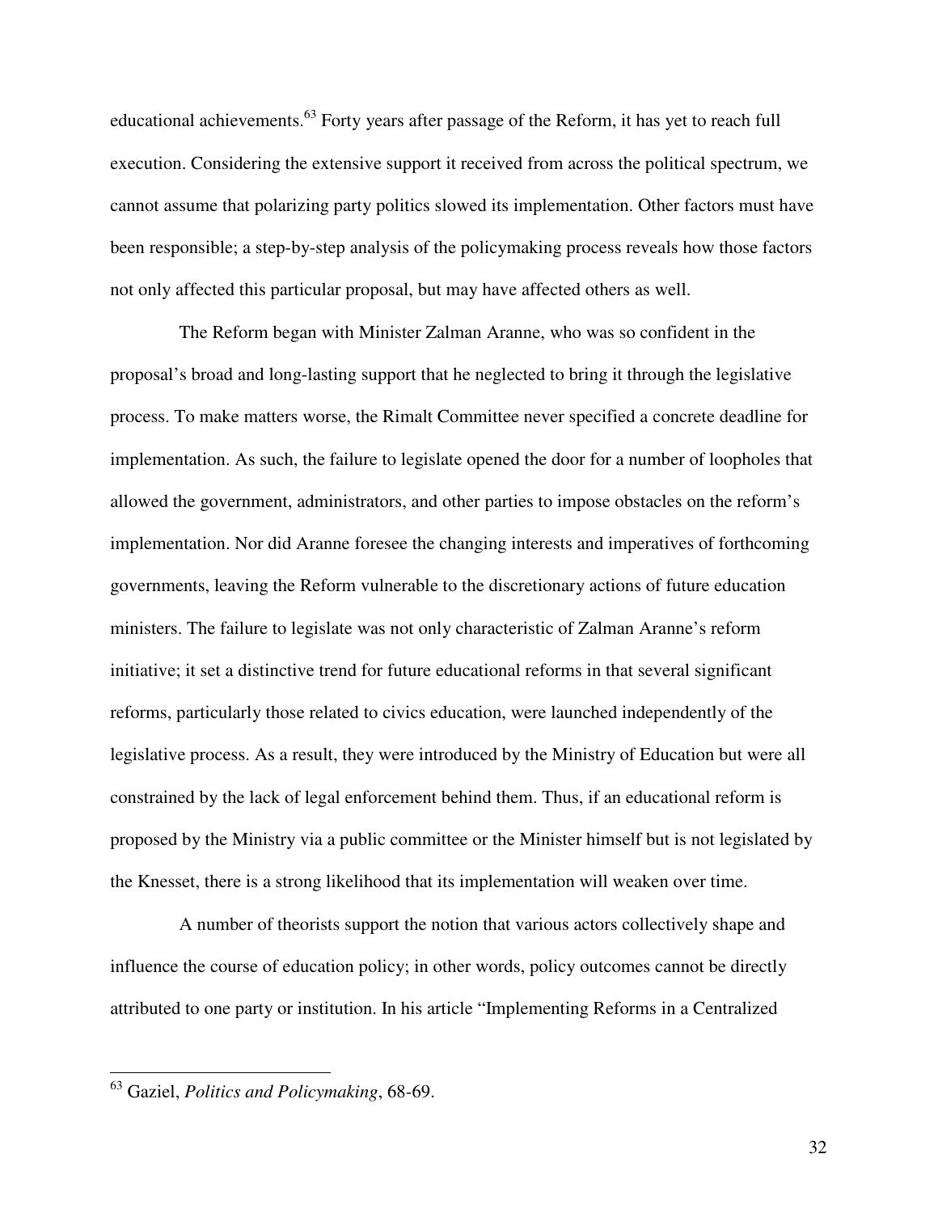educational achievements.[63] Forty years after passage of the Reform, it has yet to reach full execution. Considering the extensive support it received from across the political spectrum, we cannot assume that polarizing party politics slowed its implementation. Other factors must have been responsible; a step-by-step analysis of the policymaking process reveals how those factors not only affected this particular proposal, but may have affected others as well.

The Reform began with Minister Zalman Aranne, who was so confident in the proposal's broad and long-lasting support that he neglected to bring it through the legislative process. To make matters worse, the Rimalt Committee never specified a concrete deadline for implementation. As such, the failure to legislate opened the door for a number of loopholes that allowed the government, administrators, and other parties to impose obstacles on the reform's implementation. Nor did Aranne foresee the changing interests and imperatives of forthcoming governments, leaving the Reform vulnerable to the discretionary actions of future education ministers. The failure to legislate was not only characteristic of Zalman Aranne's reform initiative; it set a distinctive trend for future educational reforms in that several significant reforms, particularly those related to civics education, were launched independently of the legislative process. As a result, they were introduced by the Ministry of Education but were all constrained by the lack of legal enforcement behind them. Thus, if an educational reform is proposed by the Ministry via a public committee or the Minister himself but is not legislated by the Knesset, there is a strong likelihood that its implementation will weaken over time.

A number of theorists support the notion that various actors collectively shape and influence the course of education policy; in other words, policy outcomes cannot be directly attributed to one party or institution. In his article "Implementing Reforms in a Centralized

---

[63] Gaziel, *Politics and Policymaking*, 68-69.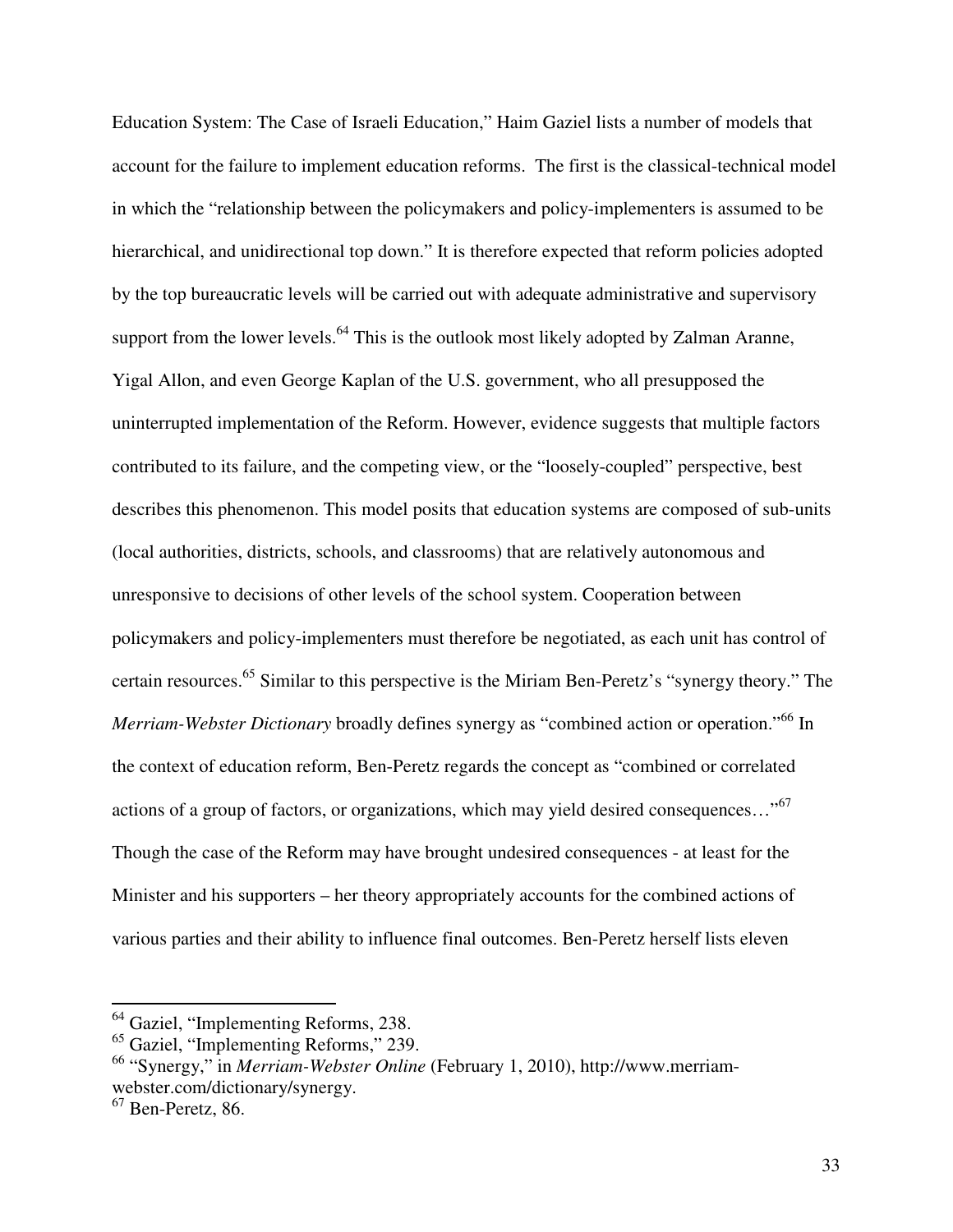Education System: The Case of Israeli Education," Haim Gaziel lists a number of models that account for the failure to implement education reforms. The first is the classical-technical model in which the "relationship between the policymakers and policy-implementers is assumed to be hierarchical, and unidirectional top down." It is therefore expected that reform policies adopted by the top bureaucratic levels will be carried out with adequate administrative and supervisory support from the lower levels.[64] This is the outlook most likely adopted by Zalman Aranne, Yigal Allon, and even George Kaplan of the U.S. government, who all presupposed the uninterrupted implementation of the Reform. However, evidence suggests that multiple factors contributed to its failure, and the competing view, or the "loosely-coupled" perspective, best describes this phenomenon. This model posits that education systems are composed of sub-units (local authorities, districts, schools, and classrooms) that are relatively autonomous and unresponsive to decisions of other levels of the school system. Cooperation between policymakers and policy-implementers must therefore be negotiated, as each unit has control of certain resources.[65] Similar to this perspective is the Miriam Ben-Peretz's "synergy theory." The *Merriam-Webster Dictionary* broadly defines synergy as "combined action or operation."[66] In the context of education reform, Ben-Peretz regards the concept as "combined or correlated actions of a group of factors, or organizations, which may yield desired consequences…"[67] Though the case of the Reform may have brought undesired consequences - at least for the Minister and his supporters – her theory appropriately accounts for the combined actions of various parties and their ability to influence final outcomes. Ben-Peretz herself lists eleven

---

[64] Gaziel, "Implementing Reforms, 238.

[65] Gaziel, "Implementing Reforms," 239.

[66] "Synergy," in *Merriam-Webster Online* (February 1, 2010), http://www.merriam-webster.com/dictionary/synergy.

[67] Ben-Peretz, 86.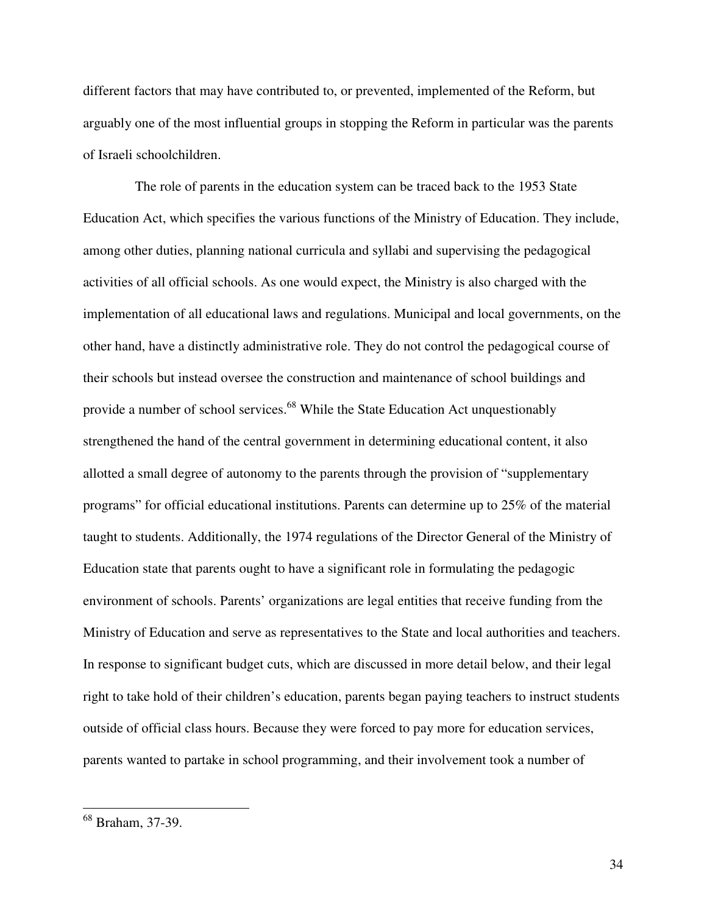different factors that may have contributed to, or prevented, implemented of the Reform, but arguably one of the most influential groups in stopping the Reform in particular was the parents of Israeli schoolchildren.

The role of parents in the education system can be traced back to the 1953 State Education Act, which specifies the various functions of the Ministry of Education. They include, among other duties, planning national curricula and syllabi and supervising the pedagogical activities of all official schools. As one would expect, the Ministry is also charged with the implementation of all educational laws and regulations. Municipal and local governments, on the other hand, have a distinctly administrative role. They do not control the pedagogical course of their schools but instead oversee the construction and maintenance of school buildings and provide a number of school services.[68] While the State Education Act unquestionably strengthened the hand of the central government in determining educational content, it also allotted a small degree of autonomy to the parents through the provision of "supplementary programs" for official educational institutions. Parents can determine up to 25% of the material taught to students. Additionally, the 1974 regulations of the Director General of the Ministry of Education state that parents ought to have a significant role in formulating the pedagogic environment of schools. Parents' organizations are legal entities that receive funding from the Ministry of Education and serve as representatives to the State and local authorities and teachers. In response to significant budget cuts, which are discussed in more detail below, and their legal right to take hold of their children's education, parents began paying teachers to instruct students outside of official class hours. Because they were forced to pay more for education services, parents wanted to partake in school programming, and their involvement took a number of

[68] Braham, 37-39.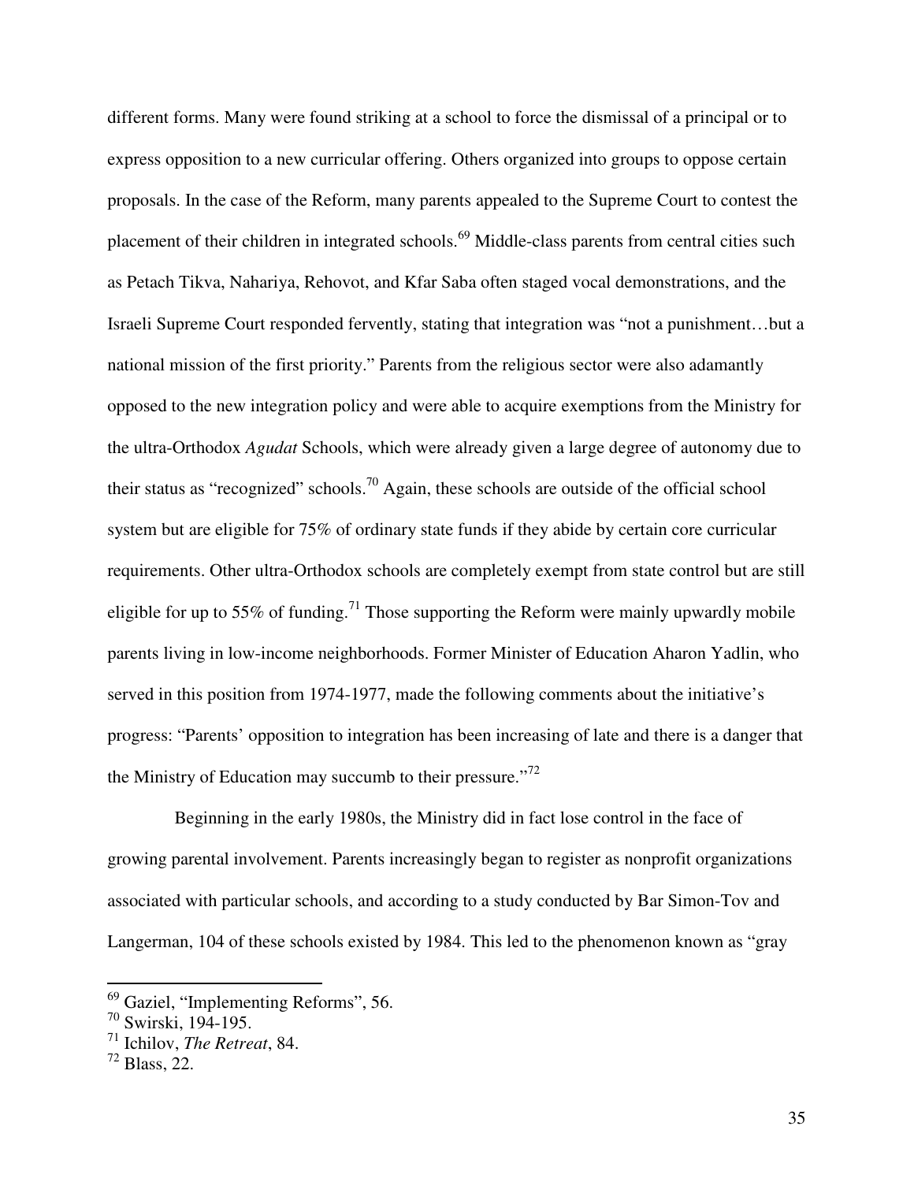different forms. Many were found striking at a school to force the dismissal of a principal or to express opposition to a new curricular offering. Others organized into groups to oppose certain proposals. In the case of the Reform, many parents appealed to the Supreme Court to contest the placement of their children in integrated schools.[69] Middle-class parents from central cities such as Petach Tikva, Nahariya, Rehovot, and Kfar Saba often staged vocal demonstrations, and the Israeli Supreme Court responded fervently, stating that integration was "not a punishment…but a national mission of the first priority." Parents from the religious sector were also adamantly opposed to the new integration policy and were able to acquire exemptions from the Ministry for the ultra-Orthodox *Agudat* Schools, which were already given a large degree of autonomy due to their status as "recognized" schools.[70] Again, these schools are outside of the official school system but are eligible for 75% of ordinary state funds if they abide by certain core curricular requirements. Other ultra-Orthodox schools are completely exempt from state control but are still eligible for up to 55% of funding.[71] Those supporting the Reform were mainly upwardly mobile parents living in low-income neighborhoods. Former Minister of Education Aharon Yadlin, who served in this position from 1974-1977, made the following comments about the initiative's progress: "Parents' opposition to integration has been increasing of late and there is a danger that the Ministry of Education may succumb to their pressure."[72]

Beginning in the early 1980s, the Ministry did in fact lose control in the face of growing parental involvement. Parents increasingly began to register as nonprofit organizations associated with particular schools, and according to a study conducted by Bar Simon-Tov and Langerman, 104 of these schools existed by 1984. This led to the phenomenon known as "gray

---

[69] Gaziel, "Implementing Reforms", 56.

[70] Swirski, 194-195.

[71] Ichilov, *The Retreat*, 84.

[72] Blass, 22.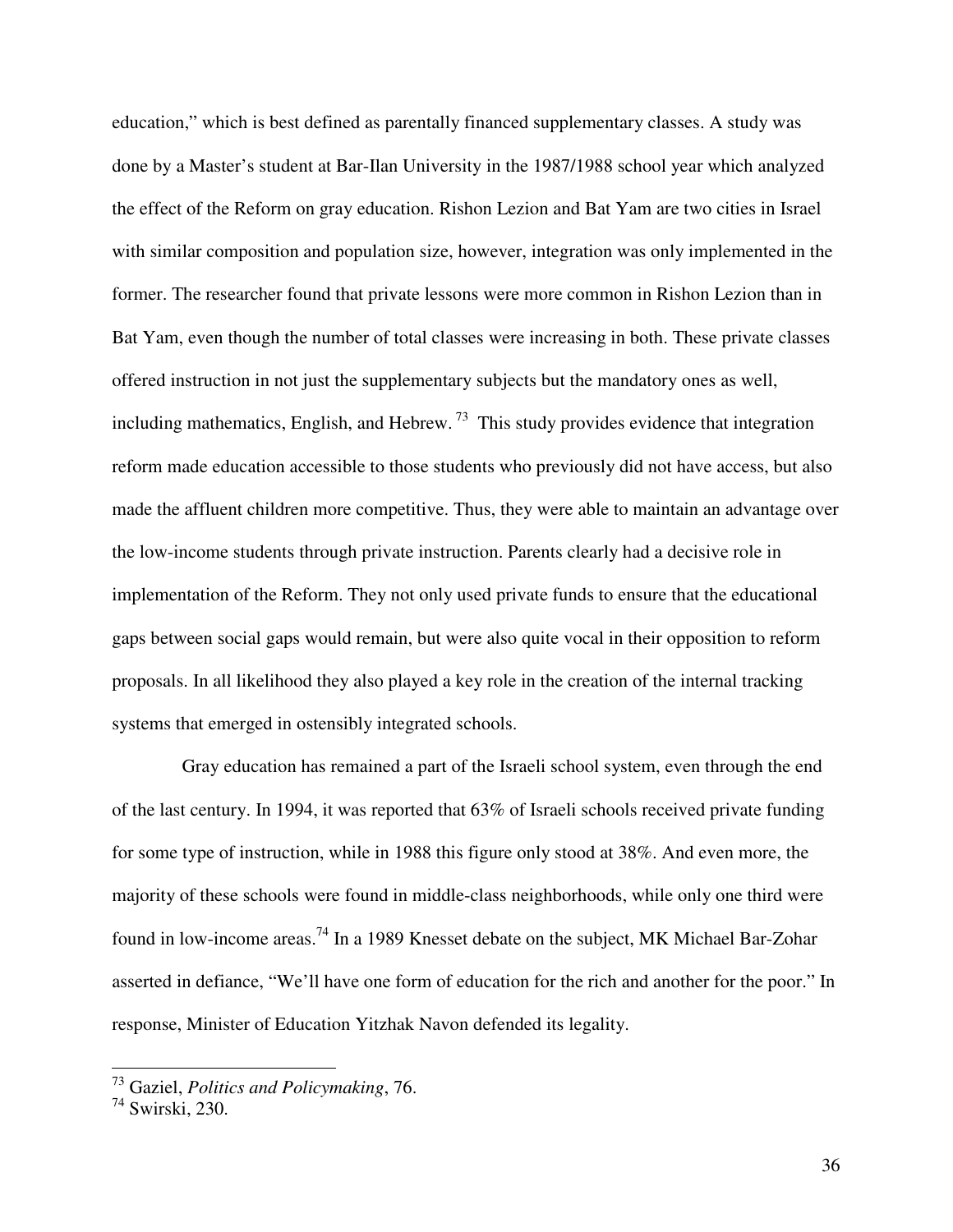education," which is best defined as parentally financed supplementary classes. A study was done by a Master's student at Bar-Ilan University in the 1987/1988 school year which analyzed the effect of the Reform on gray education. Rishon Lezion and Bat Yam are two cities in Israel with similar composition and population size, however, integration was only implemented in the former. The researcher found that private lessons were more common in Rishon Lezion than in Bat Yam, even though the number of total classes were increasing in both. These private classes offered instruction in not just the supplementary subjects but the mandatory ones as well, including mathematics, English, and Hebrew. [73] This study provides evidence that integration reform made education accessible to those students who previously did not have access, but also made the affluent children more competitive. Thus, they were able to maintain an advantage over the low-income students through private instruction. Parents clearly had a decisive role in implementation of the Reform. They not only used private funds to ensure that the educational gaps between social gaps would remain, but were also quite vocal in their opposition to reform proposals. In all likelihood they also played a key role in the creation of the internal tracking systems that emerged in ostensibly integrated schools.

Gray education has remained a part of the Israeli school system, even through the end of the last century. In 1994, it was reported that 63% of Israeli schools received private funding for some type of instruction, while in 1988 this figure only stood at 38%. And even more, the majority of these schools were found in middle-class neighborhoods, while only one third were found in low-income areas.[74] In a 1989 Knesset debate on the subject, MK Michael Bar-Zohar asserted in defiance, "We'll have one form of education for the rich and another for the poor." In response, Minister of Education Yitzhak Navon defended its legality.

---

[73] Gaziel, *Politics and Policymaking*, 76.

[74] Swirski, 230.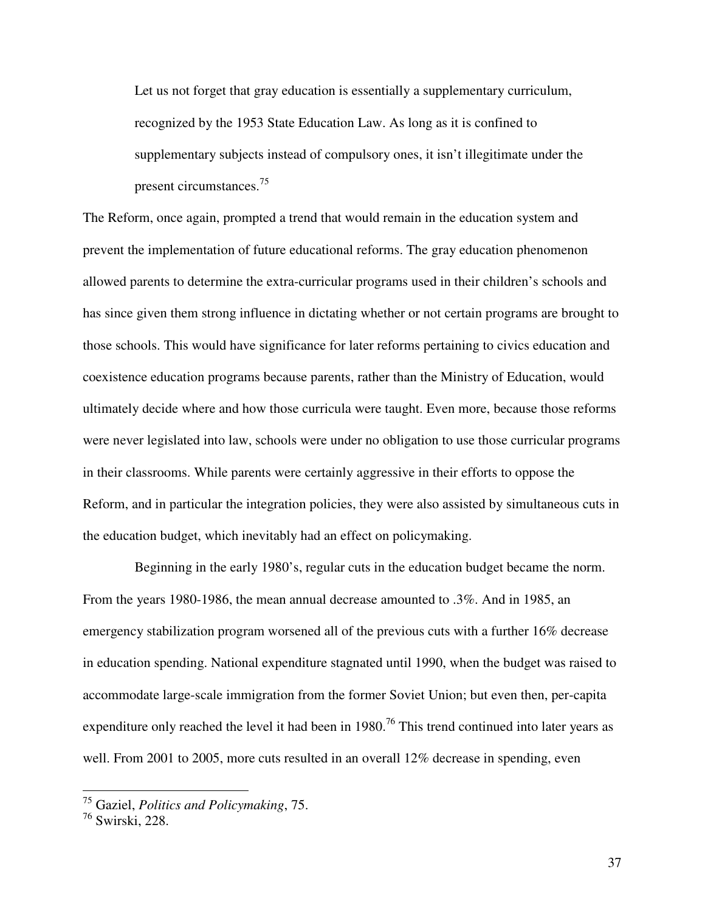> Let us not forget that gray education is essentially a supplementary curriculum, recognized by the 1953 State Education Law. As long as it is confined to supplementary subjects instead of compulsory ones, it isn't illegitimate under the present circumstances.[75]

The Reform, once again, prompted a trend that would remain in the education system and prevent the implementation of future educational reforms. The gray education phenomenon allowed parents to determine the extra-curricular programs used in their children's schools and has since given them strong influence in dictating whether or not certain programs are brought to those schools. This would have significance for later reforms pertaining to civics education and coexistence education programs because parents, rather than the Ministry of Education, would ultimately decide where and how those curricula were taught. Even more, because those reforms were never legislated into law, schools were under no obligation to use those curricular programs in their classrooms. While parents were certainly aggressive in their efforts to oppose the Reform, and in particular the integration policies, they were also assisted by simultaneous cuts in the education budget, which inevitably had an effect on policymaking.

Beginning in the early 1980's, regular cuts in the education budget became the norm. From the years 1980-1986, the mean annual decrease amounted to .3%. And in 1985, an emergency stabilization program worsened all of the previous cuts with a further 16% decrease in education spending. National expenditure stagnated until 1990, when the budget was raised to accommodate large-scale immigration from the former Soviet Union; but even then, per-capita expenditure only reached the level it had been in 1980.[76] This trend continued into later years as well. From 2001 to 2005, more cuts resulted in an overall 12% decrease in spending, even

---

[75] Gaziel, *Politics and Policymaking*, 75.

[76] Swirski, 228.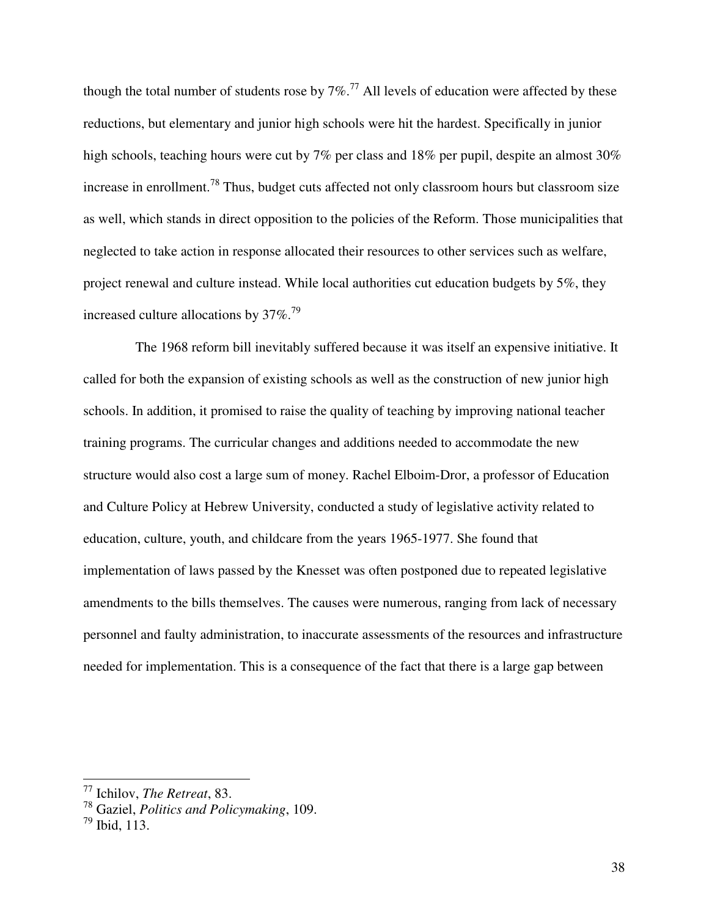though the total number of students rose by 7%.[77] All levels of education were affected by these reductions, but elementary and junior high schools were hit the hardest. Specifically in junior high schools, teaching hours were cut by 7% per class and 18% per pupil, despite an almost 30% increase in enrollment.[78] Thus, budget cuts affected not only classroom hours but classroom size as well, which stands in direct opposition to the policies of the Reform. Those municipalities that neglected to take action in response allocated their resources to other services such as welfare, project renewal and culture instead. While local authorities cut education budgets by 5%, they increased culture allocations by 37%.[79]

The 1968 reform bill inevitably suffered because it was itself an expensive initiative. It called for both the expansion of existing schools as well as the construction of new junior high schools. In addition, it promised to raise the quality of teaching by improving national teacher training programs. The curricular changes and additions needed to accommodate the new structure would also cost a large sum of money. Rachel Elboim-Dror, a professor of Education and Culture Policy at Hebrew University, conducted a study of legislative activity related to education, culture, youth, and childcare from the years 1965-1977. She found that implementation of laws passed by the Knesset was often postponed due to repeated legislative amendments to the bills themselves. The causes were numerous, ranging from lack of necessary personnel and faulty administration, to inaccurate assessments of the resources and infrastructure needed for implementation. This is a consequence of the fact that there is a large gap between

---

[77] Ichilov, *The Retreat*, 83.

[78] Gaziel, *Politics and Policymaking*, 109.

[79] Ibid, 113.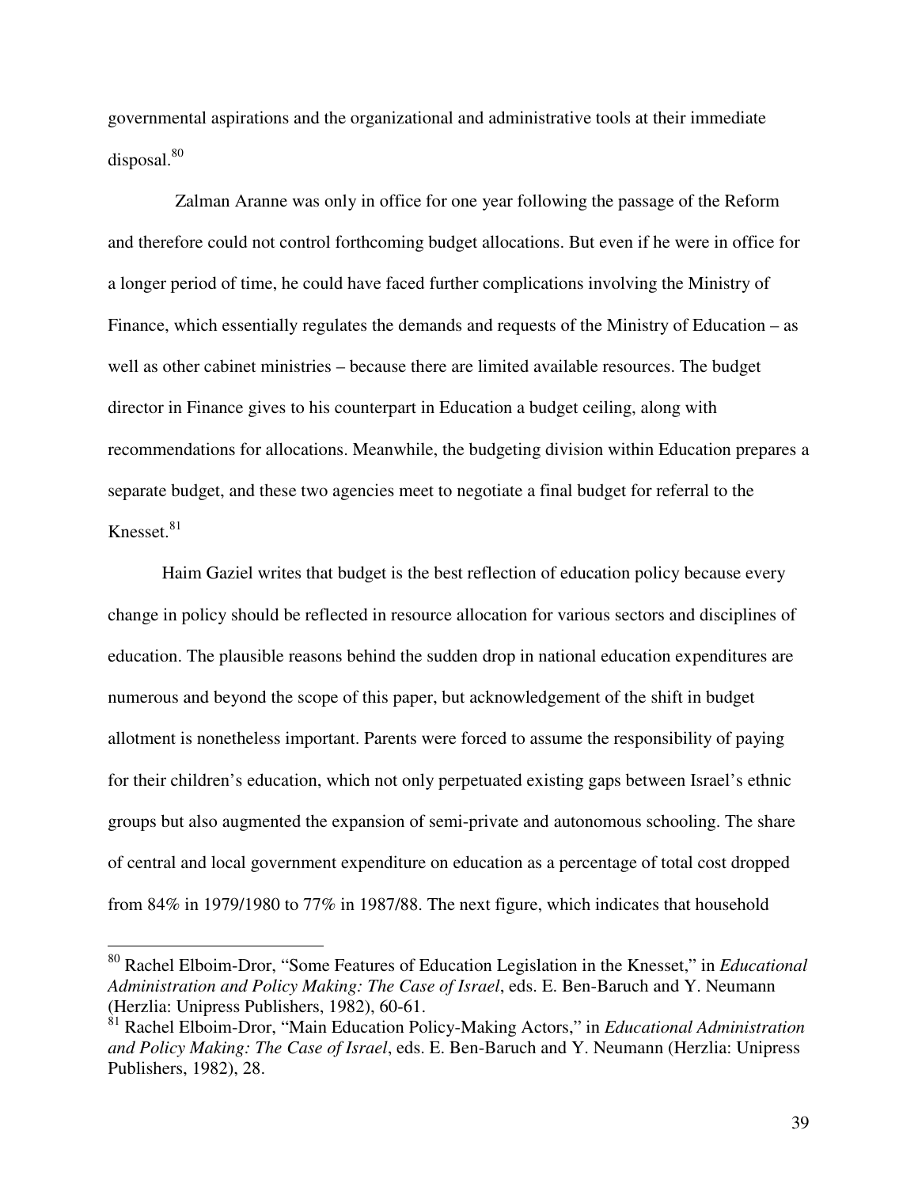governmental aspirations and the organizational and administrative tools at their immediate disposal.[80]

Zalman Aranne was only in office for one year following the passage of the Reform and therefore could not control forthcoming budget allocations. But even if he were in office for a longer period of time, he could have faced further complications involving the Ministry of Finance, which essentially regulates the demands and requests of the Ministry of Education – as well as other cabinet ministries – because there are limited available resources. The budget director in Finance gives to his counterpart in Education a budget ceiling, along with recommendations for allocations. Meanwhile, the budgeting division within Education prepares a separate budget, and these two agencies meet to negotiate a final budget for referral to the Knesset.[81]

Haim Gaziel writes that budget is the best reflection of education policy because every change in policy should be reflected in resource allocation for various sectors and disciplines of education. The plausible reasons behind the sudden drop in national education expenditures are numerous and beyond the scope of this paper, but acknowledgement of the shift in budget allotment is nonetheless important. Parents were forced to assume the responsibility of paying for their children's education, which not only perpetuated existing gaps between Israel's ethnic groups but also augmented the expansion of semi-private and autonomous schooling. The share of central and local government expenditure on education as a percentage of total cost dropped from 84% in 1979/1980 to 77% in 1987/88. The next figure, which indicates that household

---

[80] Rachel Elboim-Dror, "Some Features of Education Legislation in the Knesset," in *Educational Administration and Policy Making: The Case of Israel*, eds. E. Ben-Baruch and Y. Neumann (Herzlia: Unipress Publishers, 1982), 60-61.

[81] Rachel Elboim-Dror, "Main Education Policy-Making Actors," in *Educational Administration and Policy Making: The Case of Israel*, eds. E. Ben-Baruch and Y. Neumann (Herzlia: Unipress Publishers, 1982), 28.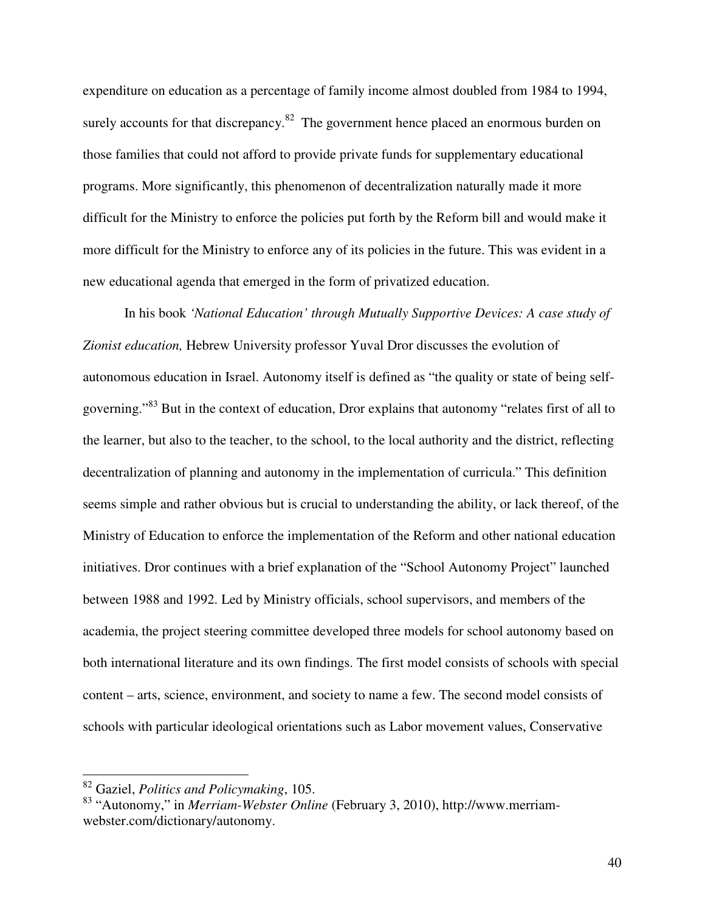expenditure on education as a percentage of family income almost doubled from 1984 to 1994, surely accounts for that discrepancy.[82] The government hence placed an enormous burden on those families that could not afford to provide private funds for supplementary educational programs. More significantly, this phenomenon of decentralization naturally made it more difficult for the Ministry to enforce the policies put forth by the Reform bill and would make it more difficult for the Ministry to enforce any of its policies in the future. This was evident in a new educational agenda that emerged in the form of privatized education.

In his book *'National Education' through Mutually Supportive Devices: A case study of Zionist education,* Hebrew University professor Yuval Dror discusses the evolution of autonomous education in Israel. Autonomy itself is defined as "the quality or state of being self-governing."[83] But in the context of education, Dror explains that autonomy "relates first of all to the learner, but also to the teacher, to the school, to the local authority and the district, reflecting decentralization of planning and autonomy in the implementation of curricula." This definition seems simple and rather obvious but is crucial to understanding the ability, or lack thereof, of the Ministry of Education to enforce the implementation of the Reform and other national education initiatives. Dror continues with a brief explanation of the "School Autonomy Project" launched between 1988 and 1992. Led by Ministry officials, school supervisors, and members of the academia, the project steering committee developed three models for school autonomy based on both international literature and its own findings. The first model consists of schools with special content – arts, science, environment, and society to name a few. The second model consists of schools with particular ideological orientations such as Labor movement values, Conservative

---

[82] Gaziel, *Politics and Policymaking*, 105.

[83] "Autonomy," in *Merriam-Webster Online* (February 3, 2010), http://www.merriam-webster.com/dictionary/autonomy.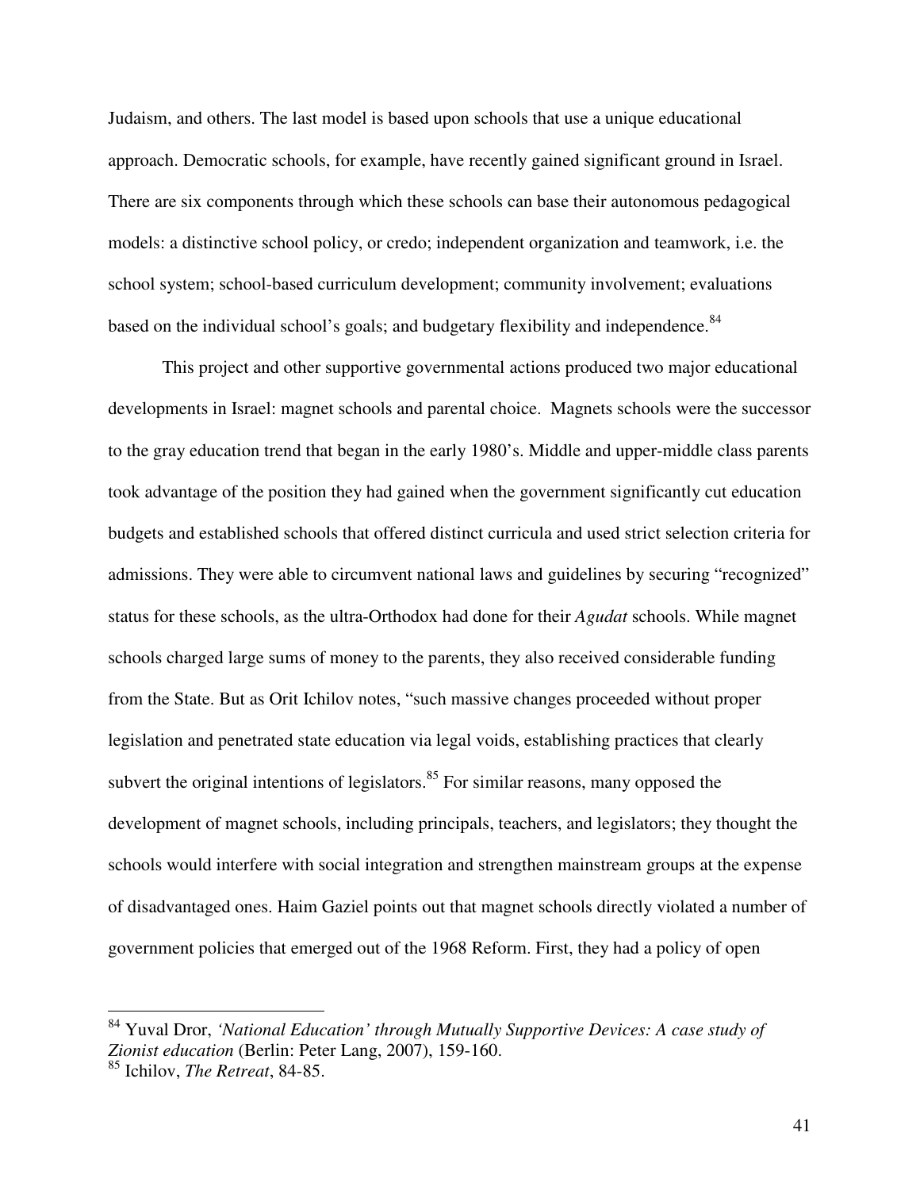Judaism, and others. The last model is based upon schools that use a unique educational approach. Democratic schools, for example, have recently gained significant ground in Israel. There are six components through which these schools can base their autonomous pedagogical models: a distinctive school policy, or credo; independent organization and teamwork, i.e. the school system; school-based curriculum development; community involvement; evaluations based on the individual school's goals; and budgetary flexibility and independence.[84]

This project and other supportive governmental actions produced two major educational developments in Israel: magnet schools and parental choice. Magnets schools were the successor to the gray education trend that began in the early 1980's. Middle and upper-middle class parents took advantage of the position they had gained when the government significantly cut education budgets and established schools that offered distinct curricula and used strict selection criteria for admissions. They were able to circumvent national laws and guidelines by securing "recognized" status for these schools, as the ultra-Orthodox had done for their *Agudat* schools. While magnet schools charged large sums of money to the parents, they also received considerable funding from the State. But as Orit Ichilov notes, "such massive changes proceeded without proper legislation and penetrated state education via legal voids, establishing practices that clearly subvert the original intentions of legislators.[85] For similar reasons, many opposed the development of magnet schools, including principals, teachers, and legislators; they thought the schools would interfere with social integration and strengthen mainstream groups at the expense of disadvantaged ones. Haim Gaziel points out that magnet schools directly violated a number of government policies that emerged out of the 1968 Reform. First, they had a policy of open

---

[84] Yuval Dror, *'National Education' through Mutually Supportive Devices: A case study of Zionist education* (Berlin: Peter Lang, 2007), 159-160.

[85] Ichilov, *The Retreat*, 84-85.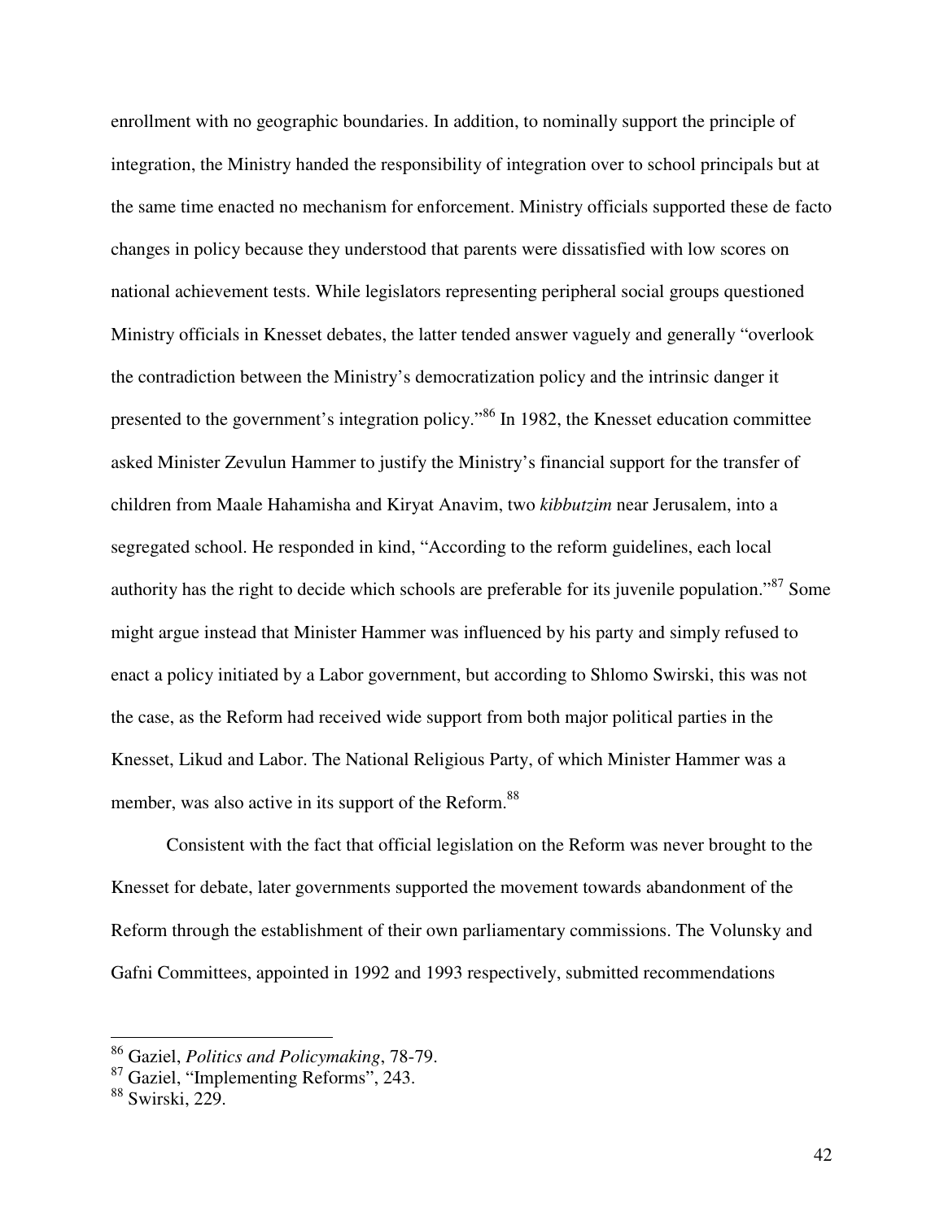enrollment with no geographic boundaries. In addition, to nominally support the principle of integration, the Ministry handed the responsibility of integration over to school principals but at the same time enacted no mechanism for enforcement. Ministry officials supported these de facto changes in policy because they understood that parents were dissatisfied with low scores on national achievement tests. While legislators representing peripheral social groups questioned Ministry officials in Knesset debates, the latter tended answer vaguely and generally "overlook the contradiction between the Ministry's democratization policy and the intrinsic danger it presented to the government's integration policy."[86] In 1982, the Knesset education committee asked Minister Zevulun Hammer to justify the Ministry's financial support for the transfer of children from Maale Hahamisha and Kiryat Anavim, two *kibbutzim* near Jerusalem, into a segregated school. He responded in kind, "According to the reform guidelines, each local authority has the right to decide which schools are preferable for its juvenile population."[87] Some might argue instead that Minister Hammer was influenced by his party and simply refused to enact a policy initiated by a Labor government, but according to Shlomo Swirski, this was not the case, as the Reform had received wide support from both major political parties in the Knesset, Likud and Labor. The National Religious Party, of which Minister Hammer was a member, was also active in its support of the Reform.[88]

Consistent with the fact that official legislation on the Reform was never brought to the Knesset for debate, later governments supported the movement towards abandonment of the Reform through the establishment of their own parliamentary commissions. The Volunsky and Gafni Committees, appointed in 1992 and 1993 respectively, submitted recommendations

[86] Gaziel, *Politics and Policymaking*, 78-79.
[87] Gaziel, "Implementing Reforms", 243.
[88] Swirski, 229.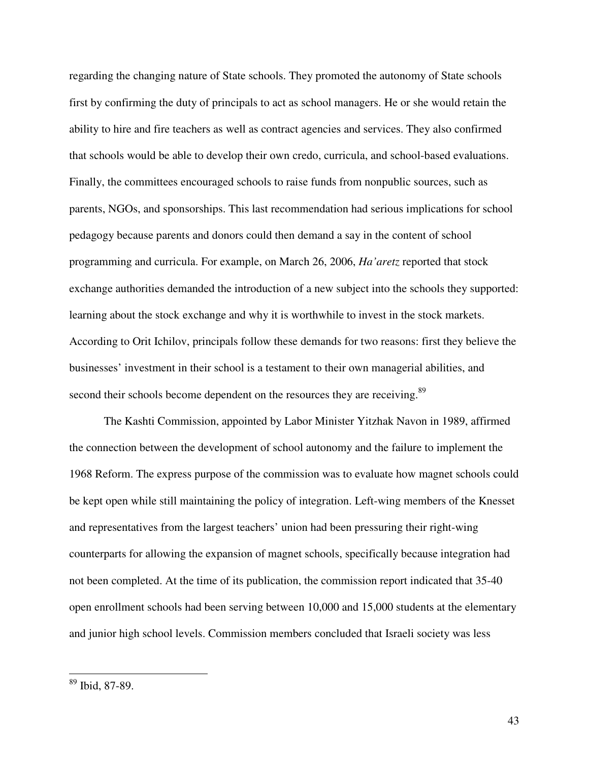regarding the changing nature of State schools. They promoted the autonomy of State schools first by confirming the duty of principals to act as school managers. He or she would retain the ability to hire and fire teachers as well as contract agencies and services. They also confirmed that schools would be able to develop their own credo, curricula, and school-based evaluations. Finally, the committees encouraged schools to raise funds from nonpublic sources, such as parents, NGOs, and sponsorships. This last recommendation had serious implications for school pedagogy because parents and donors could then demand a say in the content of school programming and curricula. For example, on March 26, 2006, *Ha'aretz* reported that stock exchange authorities demanded the introduction of a new subject into the schools they supported: learning about the stock exchange and why it is worthwhile to invest in the stock markets. According to Orit Ichilov, principals follow these demands for two reasons: first they believe the businesses' investment in their school is a testament to their own managerial abilities, and second their schools become dependent on the resources they are receiving.[89]

The Kashti Commission, appointed by Labor Minister Yitzhak Navon in 1989, affirmed the connection between the development of school autonomy and the failure to implement the 1968 Reform. The express purpose of the commission was to evaluate how magnet schools could be kept open while still maintaining the policy of integration. Left-wing members of the Knesset and representatives from the largest teachers' union had been pressuring their right-wing counterparts for allowing the expansion of magnet schools, specifically because integration had not been completed. At the time of its publication, the commission report indicated that 35-40 open enrollment schools had been serving between 10,000 and 15,000 students at the elementary and junior high school levels. Commission members concluded that Israeli society was less

---

[89] Ibid, 87-89.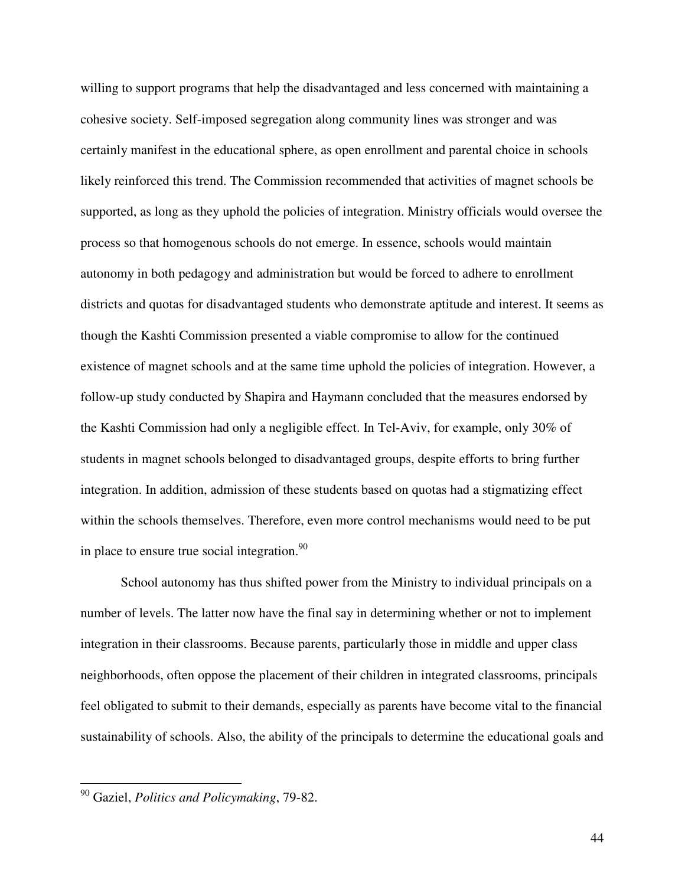willing to support programs that help the disadvantaged and less concerned with maintaining a cohesive society. Self-imposed segregation along community lines was stronger and was certainly manifest in the educational sphere, as open enrollment and parental choice in schools likely reinforced this trend. The Commission recommended that activities of magnet schools be supported, as long as they uphold the policies of integration. Ministry officials would oversee the process so that homogenous schools do not emerge. In essence, schools would maintain autonomy in both pedagogy and administration but would be forced to adhere to enrollment districts and quotas for disadvantaged students who demonstrate aptitude and interest. It seems as though the Kashti Commission presented a viable compromise to allow for the continued existence of magnet schools and at the same time uphold the policies of integration. However, a follow-up study conducted by Shapira and Haymann concluded that the measures endorsed by the Kashti Commission had only a negligible effect. In Tel-Aviv, for example, only 30% of students in magnet schools belonged to disadvantaged groups, despite efforts to bring further integration. In addition, admission of these students based on quotas had a stigmatizing effect within the schools themselves. Therefore, even more control mechanisms would need to be put in place to ensure true social integration.[90]

School autonomy has thus shifted power from the Ministry to individual principals on a number of levels. The latter now have the final say in determining whether or not to implement integration in their classrooms. Because parents, particularly those in middle and upper class neighborhoods, often oppose the placement of their children in integrated classrooms, principals feel obligated to submit to their demands, especially as parents have become vital to the financial sustainability of schools. Also, the ability of the principals to determine the educational goals and

---

[90] Gaziel, *Politics and Policymaking*, 79-82.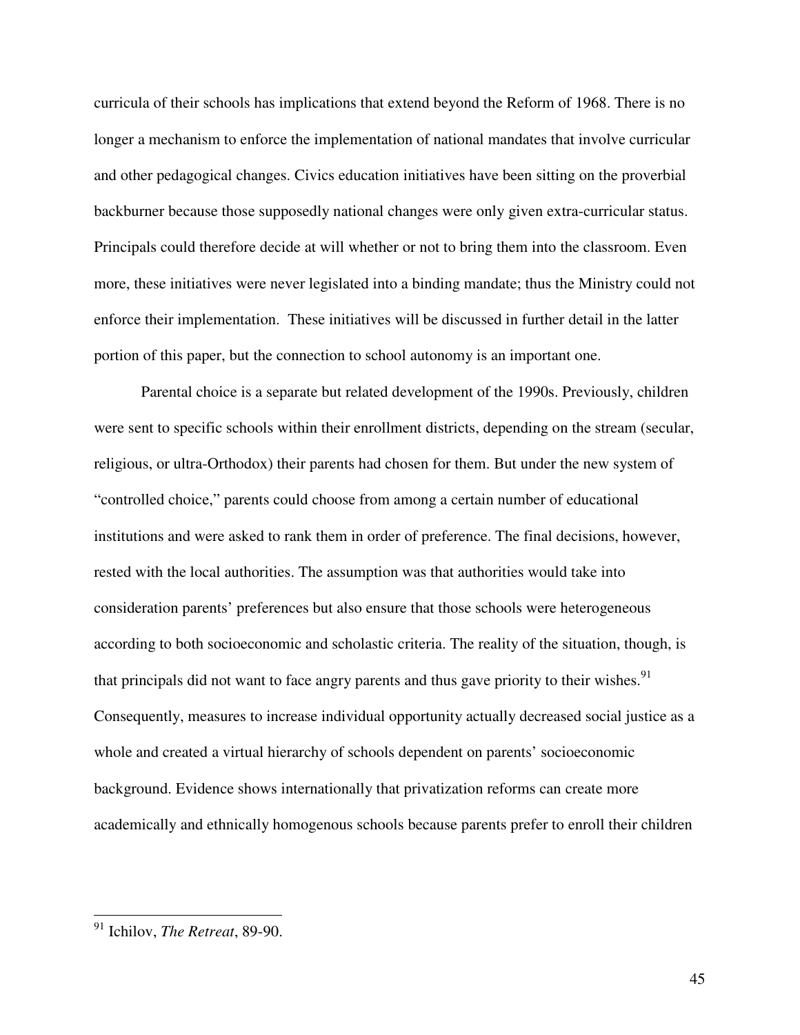curricula of their schools has implications that extend beyond the Reform of 1968. There is no longer a mechanism to enforce the implementation of national mandates that involve curricular and other pedagogical changes. Civics education initiatives have been sitting on the proverbial backburner because those supposedly national changes were only given extra-curricular status. Principals could therefore decide at will whether or not to bring them into the classroom. Even more, these initiatives were never legislated into a binding mandate; thus the Ministry could not enforce their implementation. These initiatives will be discussed in further detail in the latter portion of this paper, but the connection to school autonomy is an important one.

Parental choice is a separate but related development of the 1990s. Previously, children were sent to specific schools within their enrollment districts, depending on the stream (secular, religious, or ultra-Orthodox) their parents had chosen for them. But under the new system of "controlled choice," parents could choose from among a certain number of educational institutions and were asked to rank them in order of preference. The final decisions, however, rested with the local authorities. The assumption was that authorities would take into consideration parents' preferences but also ensure that those schools were heterogeneous according to both socioeconomic and scholastic criteria. The reality of the situation, though, is that principals did not want to face angry parents and thus gave priority to their wishes.[91] Consequently, measures to increase individual opportunity actually decreased social justice as a whole and created a virtual hierarchy of schools dependent on parents' socioeconomic background. Evidence shows internationally that privatization reforms can create more academically and ethnically homogenous schools because parents prefer to enroll their children

---

[91] Ichilov, *The Retreat*, 89-90.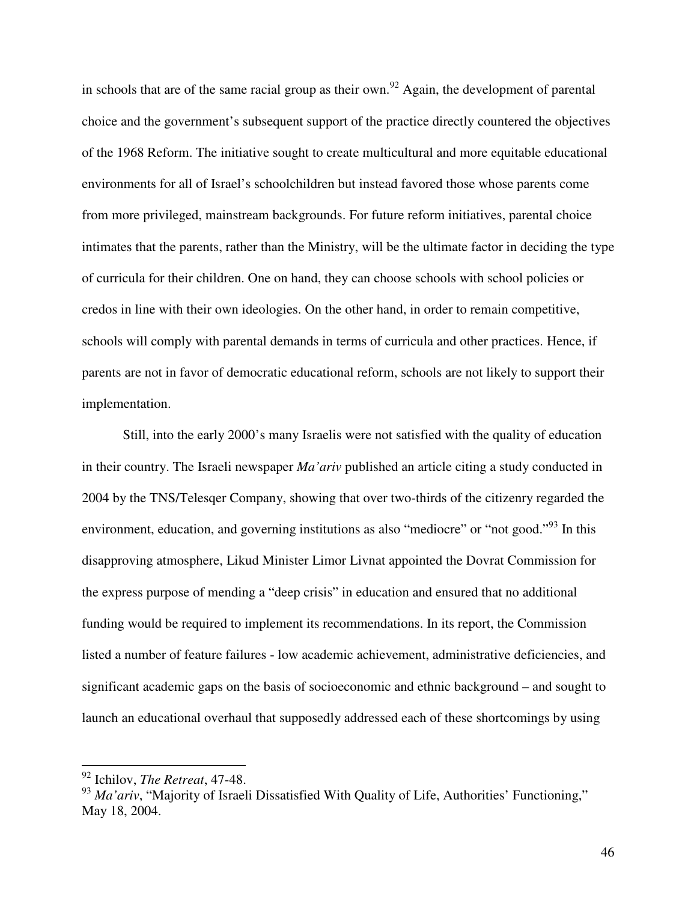in schools that are of the same racial group as their own.[92] Again, the development of parental choice and the government's subsequent support of the practice directly countered the objectives of the 1968 Reform. The initiative sought to create multicultural and more equitable educational environments for all of Israel's schoolchildren but instead favored those whose parents come from more privileged, mainstream backgrounds. For future reform initiatives, parental choice intimates that the parents, rather than the Ministry, will be the ultimate factor in deciding the type of curricula for their children. One on hand, they can choose schools with school policies or credos in line with their own ideologies. On the other hand, in order to remain competitive, schools will comply with parental demands in terms of curricula and other practices. Hence, if parents are not in favor of democratic educational reform, schools are not likely to support their implementation.

Still, into the early 2000's many Israelis were not satisfied with the quality of education in their country. The Israeli newspaper *Ma'ariv* published an article citing a study conducted in 2004 by the TNS/Telesqer Company, showing that over two-thirds of the citizenry regarded the environment, education, and governing institutions as also "mediocre" or "not good."[93] In this disapproving atmosphere, Likud Minister Limor Livnat appointed the Dovrat Commission for the express purpose of mending a "deep crisis" in education and ensured that no additional funding would be required to implement its recommendations. In its report, the Commission listed a number of feature failures - low academic achievement, administrative deficiencies, and significant academic gaps on the basis of socioeconomic and ethnic background – and sought to launch an educational overhaul that supposedly addressed each of these shortcomings by using

---

[92] Ichilov, *The Retreat*, 47-48.

[93] *Ma'ariv*, "Majority of Israeli Dissatisfied With Quality of Life, Authorities' Functioning," May 18, 2004.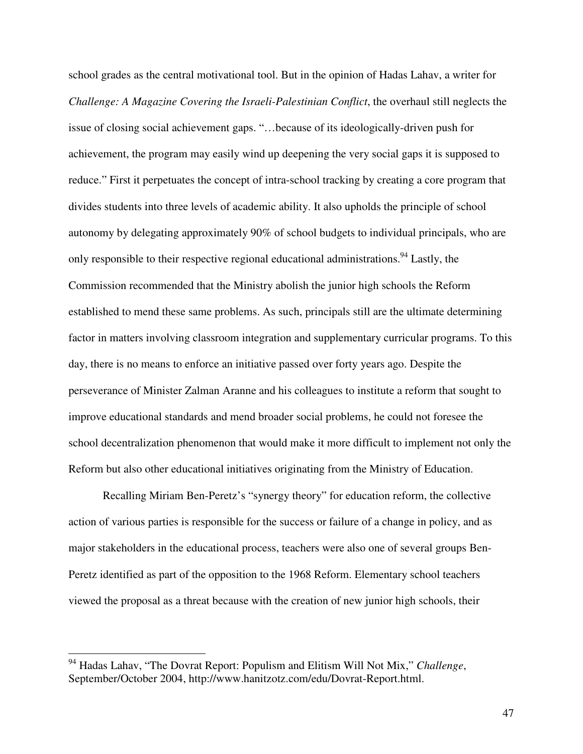school grades as the central motivational tool. But in the opinion of Hadas Lahav, a writer for *Challenge: A Magazine Covering the Israeli-Palestinian Conflict*, the overhaul still neglects the issue of closing social achievement gaps. "…because of its ideologically-driven push for achievement, the program may easily wind up deepening the very social gaps it is supposed to reduce." First it perpetuates the concept of intra-school tracking by creating a core program that divides students into three levels of academic ability. It also upholds the principle of school autonomy by delegating approximately 90% of school budgets to individual principals, who are only responsible to their respective regional educational administrations.[94] Lastly, the Commission recommended that the Ministry abolish the junior high schools the Reform established to mend these same problems. As such, principals still are the ultimate determining factor in matters involving classroom integration and supplementary curricular programs. To this day, there is no means to enforce an initiative passed over forty years ago. Despite the perseverance of Minister Zalman Aranne and his colleagues to institute a reform that sought to improve educational standards and mend broader social problems, he could not foresee the school decentralization phenomenon that would make it more difficult to implement not only the Reform but also other educational initiatives originating from the Ministry of Education.

Recalling Miriam Ben-Peretz's "synergy theory" for education reform, the collective action of various parties is responsible for the success or failure of a change in policy, and as major stakeholders in the educational process, teachers were also one of several groups Ben-Peretz identified as part of the opposition to the 1968 Reform. Elementary school teachers viewed the proposal as a threat because with the creation of new junior high schools, their

---

[94] Hadas Lahav, "The Dovrat Report: Populism and Elitism Will Not Mix," *Challenge*, September/October 2004, http://www.hanitzotz.com/edu/Dovrat-Report.html.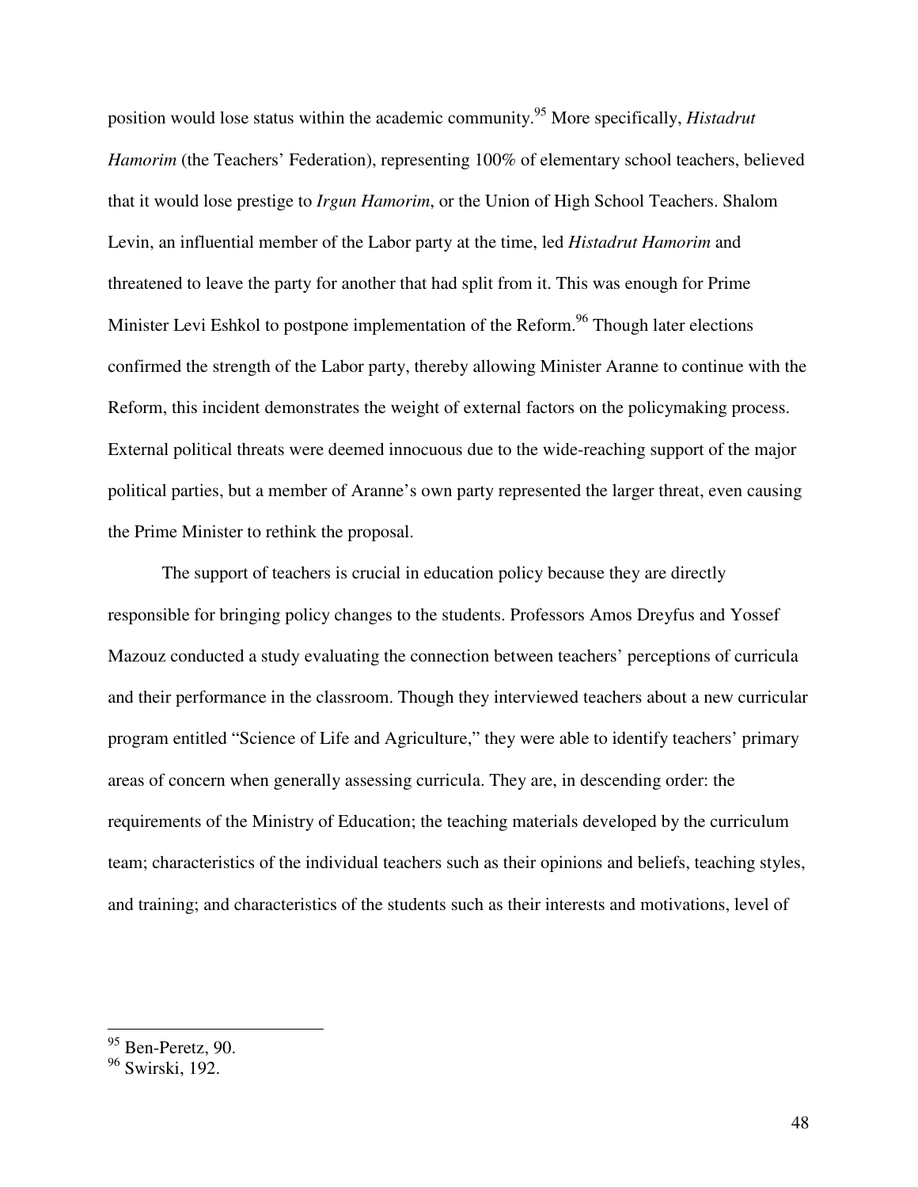position would lose status within the academic community.[95] More specifically, *Histadrut Hamorim* (the Teachers' Federation), representing 100% of elementary school teachers, believed that it would lose prestige to *Irgun Hamorim*, or the Union of High School Teachers. Shalom Levin, an influential member of the Labor party at the time, led *Histadrut Hamorim* and threatened to leave the party for another that had split from it. This was enough for Prime Minister Levi Eshkol to postpone implementation of the Reform.[96] Though later elections confirmed the strength of the Labor party, thereby allowing Minister Aranne to continue with the Reform, this incident demonstrates the weight of external factors on the policymaking process. External political threats were deemed innocuous due to the wide-reaching support of the major political parties, but a member of Aranne's own party represented the larger threat, even causing the Prime Minister to rethink the proposal.

The support of teachers is crucial in education policy because they are directly responsible for bringing policy changes to the students. Professors Amos Dreyfus and Yossef Mazouz conducted a study evaluating the connection between teachers' perceptions of curricula and their performance in the classroom. Though they interviewed teachers about a new curricular program entitled "Science of Life and Agriculture," they were able to identify teachers' primary areas of concern when generally assessing curricula. They are, in descending order: the requirements of the Ministry of Education; the teaching materials developed by the curriculum team; characteristics of the individual teachers such as their opinions and beliefs, teaching styles, and training; and characteristics of the students such as their interests and motivations, level of

---

[95] Ben-Peretz, 90.

[96] Swirski, 192.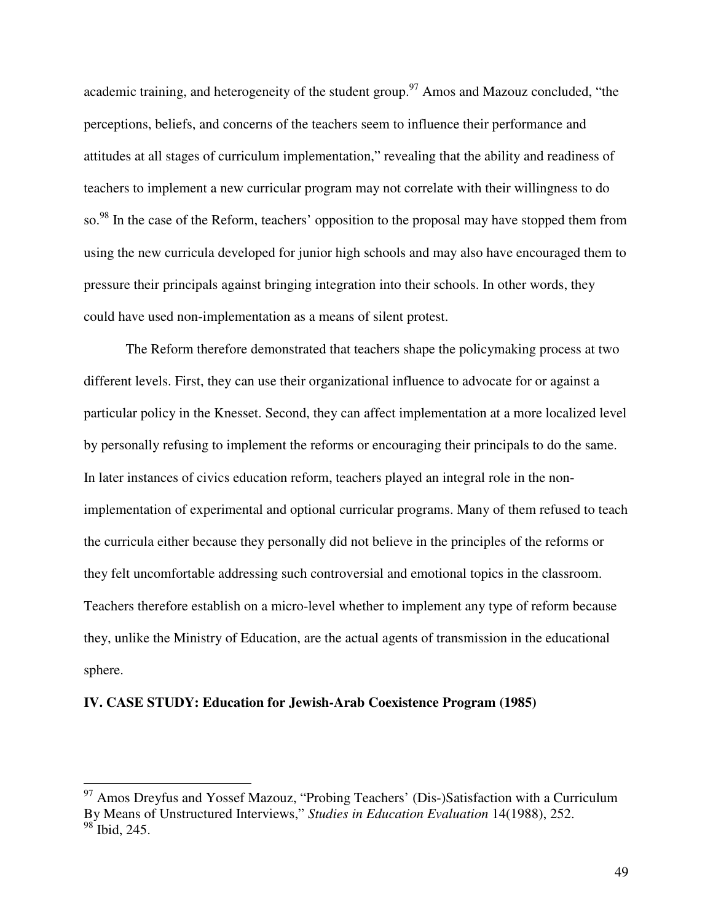academic training, and heterogeneity of the student group.[97] Amos and Mazouz concluded, "the perceptions, beliefs, and concerns of the teachers seem to influence their performance and attitudes at all stages of curriculum implementation," revealing that the ability and readiness of teachers to implement a new curricular program may not correlate with their willingness to do so.[98] In the case of the Reform, teachers' opposition to the proposal may have stopped them from using the new curricula developed for junior high schools and may also have encouraged them to pressure their principals against bringing integration into their schools. In other words, they could have used non-implementation as a means of silent protest.

The Reform therefore demonstrated that teachers shape the policymaking process at two different levels. First, they can use their organizational influence to advocate for or against a particular policy in the Knesset. Second, they can affect implementation at a more localized level by personally refusing to implement the reforms or encouraging their principals to do the same. In later instances of civics education reform, teachers played an integral role in the non-implementation of experimental and optional curricular programs. Many of them refused to teach the curricula either because they personally did not believe in the principles of the reforms or they felt uncomfortable addressing such controversial and emotional topics in the classroom. Teachers therefore establish on a micro-level whether to implement any type of reform because they, unlike the Ministry of Education, are the actual agents of transmission in the educational sphere.

## IV. CASE STUDY: Education for Jewish-Arab Coexistence Program (1985)

---

[97] Amos Dreyfus and Yossef Mazouz, "Probing Teachers' (Dis-)Satisfaction with a Curriculum By Means of Unstructured Interviews," *Studies in Education Evaluation* 14(1988), 252.

[98] Ibid, 245.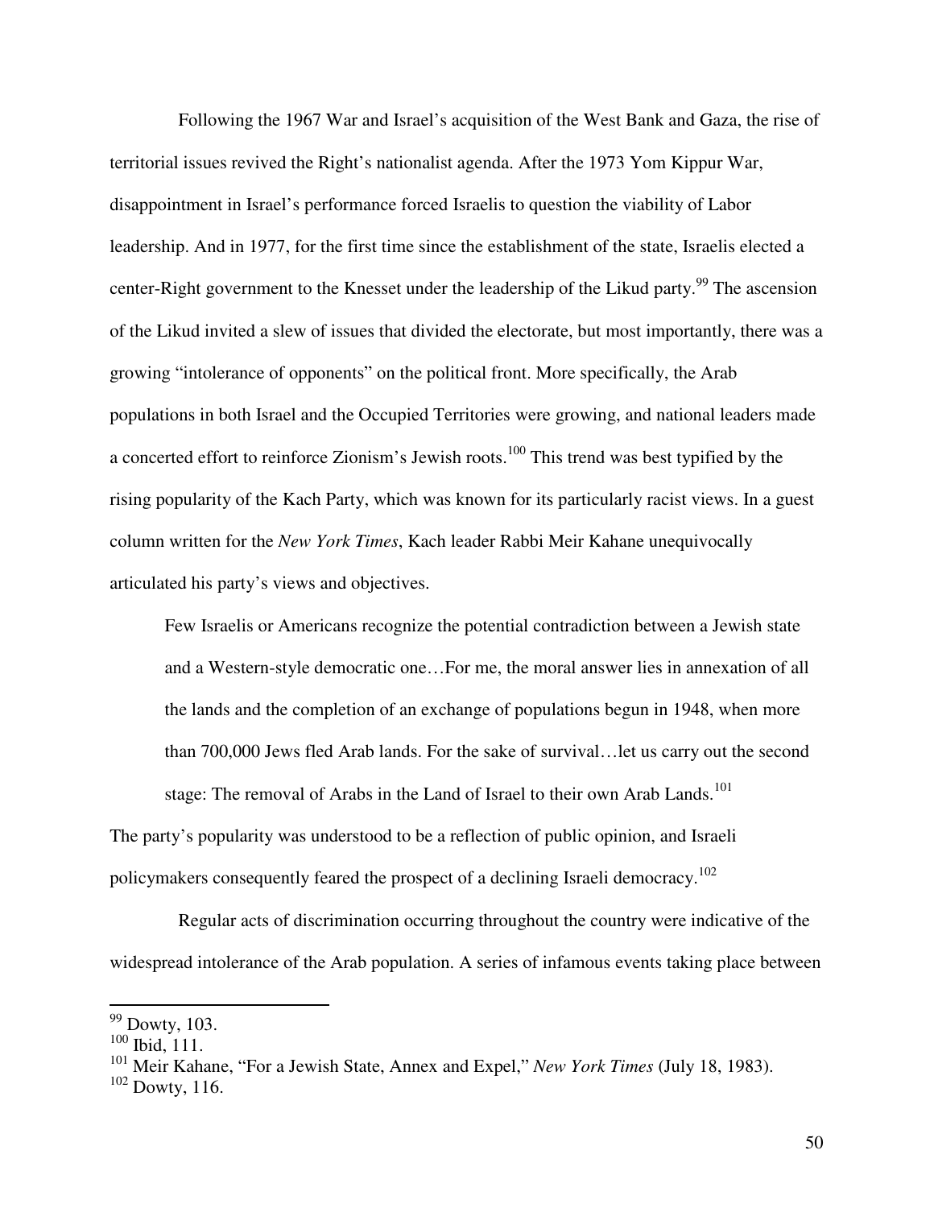Following the 1967 War and Israel's acquisition of the West Bank and Gaza, the rise of territorial issues revived the Right's nationalist agenda. After the 1973 Yom Kippur War, disappointment in Israel's performance forced Israelis to question the viability of Labor leadership. And in 1977, for the first time since the establishment of the state, Israelis elected a center-Right government to the Knesset under the leadership of the Likud party.[99] The ascension of the Likud invited a slew of issues that divided the electorate, but most importantly, there was a growing "intolerance of opponents" on the political front. More specifically, the Arab populations in both Israel and the Occupied Territories were growing, and national leaders made a concerted effort to reinforce Zionism's Jewish roots.[100] This trend was best typified by the rising popularity of the Kach Party, which was known for its particularly racist views. In a guest column written for the *New York Times*, Kach leader Rabbi Meir Kahane unequivocally articulated his party's views and objectives.

> Few Israelis or Americans recognize the potential contradiction between a Jewish state and a Western-style democratic one…For me, the moral answer lies in annexation of all the lands and the completion of an exchange of populations begun in 1948, when more than 700,000 Jews fled Arab lands. For the sake of survival…let us carry out the second stage: The removal of Arabs in the Land of Israel to their own Arab Lands.[101]

The party's popularity was understood to be a reflection of public opinion, and Israeli policymakers consequently feared the prospect of a declining Israeli democracy.[102]

Regular acts of discrimination occurring throughout the country were indicative of the widespread intolerance of the Arab population. A series of infamous events taking place between

---

[99] Dowty, 103.

[100] Ibid, 111.

[101] Meir Kahane, "For a Jewish State, Annex and Expel," *New York Times* (July 18, 1983).

[102] Dowty, 116.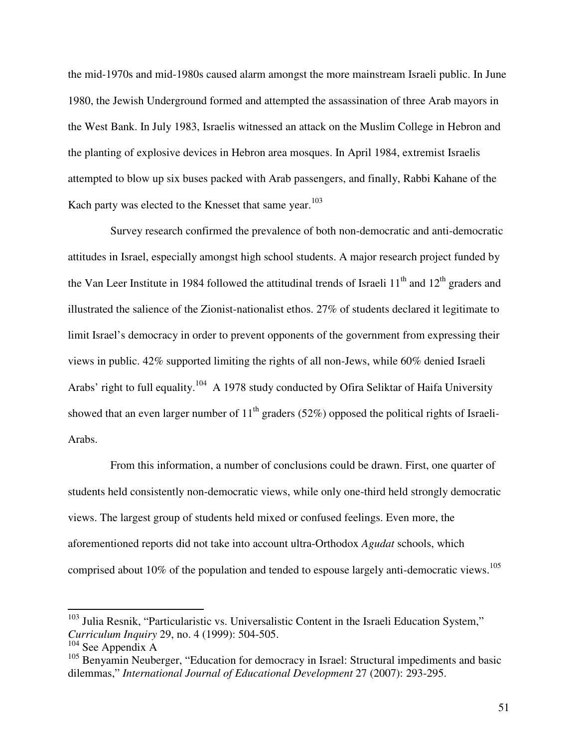the mid-1970s and mid-1980s caused alarm amongst the more mainstream Israeli public. In June 1980, the Jewish Underground formed and attempted the assassination of three Arab mayors in the West Bank. In July 1983, Israelis witnessed an attack on the Muslim College in Hebron and the planting of explosive devices in Hebron area mosques. In April 1984, extremist Israelis attempted to blow up six buses packed with Arab passengers, and finally, Rabbi Kahane of the Kach party was elected to the Knesset that same year.[103]

Survey research confirmed the prevalence of both non-democratic and anti-democratic attitudes in Israel, especially amongst high school students. A major research project funded by the Van Leer Institute in 1984 followed the attitudinal trends of Israeli 11th and 12th graders and illustrated the salience of the Zionist-nationalist ethos. 27% of students declared it legitimate to limit Israel's democracy in order to prevent opponents of the government from expressing their views in public. 42% supported limiting the rights of all non-Jews, while 60% denied Israeli Arabs' right to full equality.[104] A 1978 study conducted by Ofira Seliktar of Haifa University showed that an even larger number of 11th graders (52%) opposed the political rights of Israeli-Arabs.

From this information, a number of conclusions could be drawn. First, one quarter of students held consistently non-democratic views, while only one-third held strongly democratic views. The largest group of students held mixed or confused feelings. Even more, the aforementioned reports did not take into account ultra-Orthodox *Agudat* schools, which comprised about 10% of the population and tended to espouse largely anti-democratic views.[105]

---

[103] Julia Resnik, "Particularistic vs. Universalistic Content in the Israeli Education System," *Curriculum Inquiry* 29, no. 4 (1999): 504-505.

[104] See Appendix A

[105] Benyamin Neuberger, "Education for democracy in Israel: Structural impediments and basic dilemmas," *International Journal of Educational Development* 27 (2007): 293-295.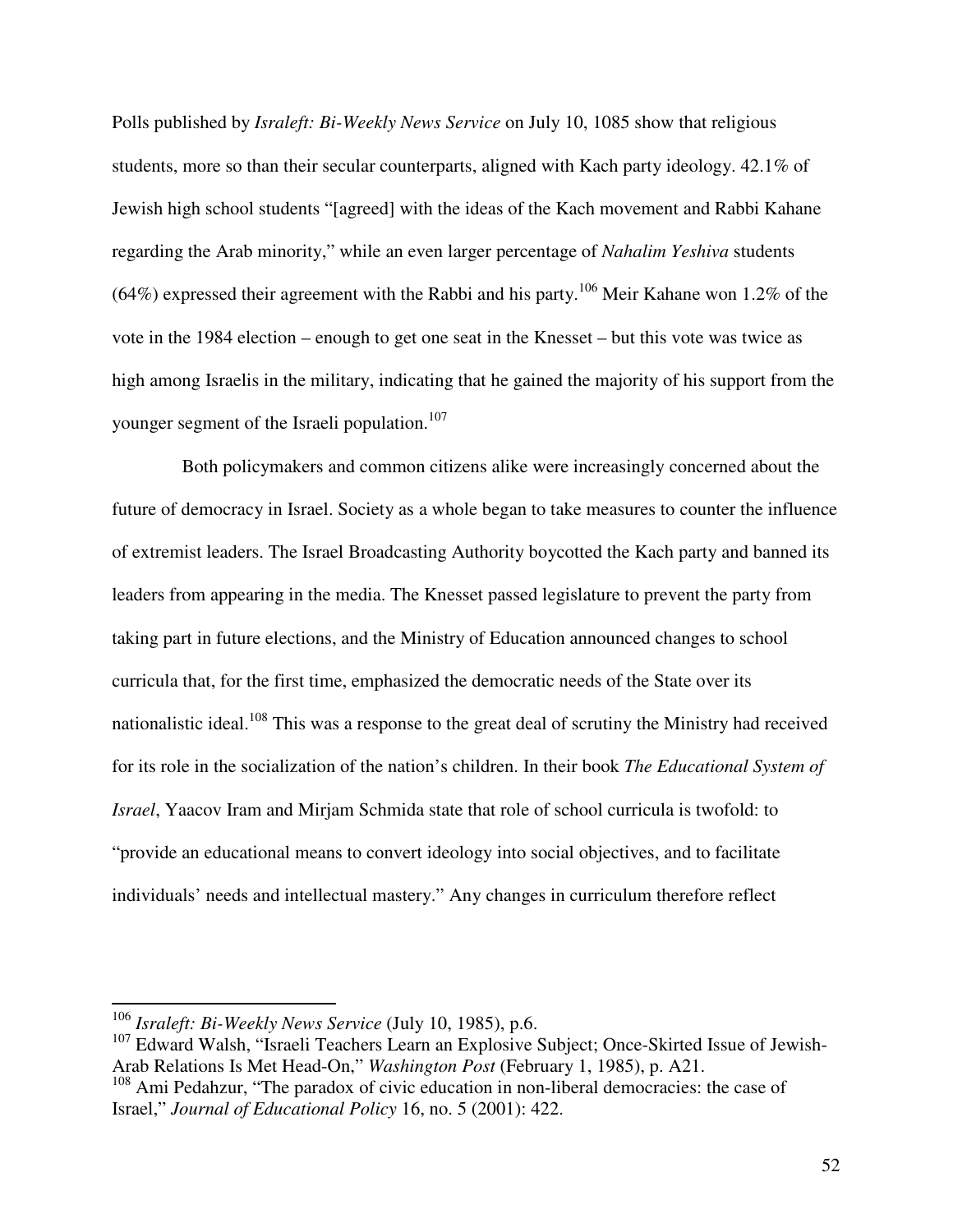Polls published by *Israleft: Bi-Weekly News Service* on July 10, 1085 show that religious students, more so than their secular counterparts, aligned with Kach party ideology. 42.1% of Jewish high school students "[agreed] with the ideas of the Kach movement and Rabbi Kahane regarding the Arab minority," while an even larger percentage of *Nahalim Yeshiva* students (64%) expressed their agreement with the Rabbi and his party.[106] Meir Kahane won 1.2% of the vote in the 1984 election – enough to get one seat in the Knesset – but this vote was twice as high among Israelis in the military, indicating that he gained the majority of his support from the younger segment of the Israeli population.[107]

Both policymakers and common citizens alike were increasingly concerned about the future of democracy in Israel. Society as a whole began to take measures to counter the influence of extremist leaders. The Israel Broadcasting Authority boycotted the Kach party and banned its leaders from appearing in the media. The Knesset passed legislature to prevent the party from taking part in future elections, and the Ministry of Education announced changes to school curricula that, for the first time, emphasized the democratic needs of the State over its nationalistic ideal.[108] This was a response to the great deal of scrutiny the Ministry had received for its role in the socialization of the nation's children. In their book *The Educational System of Israel*, Yaacov Iram and Mirjam Schmida state that role of school curricula is twofold: to "provide an educational means to convert ideology into social objectives, and to facilitate individuals' needs and intellectual mastery." Any changes in curriculum therefore reflect

---

[106] *Israleft: Bi-Weekly News Service* (July 10, 1985), p.6.

[107] Edward Walsh, "Israeli Teachers Learn an Explosive Subject; Once-Skirted Issue of Jewish-Arab Relations Is Met Head-On," *Washington Post* (February 1, 1985), p. A21.

[108] Ami Pedahzur, "The paradox of civic education in non-liberal democracies: the case of Israel," *Journal of Educational Policy* 16, no. 5 (2001): 422.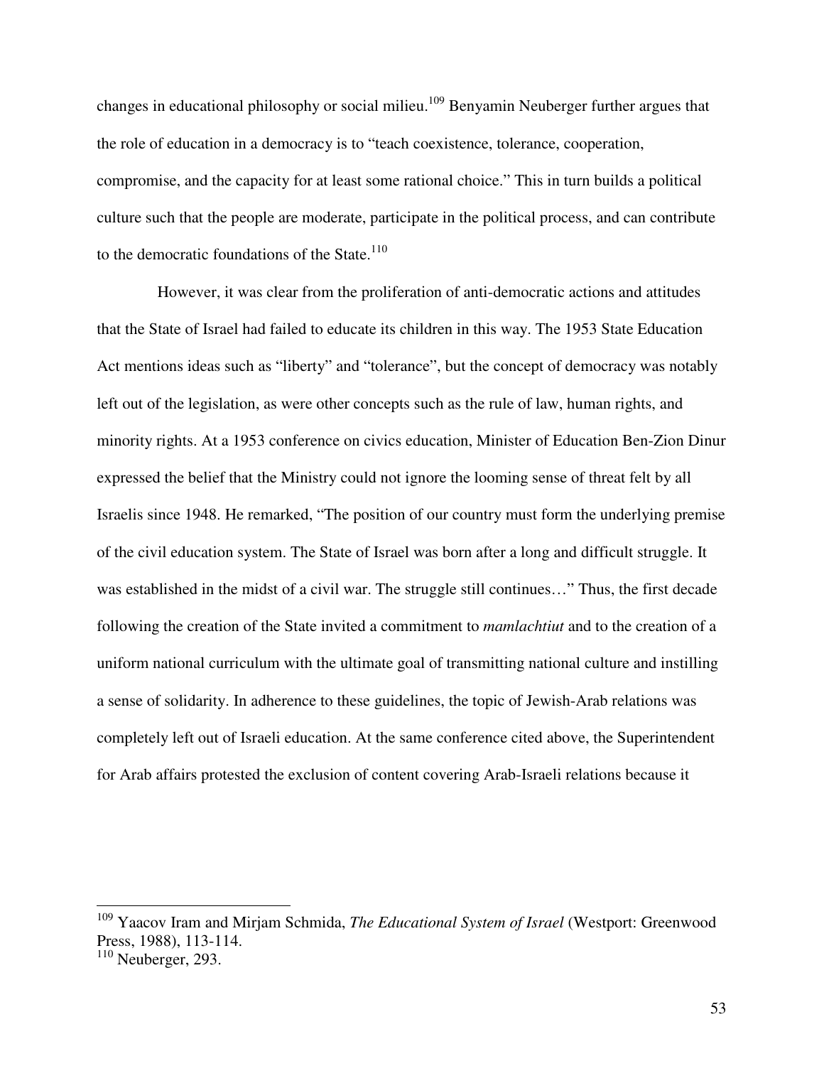changes in educational philosophy or social milieu.[109] Benyamin Neuberger further argues that the role of education in a democracy is to "teach coexistence, tolerance, cooperation, compromise, and the capacity for at least some rational choice." This in turn builds a political culture such that the people are moderate, participate in the political process, and can contribute to the democratic foundations of the State.[110]

However, it was clear from the proliferation of anti-democratic actions and attitudes that the State of Israel had failed to educate its children in this way. The 1953 State Education Act mentions ideas such as "liberty" and "tolerance", but the concept of democracy was notably left out of the legislation, as were other concepts such as the rule of law, human rights, and minority rights. At a 1953 conference on civics education, Minister of Education Ben-Zion Dinur expressed the belief that the Ministry could not ignore the looming sense of threat felt by all Israelis since 1948. He remarked, "The position of our country must form the underlying premise of the civil education system. The State of Israel was born after a long and difficult struggle. It was established in the midst of a civil war. The struggle still continues…" Thus, the first decade following the creation of the State invited a commitment to *mamlachtiut* and to the creation of a uniform national curriculum with the ultimate goal of transmitting national culture and instilling a sense of solidarity. In adherence to these guidelines, the topic of Jewish-Arab relations was completely left out of Israeli education. At the same conference cited above, the Superintendent for Arab affairs protested the exclusion of content covering Arab-Israeli relations because it

---

[109] Yaacov Iram and Mirjam Schmida, *The Educational System of Israel* (Westport: Greenwood Press, 1988), 113-114.

[110] Neuberger, 293.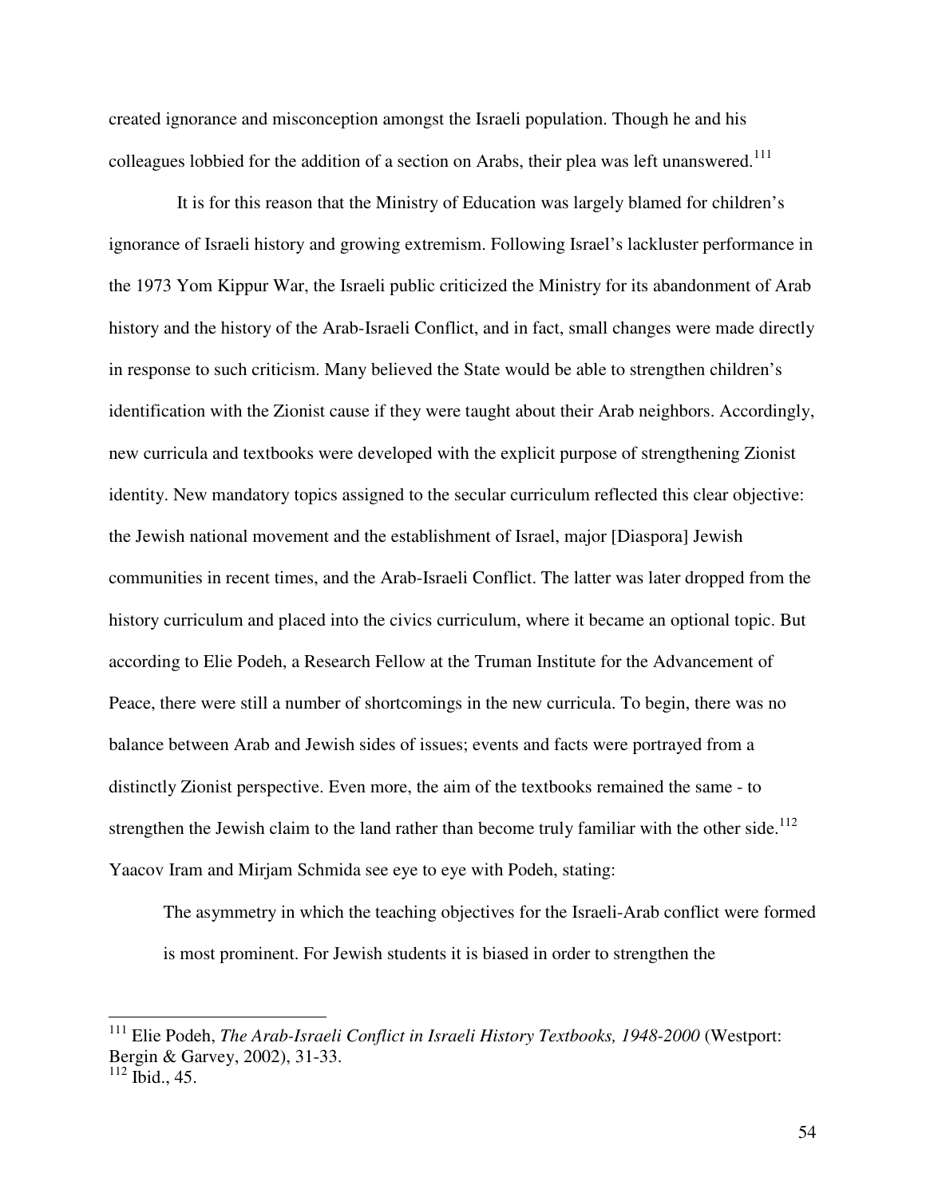created ignorance and misconception amongst the Israeli population. Though he and his colleagues lobbied for the addition of a section on Arabs, their plea was left unanswered.[111]

It is for this reason that the Ministry of Education was largely blamed for children's ignorance of Israeli history and growing extremism. Following Israel's lackluster performance in the 1973 Yom Kippur War, the Israeli public criticized the Ministry for its abandonment of Arab history and the history of the Arab-Israeli Conflict, and in fact, small changes were made directly in response to such criticism. Many believed the State would be able to strengthen children's identification with the Zionist cause if they were taught about their Arab neighbors. Accordingly, new curricula and textbooks were developed with the explicit purpose of strengthening Zionist identity. New mandatory topics assigned to the secular curriculum reflected this clear objective: the Jewish national movement and the establishment of Israel, major [Diaspora] Jewish communities in recent times, and the Arab-Israeli Conflict. The latter was later dropped from the history curriculum and placed into the civics curriculum, where it became an optional topic. But according to Elie Podeh, a Research Fellow at the Truman Institute for the Advancement of Peace, there were still a number of shortcomings in the new curricula. To begin, there was no balance between Arab and Jewish sides of issues; events and facts were portrayed from a distinctly Zionist perspective. Even more, the aim of the textbooks remained the same - to strengthen the Jewish claim to the land rather than become truly familiar with the other side.[112] Yaacov Iram and Mirjam Schmida see eye to eye with Podeh, stating:

> The asymmetry in which the teaching objectives for the Israeli-Arab conflict were formed is most prominent. For Jewish students it is biased in order to strengthen the

---

[111] Elie Podeh, *The Arab-Israeli Conflict in Israeli History Textbooks, 1948-2000* (Westport: Bergin & Garvey, 2002), 31-33.

[112] Ibid., 45.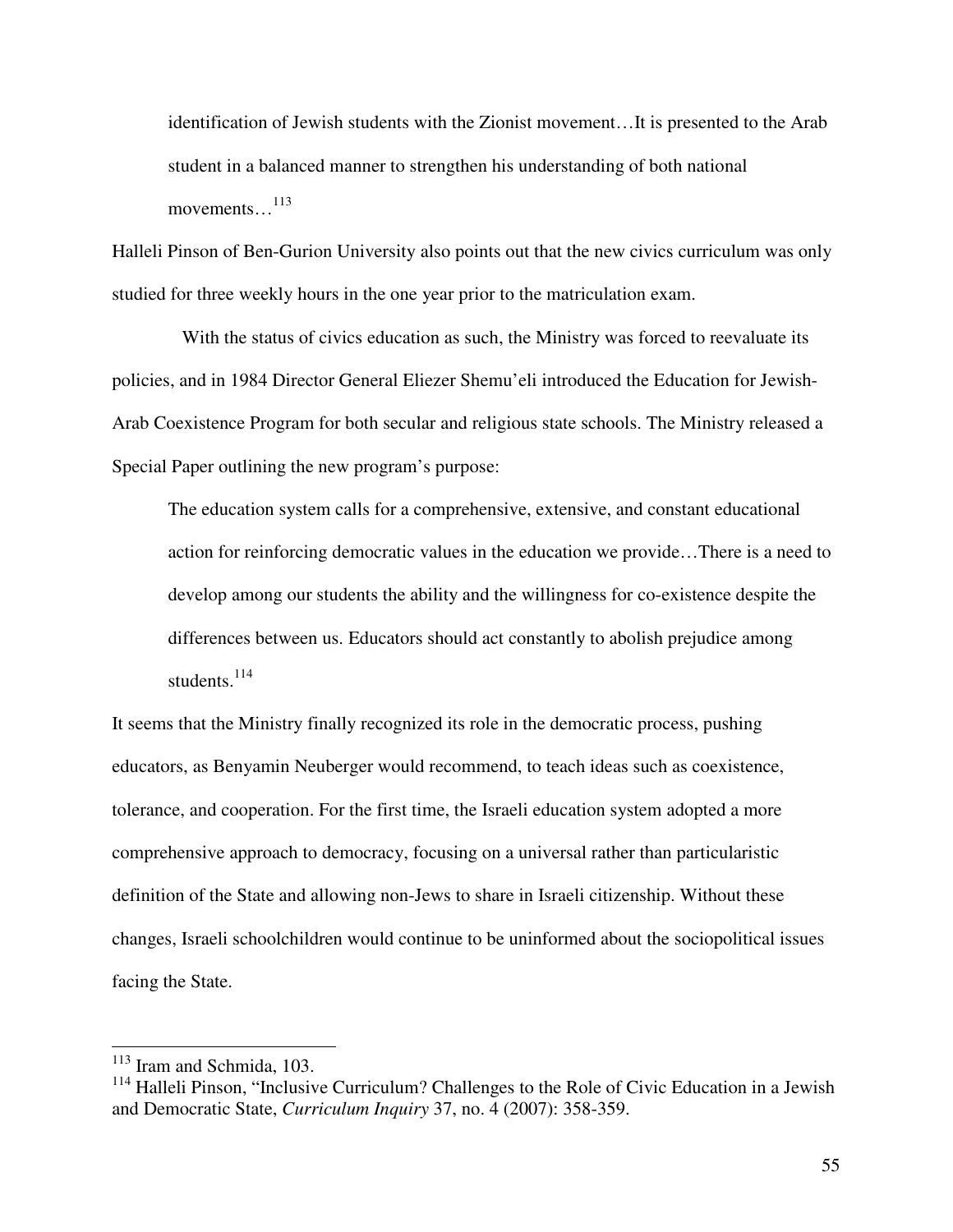> identification of Jewish students with the Zionist movement…It is presented to the Arab student in a balanced manner to strengthen his understanding of both national movements…[113]

Halleli Pinson of Ben-Gurion University also points out that the new civics curriculum was only studied for three weekly hours in the one year prior to the matriculation exam.

With the status of civics education as such, the Ministry was forced to reevaluate its policies, and in 1984 Director General Eliezer Shemu'eli introduced the Education for Jewish-Arab Coexistence Program for both secular and religious state schools. The Ministry released a Special Paper outlining the new program's purpose:

> The education system calls for a comprehensive, extensive, and constant educational action for reinforcing democratic values in the education we provide…There is a need to develop among our students the ability and the willingness for co-existence despite the differences between us. Educators should act constantly to abolish prejudice among students.[114]

It seems that the Ministry finally recognized its role in the democratic process, pushing educators, as Benyamin Neuberger would recommend, to teach ideas such as coexistence, tolerance, and cooperation. For the first time, the Israeli education system adopted a more comprehensive approach to democracy, focusing on a universal rather than particularistic definition of the State and allowing non-Jews to share in Israeli citizenship. Without these changes, Israeli schoolchildren would continue to be uninformed about the sociopolitical issues facing the State.

---

[113] Iram and Schmida, 103.

[114] Halleli Pinson, "Inclusive Curriculum? Challenges to the Role of Civic Education in a Jewish and Democratic State, *Curriculum Inquiry* 37, no. 4 (2007): 358-359.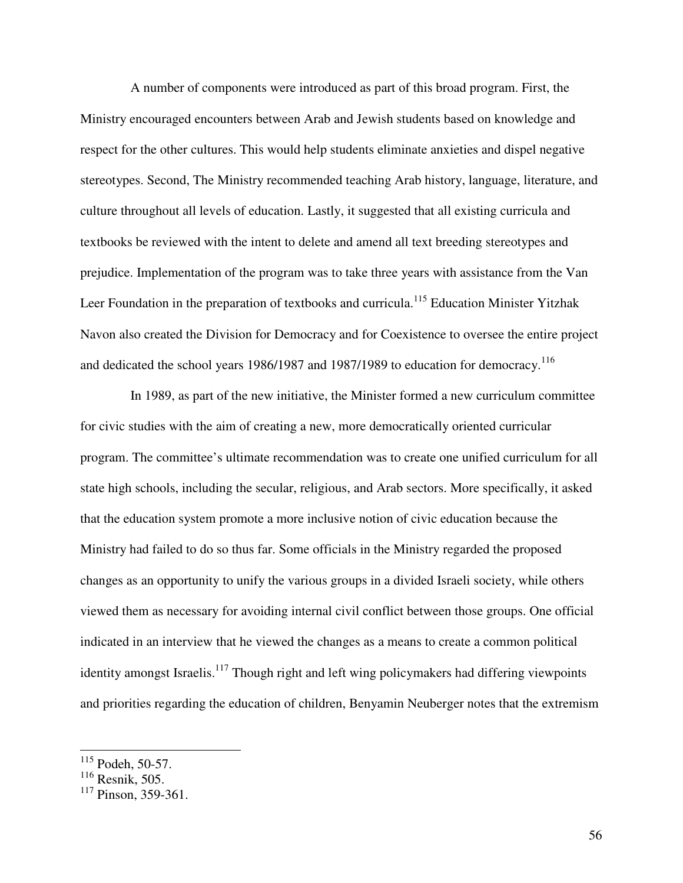A number of components were introduced as part of this broad program. First, the Ministry encouraged encounters between Arab and Jewish students based on knowledge and respect for the other cultures. This would help students eliminate anxieties and dispel negative stereotypes. Second, The Ministry recommended teaching Arab history, language, literature, and culture throughout all levels of education. Lastly, it suggested that all existing curricula and textbooks be reviewed with the intent to delete and amend all text breeding stereotypes and prejudice. Implementation of the program was to take three years with assistance from the Van Leer Foundation in the preparation of textbooks and curricula.[115] Education Minister Yitzhak Navon also created the Division for Democracy and for Coexistence to oversee the entire project and dedicated the school years 1986/1987 and 1987/1989 to education for democracy.[116]

In 1989, as part of the new initiative, the Minister formed a new curriculum committee for civic studies with the aim of creating a new, more democratically oriented curricular program. The committee's ultimate recommendation was to create one unified curriculum for all state high schools, including the secular, religious, and Arab sectors. More specifically, it asked that the education system promote a more inclusive notion of civic education because the Ministry had failed to do so thus far. Some officials in the Ministry regarded the proposed changes as an opportunity to unify the various groups in a divided Israeli society, while others viewed them as necessary for avoiding internal civil conflict between those groups. One official indicated in an interview that he viewed the changes as a means to create a common political identity amongst Israelis.[117] Though right and left wing policymakers had differing viewpoints and priorities regarding the education of children, Benyamin Neuberger notes that the extremism

---

[115] Podeh, 50-57.

[116] Resnik, 505.

[117] Pinson, 359-361.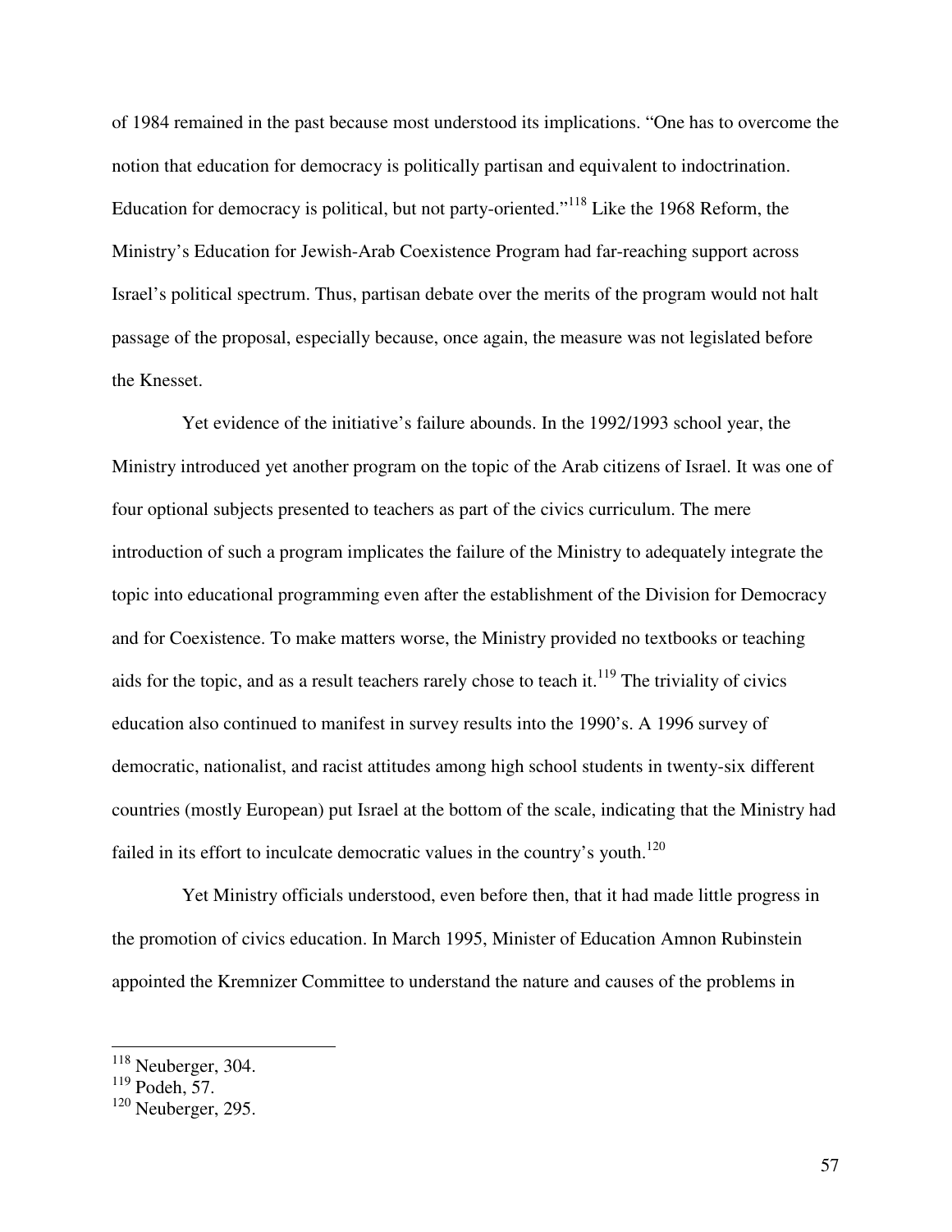of 1984 remained in the past because most understood its implications. "One has to overcome the notion that education for democracy is politically partisan and equivalent to indoctrination. Education for democracy is political, but not party-oriented."[118] Like the 1968 Reform, the Ministry's Education for Jewish-Arab Coexistence Program had far-reaching support across Israel's political spectrum. Thus, partisan debate over the merits of the program would not halt passage of the proposal, especially because, once again, the measure was not legislated before the Knesset.

Yet evidence of the initiative's failure abounds. In the 1992/1993 school year, the Ministry introduced yet another program on the topic of the Arab citizens of Israel. It was one of four optional subjects presented to teachers as part of the civics curriculum. The mere introduction of such a program implicates the failure of the Ministry to adequately integrate the topic into educational programming even after the establishment of the Division for Democracy and for Coexistence. To make matters worse, the Ministry provided no textbooks or teaching aids for the topic, and as a result teachers rarely chose to teach it.[119] The triviality of civics education also continued to manifest in survey results into the 1990's. A 1996 survey of democratic, nationalist, and racist attitudes among high school students in twenty-six different countries (mostly European) put Israel at the bottom of the scale, indicating that the Ministry had failed in its effort to inculcate democratic values in the country's youth.[120]

Yet Ministry officials understood, even before then, that it had made little progress in the promotion of civics education. In March 1995, Minister of Education Amnon Rubinstein appointed the Kremnizer Committee to understand the nature and causes of the problems in

---

[118] Neuberger, 304.
[119] Podeh, 57.
[120] Neuberger, 295.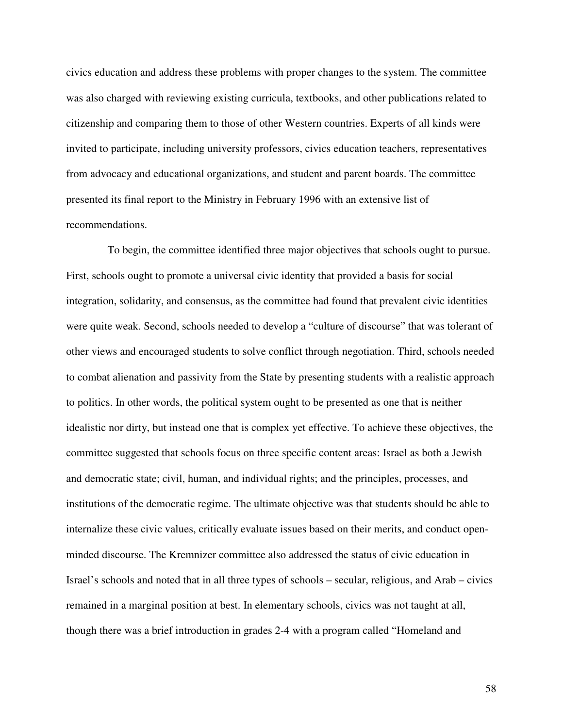civics education and address these problems with proper changes to the system. The committee was also charged with reviewing existing curricula, textbooks, and other publications related to citizenship and comparing them to those of other Western countries. Experts of all kinds were invited to participate, including university professors, civics education teachers, representatives from advocacy and educational organizations, and student and parent boards. The committee presented its final report to the Ministry in February 1996 with an extensive list of recommendations.

To begin, the committee identified three major objectives that schools ought to pursue. First, schools ought to promote a universal civic identity that provided a basis for social integration, solidarity, and consensus, as the committee had found that prevalent civic identities were quite weak. Second, schools needed to develop a "culture of discourse" that was tolerant of other views and encouraged students to solve conflict through negotiation. Third, schools needed to combat alienation and passivity from the State by presenting students with a realistic approach to politics. In other words, the political system ought to be presented as one that is neither idealistic nor dirty, but instead one that is complex yet effective. To achieve these objectives, the committee suggested that schools focus on three specific content areas: Israel as both a Jewish and democratic state; civil, human, and individual rights; and the principles, processes, and institutions of the democratic regime. The ultimate objective was that students should be able to internalize these civic values, critically evaluate issues based on their merits, and conduct open-minded discourse. The Kremnizer committee also addressed the status of civic education in Israel's schools and noted that in all three types of schools – secular, religious, and Arab – civics remained in a marginal position at best. In elementary schools, civics was not taught at all, though there was a brief introduction in grades 2-4 with a program called "Homeland and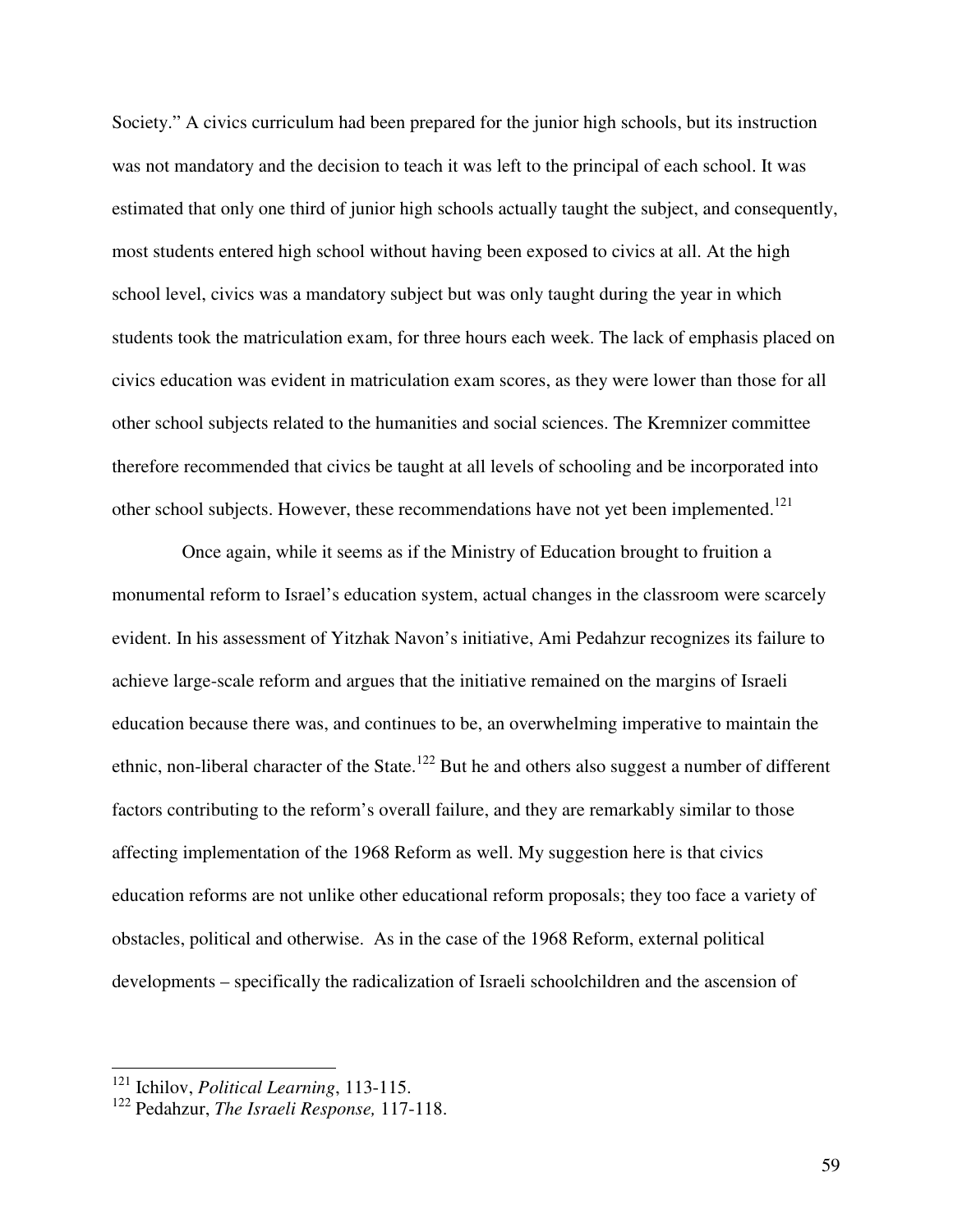Society." A civics curriculum had been prepared for the junior high schools, but its instruction was not mandatory and the decision to teach it was left to the principal of each school. It was estimated that only one third of junior high schools actually taught the subject, and consequently, most students entered high school without having been exposed to civics at all. At the high school level, civics was a mandatory subject but was only taught during the year in which students took the matriculation exam, for three hours each week. The lack of emphasis placed on civics education was evident in matriculation exam scores, as they were lower than those for all other school subjects related to the humanities and social sciences. The Kremnizer committee therefore recommended that civics be taught at all levels of schooling and be incorporated into other school subjects. However, these recommendations have not yet been implemented.[121]

Once again, while it seems as if the Ministry of Education brought to fruition a monumental reform to Israel's education system, actual changes in the classroom were scarcely evident. In his assessment of Yitzhak Navon's initiative, Ami Pedahzur recognizes its failure to achieve large-scale reform and argues that the initiative remained on the margins of Israeli education because there was, and continues to be, an overwhelming imperative to maintain the ethnic, non-liberal character of the State.[122] But he and others also suggest a number of different factors contributing to the reform's overall failure, and they are remarkably similar to those affecting implementation of the 1968 Reform as well. My suggestion here is that civics education reforms are not unlike other educational reform proposals; they too face a variety of obstacles, political and otherwise. As in the case of the 1968 Reform, external political developments – specifically the radicalization of Israeli schoolchildren and the ascension of

---

[121] Ichilov, *Political Learning*, 113-115.

[122] Pedahzur, *The Israeli Response,* 117-118.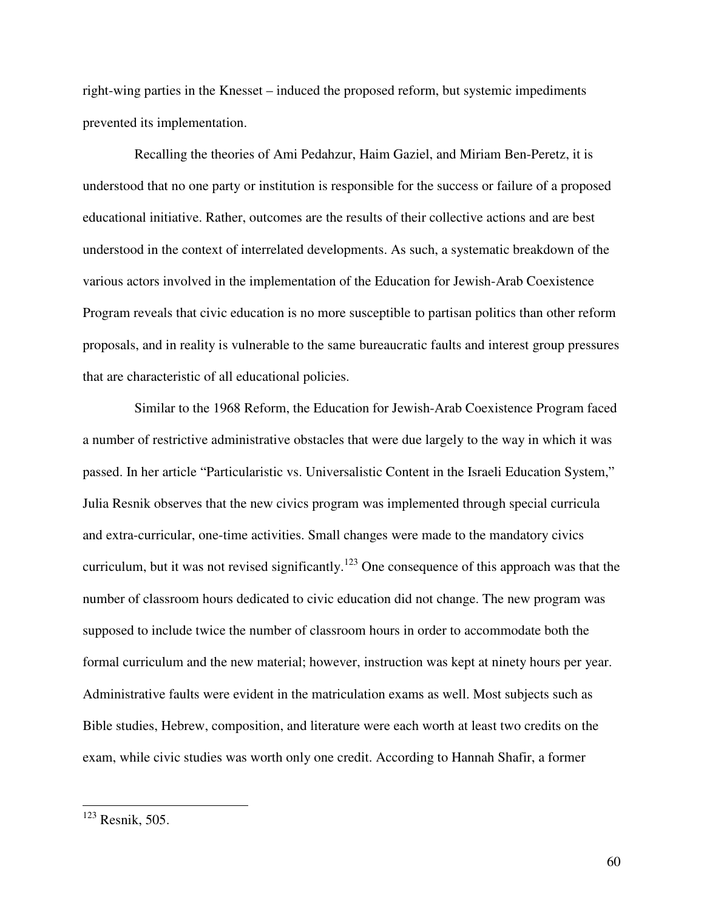right-wing parties in the Knesset – induced the proposed reform, but systemic impediments prevented its implementation.

Recalling the theories of Ami Pedahzur, Haim Gaziel, and Miriam Ben-Peretz, it is understood that no one party or institution is responsible for the success or failure of a proposed educational initiative. Rather, outcomes are the results of their collective actions and are best understood in the context of interrelated developments. As such, a systematic breakdown of the various actors involved in the implementation of the Education for Jewish-Arab Coexistence Program reveals that civic education is no more susceptible to partisan politics than other reform proposals, and in reality is vulnerable to the same bureaucratic faults and interest group pressures that are characteristic of all educational policies.

Similar to the 1968 Reform, the Education for Jewish-Arab Coexistence Program faced a number of restrictive administrative obstacles that were due largely to the way in which it was passed. In her article "Particularistic vs. Universalistic Content in the Israeli Education System," Julia Resnik observes that the new civics program was implemented through special curricula and extra-curricular, one-time activities. Small changes were made to the mandatory civics curriculum, but it was not revised significantly.[123] One consequence of this approach was that the number of classroom hours dedicated to civic education did not change. The new program was supposed to include twice the number of classroom hours in order to accommodate both the formal curriculum and the new material; however, instruction was kept at ninety hours per year. Administrative faults were evident in the matriculation exams as well. Most subjects such as Bible studies, Hebrew, composition, and literature were each worth at least two credits on the exam, while civic studies was worth only one credit. According to Hannah Shafir, a former

[123] Resnik, 505.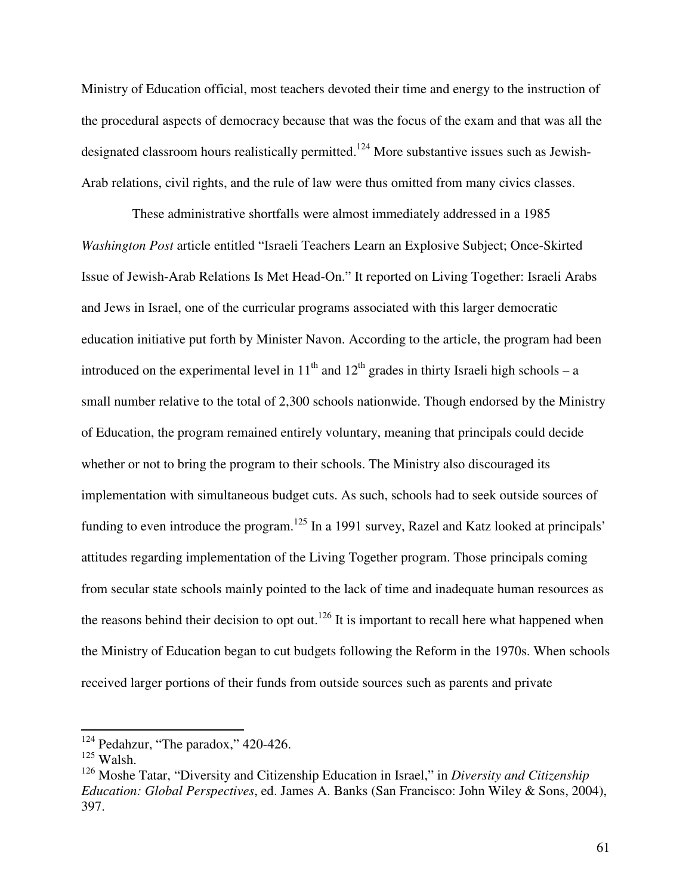Ministry of Education official, most teachers devoted their time and energy to the instruction of the procedural aspects of democracy because that was the focus of the exam and that was all the designated classroom hours realistically permitted.[124] More substantive issues such as Jewish-Arab relations, civil rights, and the rule of law were thus omitted from many civics classes.

These administrative shortfalls were almost immediately addressed in a 1985 *Washington Post* article entitled "Israeli Teachers Learn an Explosive Subject; Once-Skirted Issue of Jewish-Arab Relations Is Met Head-On." It reported on Living Together: Israeli Arabs and Jews in Israel, one of the curricular programs associated with this larger democratic education initiative put forth by Minister Navon. According to the article, the program had been introduced on the experimental level in 11th and 12th grades in thirty Israeli high schools – a small number relative to the total of 2,300 schools nationwide. Though endorsed by the Ministry of Education, the program remained entirely voluntary, meaning that principals could decide whether or not to bring the program to their schools. The Ministry also discouraged its implementation with simultaneous budget cuts. As such, schools had to seek outside sources of funding to even introduce the program.[125] In a 1991 survey, Razel and Katz looked at principals' attitudes regarding implementation of the Living Together program. Those principals coming from secular state schools mainly pointed to the lack of time and inadequate human resources as the reasons behind their decision to opt out.[126] It is important to recall here what happened when the Ministry of Education began to cut budgets following the Reform in the 1970s. When schools received larger portions of their funds from outside sources such as parents and private

---

[124] Pedahzur, "The paradox," 420-426.

[125] Walsh.

[126] Moshe Tatar, "Diversity and Citizenship Education in Israel," in *Diversity and Citizenship Education: Global Perspectives*, ed. James A. Banks (San Francisco: John Wiley & Sons, 2004), 397.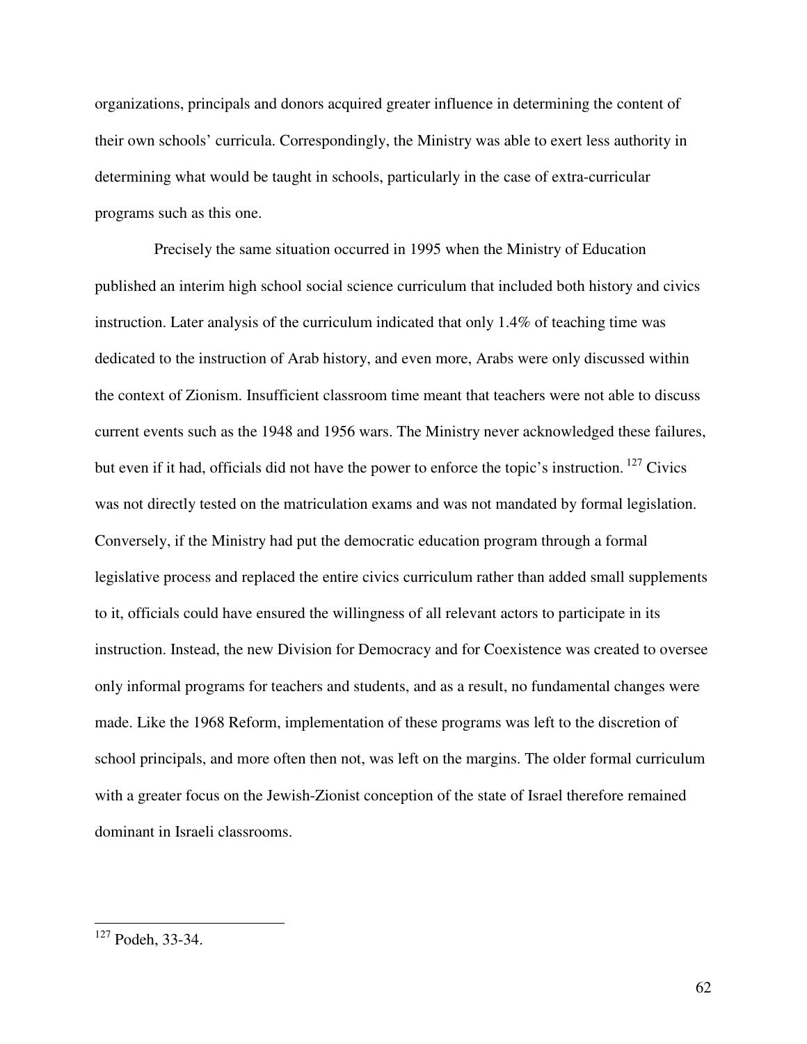organizations, principals and donors acquired greater influence in determining the content of their own schools' curricula. Correspondingly, the Ministry was able to exert less authority in determining what would be taught in schools, particularly in the case of extra-curricular programs such as this one.

Precisely the same situation occurred in 1995 when the Ministry of Education published an interim high school social science curriculum that included both history and civics instruction. Later analysis of the curriculum indicated that only 1.4% of teaching time was dedicated to the instruction of Arab history, and even more, Arabs were only discussed within the context of Zionism. Insufficient classroom time meant that teachers were not able to discuss current events such as the 1948 and 1956 wars. The Ministry never acknowledged these failures, but even if it had, officials did not have the power to enforce the topic's instruction. [127] Civics was not directly tested on the matriculation exams and was not mandated by formal legislation. Conversely, if the Ministry had put the democratic education program through a formal legislative process and replaced the entire civics curriculum rather than added small supplements to it, officials could have ensured the willingness of all relevant actors to participate in its instruction. Instead, the new Division for Democracy and for Coexistence was created to oversee only informal programs for teachers and students, and as a result, no fundamental changes were made. Like the 1968 Reform, implementation of these programs was left to the discretion of school principals, and more often then not, was left on the margins. The older formal curriculum with a greater focus on the Jewish-Zionist conception of the state of Israel therefore remained dominant in Israeli classrooms.

---

[127] Podeh, 33-34.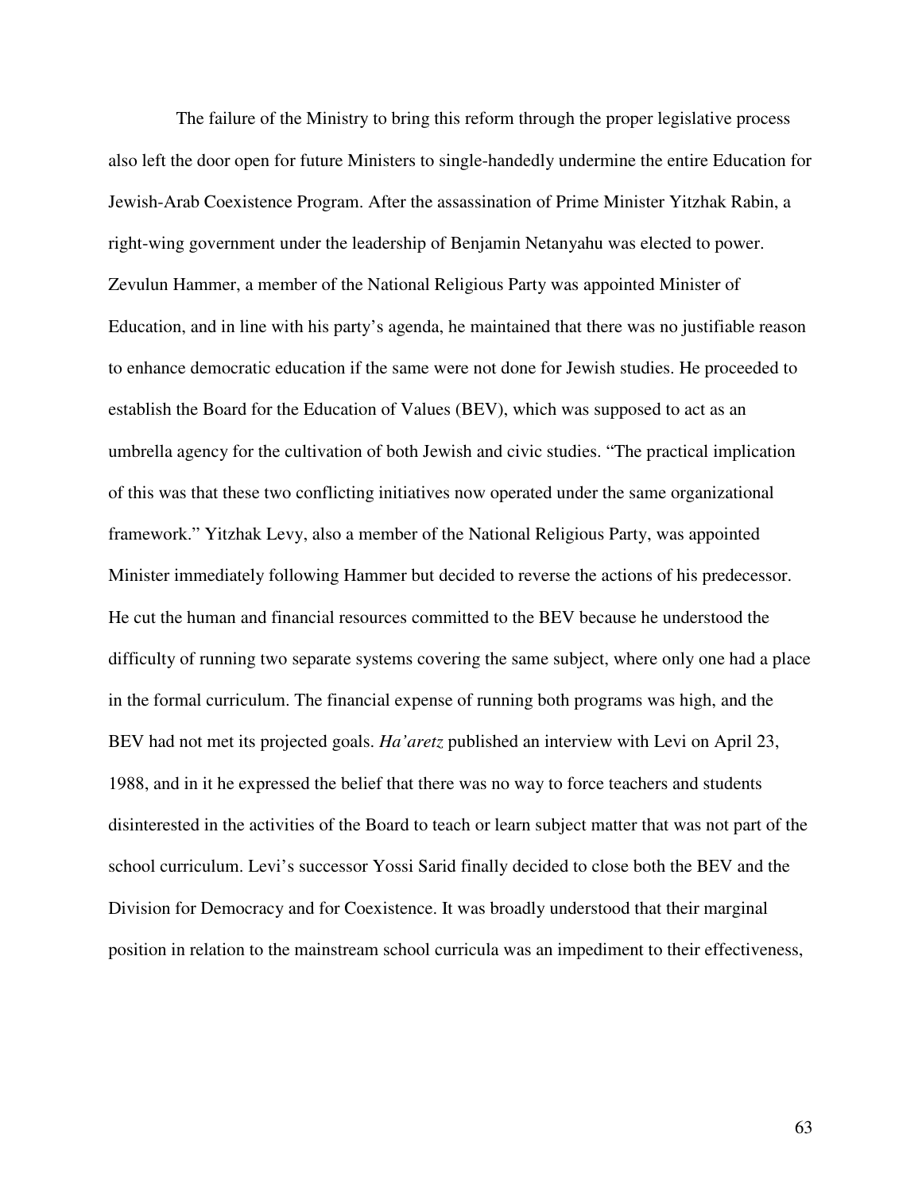The failure of the Ministry to bring this reform through the proper legislative process also left the door open for future Ministers to single-handedly undermine the entire Education for Jewish-Arab Coexistence Program. After the assassination of Prime Minister Yitzhak Rabin, a right-wing government under the leadership of Benjamin Netanyahu was elected to power. Zevulun Hammer, a member of the National Religious Party was appointed Minister of Education, and in line with his party's agenda, he maintained that there was no justifiable reason to enhance democratic education if the same were not done for Jewish studies. He proceeded to establish the Board for the Education of Values (BEV), which was supposed to act as an umbrella agency for the cultivation of both Jewish and civic studies. "The practical implication of this was that these two conflicting initiatives now operated under the same organizational framework." Yitzhak Levy, also a member of the National Religious Party, was appointed Minister immediately following Hammer but decided to reverse the actions of his predecessor. He cut the human and financial resources committed to the BEV because he understood the difficulty of running two separate systems covering the same subject, where only one had a place in the formal curriculum. The financial expense of running both programs was high, and the BEV had not met its projected goals. *Ha'aretz* published an interview with Levi on April 23, 1988, and in it he expressed the belief that there was no way to force teachers and students disinterested in the activities of the Board to teach or learn subject matter that was not part of the school curriculum. Levi's successor Yossi Sarid finally decided to close both the BEV and the Division for Democracy and for Coexistence. It was broadly understood that their marginal position in relation to the mainstream school curricula was an impediment to their effectiveness,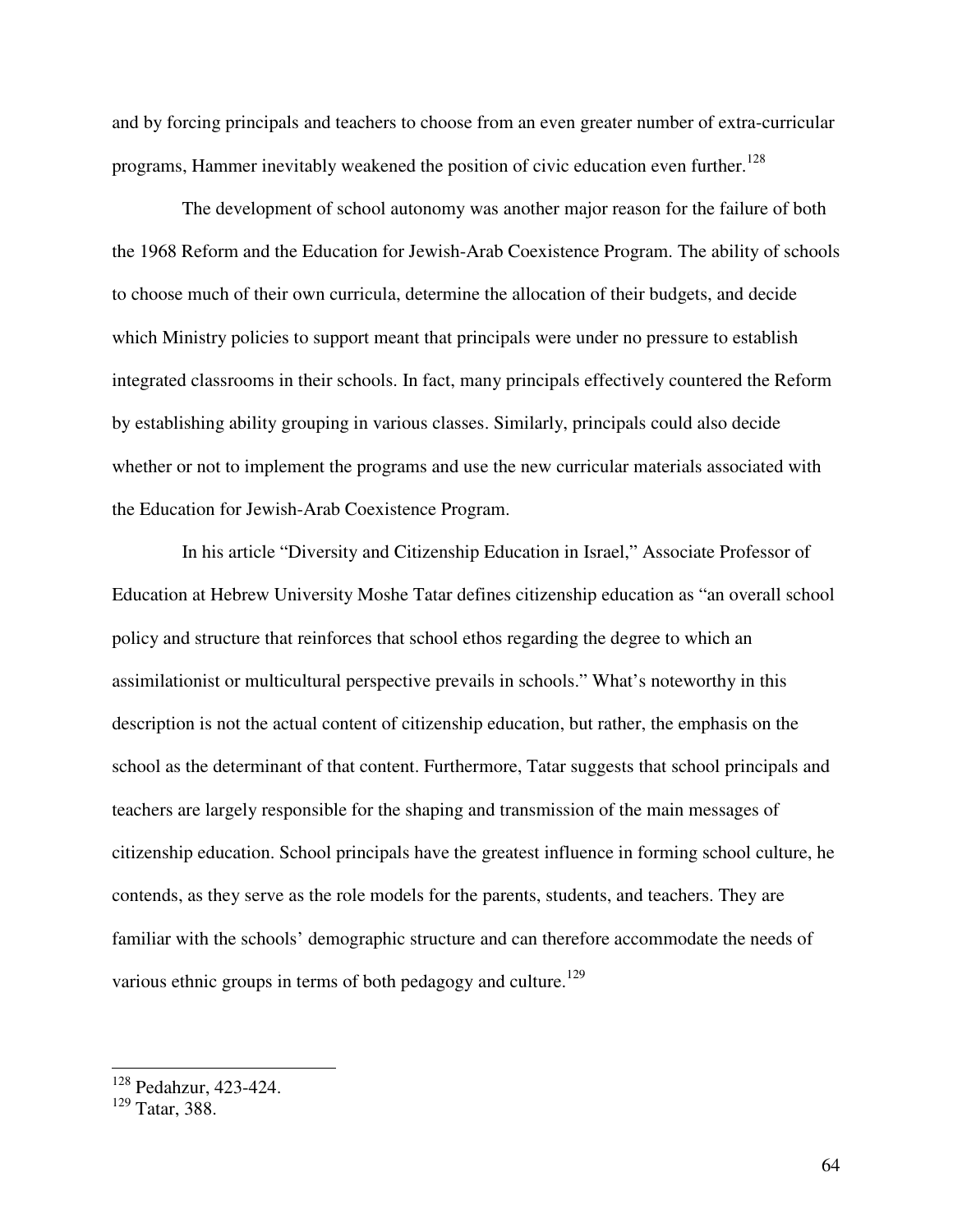and by forcing principals and teachers to choose from an even greater number of extra-curricular programs, Hammer inevitably weakened the position of civic education even further.[128]

The development of school autonomy was another major reason for the failure of both the 1968 Reform and the Education for Jewish-Arab Coexistence Program. The ability of schools to choose much of their own curricula, determine the allocation of their budgets, and decide which Ministry policies to support meant that principals were under no pressure to establish integrated classrooms in their schools. In fact, many principals effectively countered the Reform by establishing ability grouping in various classes. Similarly, principals could also decide whether or not to implement the programs and use the new curricular materials associated with the Education for Jewish-Arab Coexistence Program.

In his article "Diversity and Citizenship Education in Israel," Associate Professor of Education at Hebrew University Moshe Tatar defines citizenship education as "an overall school policy and structure that reinforces that school ethos regarding the degree to which an assimilationist or multicultural perspective prevails in schools." What's noteworthy in this description is not the actual content of citizenship education, but rather, the emphasis on the school as the determinant of that content. Furthermore, Tatar suggests that school principals and teachers are largely responsible for the shaping and transmission of the main messages of citizenship education. School principals have the greatest influence in forming school culture, he contends, as they serve as the role models for the parents, students, and teachers. They are familiar with the schools' demographic structure and can therefore accommodate the needs of various ethnic groups in terms of both pedagogy and culture.[129]

---

[128] Pedahzur, 423-424.
[129] Tatar, 388.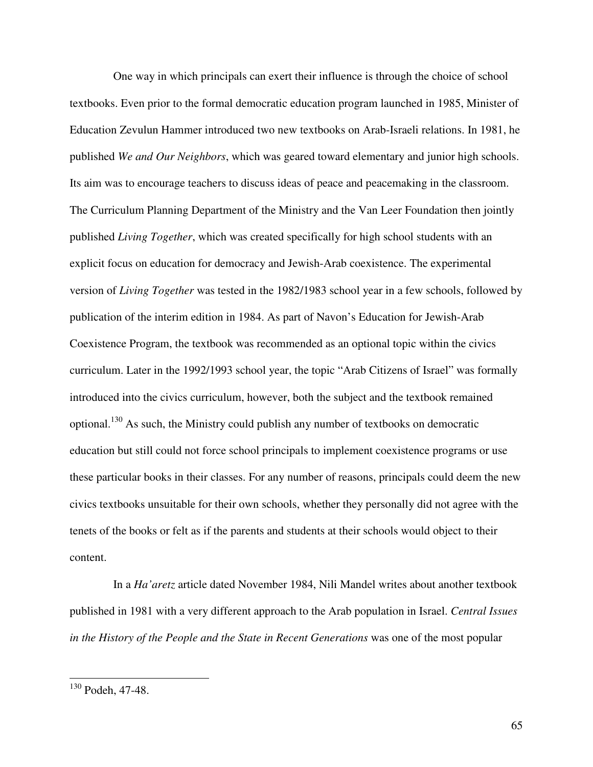One way in which principals can exert their influence is through the choice of school textbooks. Even prior to the formal democratic education program launched in 1985, Minister of Education Zevulun Hammer introduced two new textbooks on Arab-Israeli relations. In 1981, he published *We and Our Neighbors*, which was geared toward elementary and junior high schools. Its aim was to encourage teachers to discuss ideas of peace and peacemaking in the classroom. The Curriculum Planning Department of the Ministry and the Van Leer Foundation then jointly published *Living Together*, which was created specifically for high school students with an explicit focus on education for democracy and Jewish-Arab coexistence. The experimental version of *Living Together* was tested in the 1982/1983 school year in a few schools, followed by publication of the interim edition in 1984. As part of Navon's Education for Jewish-Arab Coexistence Program, the textbook was recommended as an optional topic within the civics curriculum. Later in the 1992/1993 school year, the topic "Arab Citizens of Israel" was formally introduced into the civics curriculum, however, both the subject and the textbook remained optional.[130] As such, the Ministry could publish any number of textbooks on democratic education but still could not force school principals to implement coexistence programs or use these particular books in their classes. For any number of reasons, principals could deem the new civics textbooks unsuitable for their own schools, whether they personally did not agree with the tenets of the books or felt as if the parents and students at their schools would object to their content.

In a *Ha'aretz* article dated November 1984, Nili Mandel writes about another textbook published in 1981 with a very different approach to the Arab population in Israel. *Central Issues in the History of the People and the State in Recent Generations* was one of the most popular

---

[130] Podeh, 47-48.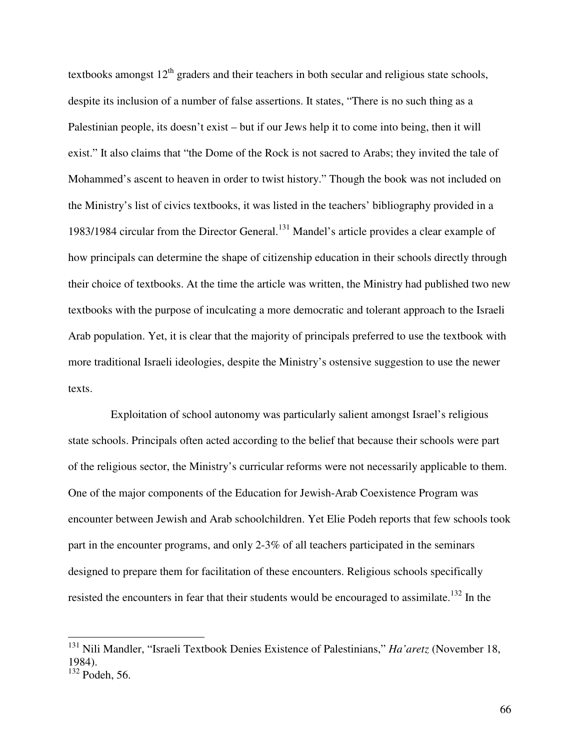textbooks amongst 12th graders and their teachers in both secular and religious state schools, despite its inclusion of a number of false assertions. It states, "There is no such thing as a Palestinian people, its doesn't exist – but if our Jews help it to come into being, then it will exist." It also claims that "the Dome of the Rock is not sacred to Arabs; they invited the tale of Mohammed's ascent to heaven in order to twist history." Though the book was not included on the Ministry's list of civics textbooks, it was listed in the teachers' bibliography provided in a 1983/1984 circular from the Director General.[131] Mandel's article provides a clear example of how principals can determine the shape of citizenship education in their schools directly through their choice of textbooks. At the time the article was written, the Ministry had published two new textbooks with the purpose of inculcating a more democratic and tolerant approach to the Israeli Arab population. Yet, it is clear that the majority of principals preferred to use the textbook with more traditional Israeli ideologies, despite the Ministry's ostensive suggestion to use the newer texts.

Exploitation of school autonomy was particularly salient amongst Israel's religious state schools. Principals often acted according to the belief that because their schools were part of the religious sector, the Ministry's curricular reforms were not necessarily applicable to them. One of the major components of the Education for Jewish-Arab Coexistence Program was encounter between Jewish and Arab schoolchildren. Yet Elie Podeh reports that few schools took part in the encounter programs, and only 2-3% of all teachers participated in the seminars designed to prepare them for facilitation of these encounters. Religious schools specifically resisted the encounters in fear that their students would be encouraged to assimilate.[132] In the

---

[131] Nili Mandler, "Israeli Textbook Denies Existence of Palestinians," *Ha'aretz* (November 18, 1984).

[132] Podeh, 56.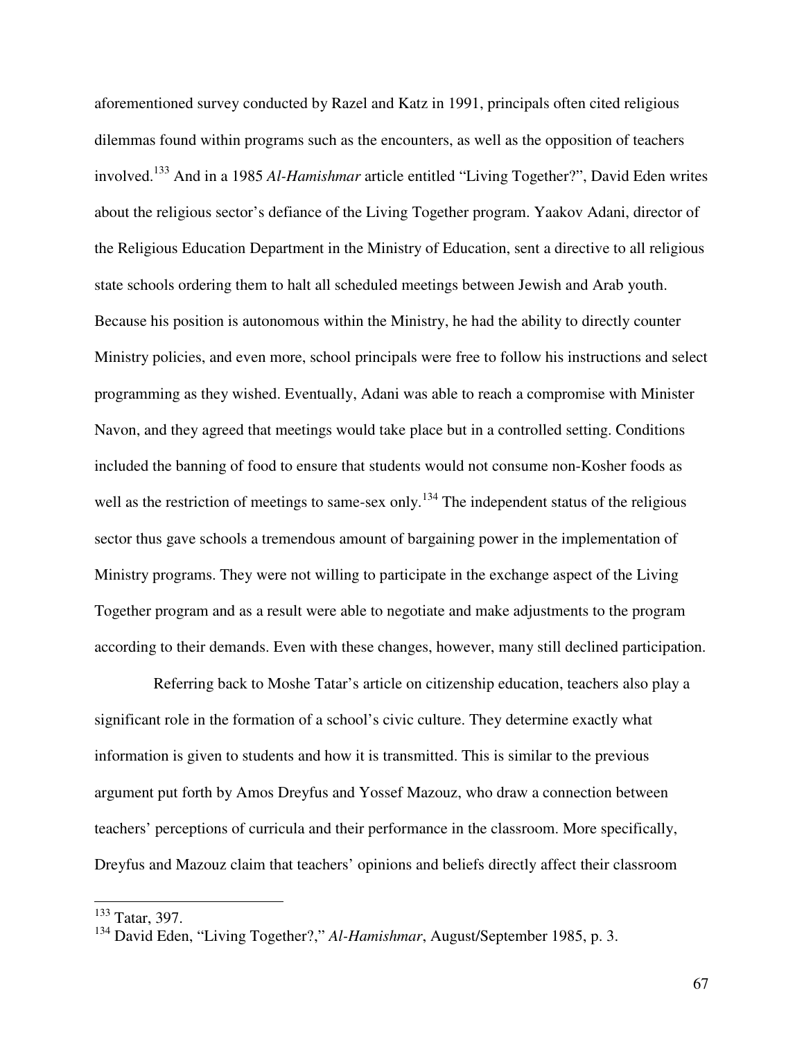aforementioned survey conducted by Razel and Katz in 1991, principals often cited religious dilemmas found within programs such as the encounters, as well as the opposition of teachers involved.[133] And in a 1985 *Al-Hamishmar* article entitled "Living Together?", David Eden writes about the religious sector's defiance of the Living Together program. Yaakov Adani, director of the Religious Education Department in the Ministry of Education, sent a directive to all religious state schools ordering them to halt all scheduled meetings between Jewish and Arab youth. Because his position is autonomous within the Ministry, he had the ability to directly counter Ministry policies, and even more, school principals were free to follow his instructions and select programming as they wished. Eventually, Adani was able to reach a compromise with Minister Navon, and they agreed that meetings would take place but in a controlled setting. Conditions included the banning of food to ensure that students would not consume non-Kosher foods as well as the restriction of meetings to same-sex only.[134] The independent status of the religious sector thus gave schools a tremendous amount of bargaining power in the implementation of Ministry programs. They were not willing to participate in the exchange aspect of the Living Together program and as a result were able to negotiate and make adjustments to the program according to their demands. Even with these changes, however, many still declined participation.

Referring back to Moshe Tatar's article on citizenship education, teachers also play a significant role in the formation of a school's civic culture. They determine exactly what information is given to students and how it is transmitted. This is similar to the previous argument put forth by Amos Dreyfus and Yossef Mazouz, who draw a connection between teachers' perceptions of curricula and their performance in the classroom. More specifically, Dreyfus and Mazouz claim that teachers' opinions and beliefs directly affect their classroom

---

[133] Tatar, 397.

[134] David Eden, "Living Together?," *Al-Hamishmar*, August/September 1985, p. 3.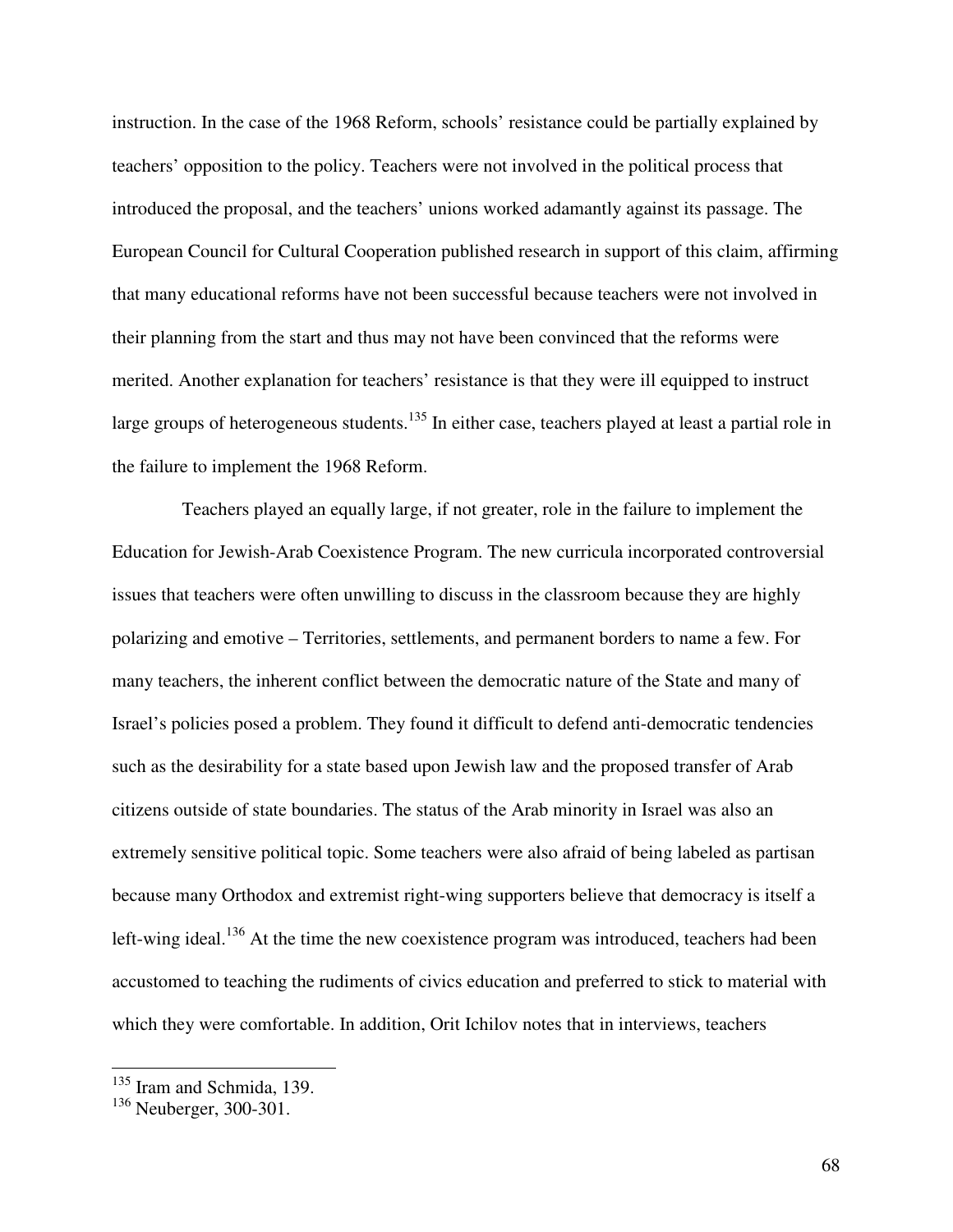instruction. In the case of the 1968 Reform, schools' resistance could be partially explained by teachers' opposition to the policy. Teachers were not involved in the political process that introduced the proposal, and the teachers' unions worked adamantly against its passage. The European Council for Cultural Cooperation published research in support of this claim, affirming that many educational reforms have not been successful because teachers were not involved in their planning from the start and thus may not have been convinced that the reforms were merited. Another explanation for teachers' resistance is that they were ill equipped to instruct large groups of heterogeneous students.[135] In either case, teachers played at least a partial role in the failure to implement the 1968 Reform.

Teachers played an equally large, if not greater, role in the failure to implement the Education for Jewish-Arab Coexistence Program. The new curricula incorporated controversial issues that teachers were often unwilling to discuss in the classroom because they are highly polarizing and emotive – Territories, settlements, and permanent borders to name a few. For many teachers, the inherent conflict between the democratic nature of the State and many of Israel's policies posed a problem. They found it difficult to defend anti-democratic tendencies such as the desirability for a state based upon Jewish law and the proposed transfer of Arab citizens outside of state boundaries. The status of the Arab minority in Israel was also an extremely sensitive political topic. Some teachers were also afraid of being labeled as partisan because many Orthodox and extremist right-wing supporters believe that democracy is itself a left-wing ideal.[136] At the time the new coexistence program was introduced, teachers had been accustomed to teaching the rudiments of civics education and preferred to stick to material with which they were comfortable. In addition, Orit Ichilov notes that in interviews, teachers

---

[135] Iram and Schmida, 139.

[136] Neuberger, 300-301.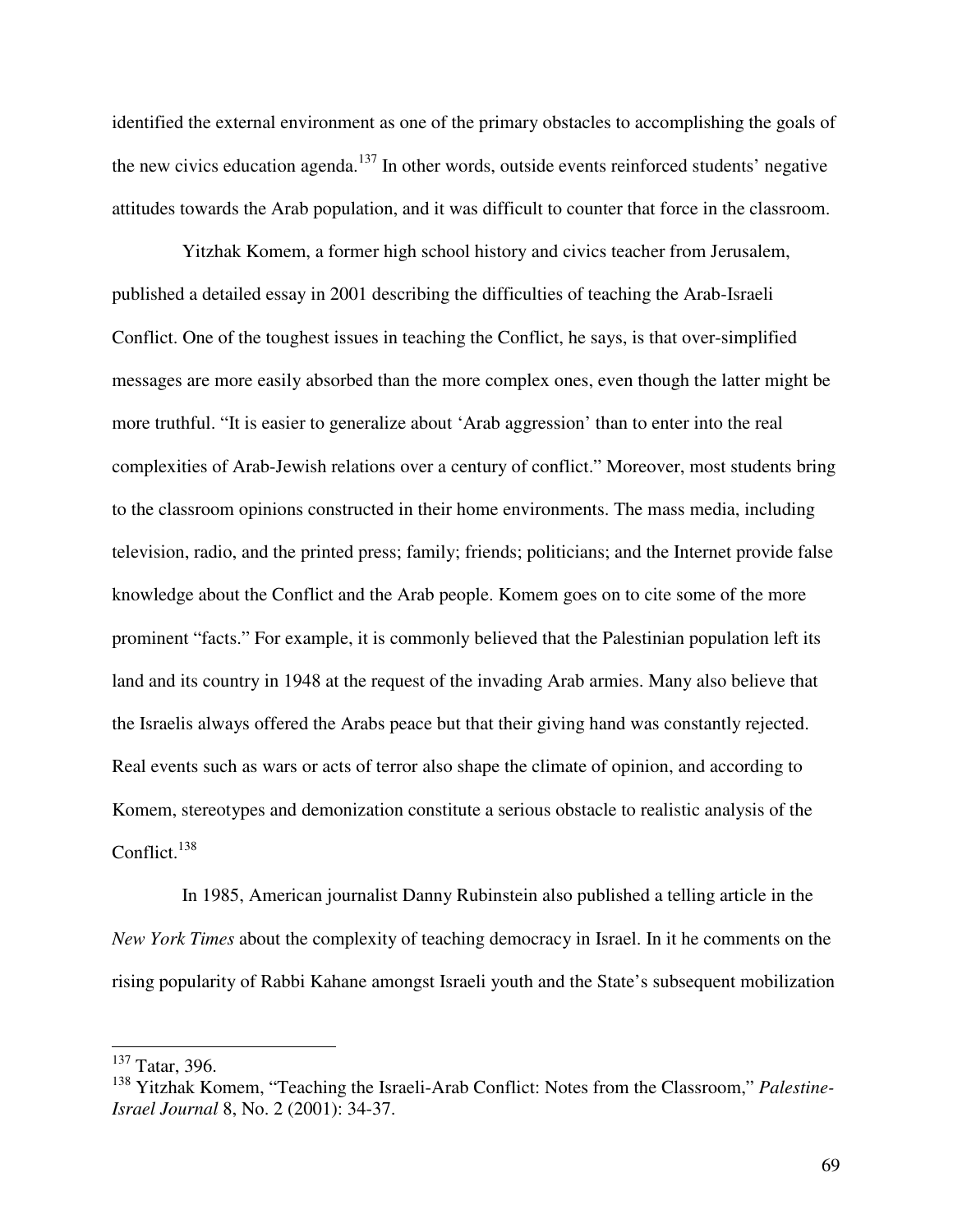identified the external environment as one of the primary obstacles to accomplishing the goals of the new civics education agenda.[137] In other words, outside events reinforced students' negative attitudes towards the Arab population, and it was difficult to counter that force in the classroom.

Yitzhak Komem, a former high school history and civics teacher from Jerusalem, published a detailed essay in 2001 describing the difficulties of teaching the Arab-Israeli Conflict. One of the toughest issues in teaching the Conflict, he says, is that over-simplified messages are more easily absorbed than the more complex ones, even though the latter might be more truthful. "It is easier to generalize about 'Arab aggression' than to enter into the real complexities of Arab-Jewish relations over a century of conflict." Moreover, most students bring to the classroom opinions constructed in their home environments. The mass media, including television, radio, and the printed press; family; friends; politicians; and the Internet provide false knowledge about the Conflict and the Arab people. Komem goes on to cite some of the more prominent "facts." For example, it is commonly believed that the Palestinian population left its land and its country in 1948 at the request of the invading Arab armies. Many also believe that the Israelis always offered the Arabs peace but that their giving hand was constantly rejected. Real events such as wars or acts of terror also shape the climate of opinion, and according to Komem, stereotypes and demonization constitute a serious obstacle to realistic analysis of the Conflict.[138]

In 1985, American journalist Danny Rubinstein also published a telling article in the *New York Times* about the complexity of teaching democracy in Israel. In it he comments on the rising popularity of Rabbi Kahane amongst Israeli youth and the State's subsequent mobilization

---

[137] Tatar, 396.

[138] Yitzhak Komem, "Teaching the Israeli-Arab Conflict: Notes from the Classroom," *Palestine-Israel Journal* 8, No. 2 (2001): 34-37.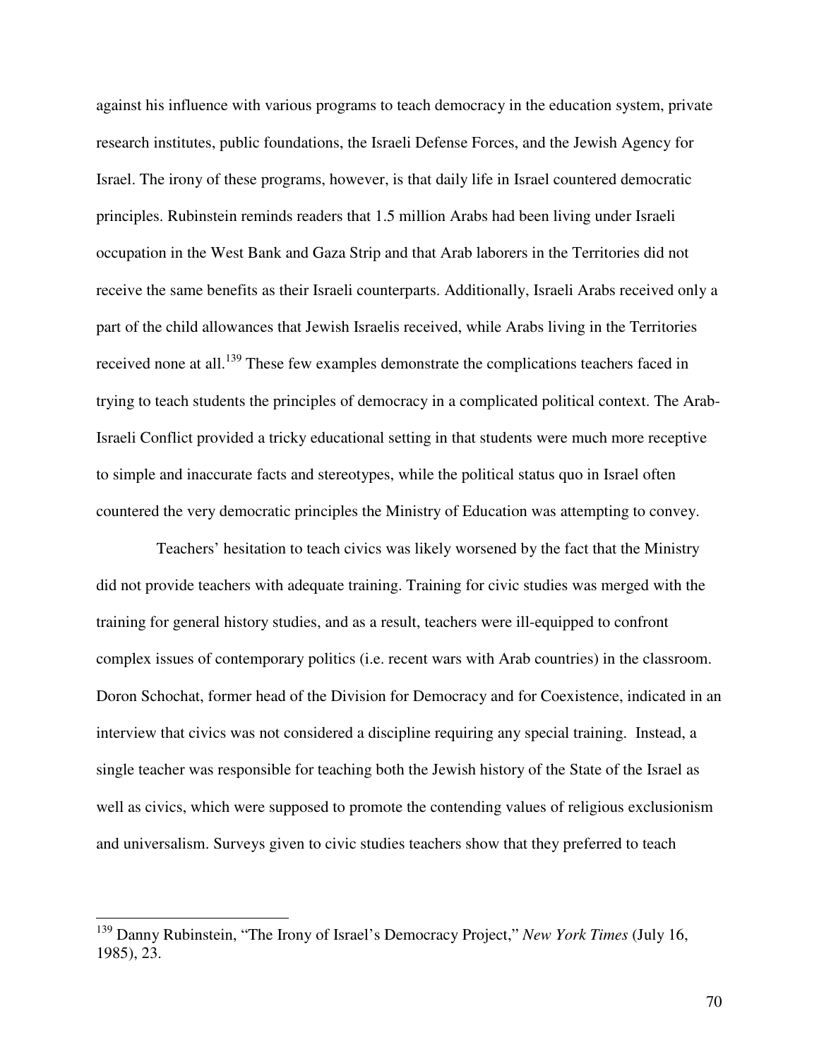against his influence with various programs to teach democracy in the education system, private research institutes, public foundations, the Israeli Defense Forces, and the Jewish Agency for Israel. The irony of these programs, however, is that daily life in Israel countered democratic principles. Rubinstein reminds readers that 1.5 million Arabs had been living under Israeli occupation in the West Bank and Gaza Strip and that Arab laborers in the Territories did not receive the same benefits as their Israeli counterparts. Additionally, Israeli Arabs received only a part of the child allowances that Jewish Israelis received, while Arabs living in the Territories received none at all.[139] These few examples demonstrate the complications teachers faced in trying to teach students the principles of democracy in a complicated political context. The Arab-Israeli Conflict provided a tricky educational setting in that students were much more receptive to simple and inaccurate facts and stereotypes, while the political status quo in Israel often countered the very democratic principles the Ministry of Education was attempting to convey.

Teachers' hesitation to teach civics was likely worsened by the fact that the Ministry did not provide teachers with adequate training. Training for civic studies was merged with the training for general history studies, and as a result, teachers were ill-equipped to confront complex issues of contemporary politics (i.e. recent wars with Arab countries) in the classroom. Doron Schochat, former head of the Division for Democracy and for Coexistence, indicated in an interview that civics was not considered a discipline requiring any special training. Instead, a single teacher was responsible for teaching both the Jewish history of the State of the Israel as well as civics, which were supposed to promote the contending values of religious exclusionism and universalism. Surveys given to civic studies teachers show that they preferred to teach

---

[139] Danny Rubinstein, "The Irony of Israel's Democracy Project," *New York Times* (July 16, 1985), 23.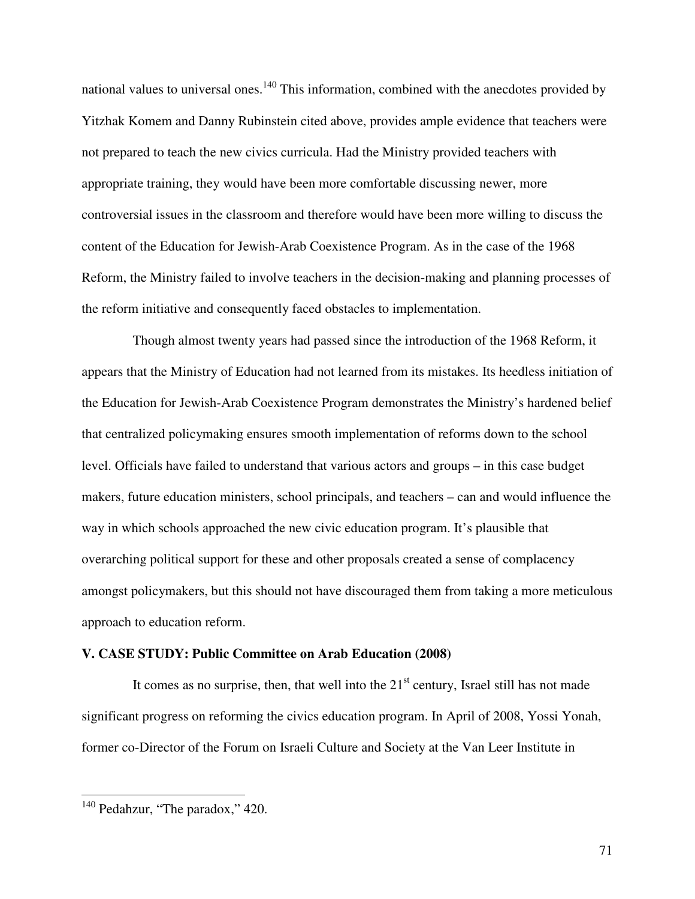national values to universal ones.[140] This information, combined with the anecdotes provided by Yitzhak Komem and Danny Rubinstein cited above, provides ample evidence that teachers were not prepared to teach the new civics curricula. Had the Ministry provided teachers with appropriate training, they would have been more comfortable discussing newer, more controversial issues in the classroom and therefore would have been more willing to discuss the content of the Education for Jewish-Arab Coexistence Program. As in the case of the 1968 Reform, the Ministry failed to involve teachers in the decision-making and planning processes of the reform initiative and consequently faced obstacles to implementation.

Though almost twenty years had passed since the introduction of the 1968 Reform, it appears that the Ministry of Education had not learned from its mistakes. Its heedless initiation of the Education for Jewish-Arab Coexistence Program demonstrates the Ministry's hardened belief that centralized policymaking ensures smooth implementation of reforms down to the school level. Officials have failed to understand that various actors and groups – in this case budget makers, future education ministers, school principals, and teachers – can and would influence the way in which schools approached the new civic education program. It's plausible that overarching political support for these and other proposals created a sense of complacency amongst policymakers, but this should not have discouraged them from taking a more meticulous approach to education reform.

**V. CASE STUDY: Public Committee on Arab Education (2008)**

It comes as no surprise, then, that well into the 21st century, Israel still has not made significant progress on reforming the civics education program. In April of 2008, Yossi Yonah, former co-Director of the Forum on Israeli Culture and Society at the Van Leer Institute in

[140] Pedahzur, "The paradox," 420.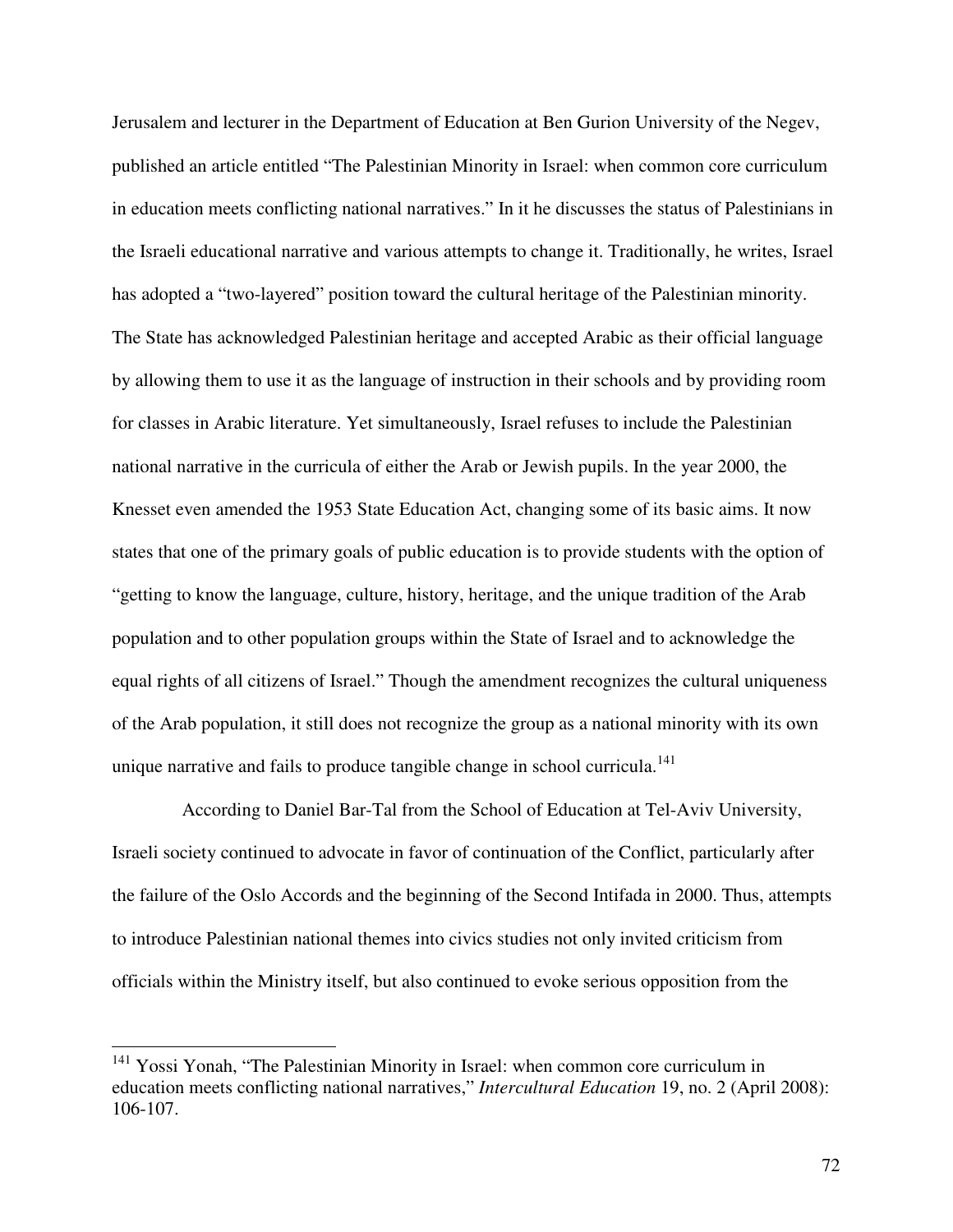Jerusalem and lecturer in the Department of Education at Ben Gurion University of the Negev, published an article entitled "The Palestinian Minority in Israel: when common core curriculum in education meets conflicting national narratives." In it he discusses the status of Palestinians in the Israeli educational narrative and various attempts to change it. Traditionally, he writes, Israel has adopted a "two-layered" position toward the cultural heritage of the Palestinian minority. The State has acknowledged Palestinian heritage and accepted Arabic as their official language by allowing them to use it as the language of instruction in their schools and by providing room for classes in Arabic literature. Yet simultaneously, Israel refuses to include the Palestinian national narrative in the curricula of either the Arab or Jewish pupils. In the year 2000, the Knesset even amended the 1953 State Education Act, changing some of its basic aims. It now states that one of the primary goals of public education is to provide students with the option of "getting to know the language, culture, history, heritage, and the unique tradition of the Arab population and to other population groups within the State of Israel and to acknowledge the equal rights of all citizens of Israel." Though the amendment recognizes the cultural uniqueness of the Arab population, it still does not recognize the group as a national minority with its own unique narrative and fails to produce tangible change in school curricula.[141]

According to Daniel Bar-Tal from the School of Education at Tel-Aviv University, Israeli society continued to advocate in favor of continuation of the Conflict, particularly after the failure of the Oslo Accords and the beginning of the Second Intifada in 2000. Thus, attempts to introduce Palestinian national themes into civics studies not only invited criticism from officials within the Ministry itself, but also continued to evoke serious opposition from the

---

[141] Yossi Yonah, "The Palestinian Minority in Israel: when common core curriculum in education meets conflicting national narratives," *Intercultural Education* 19, no. 2 (April 2008): 106-107.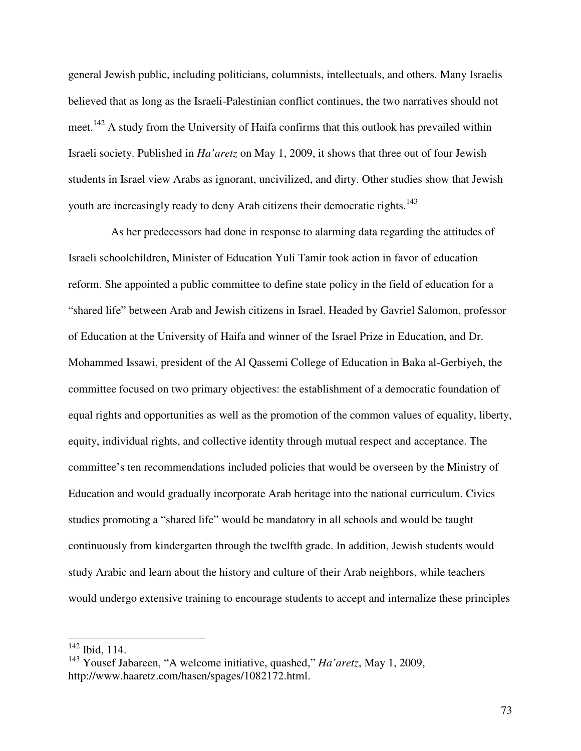general Jewish public, including politicians, columnists, intellectuals, and others. Many Israelis believed that as long as the Israeli-Palestinian conflict continues, the two narratives should not meet.[142] A study from the University of Haifa confirms that this outlook has prevailed within Israeli society. Published in *Ha'aretz* on May 1, 2009, it shows that three out of four Jewish students in Israel view Arabs as ignorant, uncivilized, and dirty. Other studies show that Jewish youth are increasingly ready to deny Arab citizens their democratic rights.[143]

As her predecessors had done in response to alarming data regarding the attitudes of Israeli schoolchildren, Minister of Education Yuli Tamir took action in favor of education reform. She appointed a public committee to define state policy in the field of education for a "shared life" between Arab and Jewish citizens in Israel. Headed by Gavriel Salomon, professor of Education at the University of Haifa and winner of the Israel Prize in Education, and Dr. Mohammed Issawi, president of the Al Qassemi College of Education in Baka al-Gerbiyeh, the committee focused on two primary objectives: the establishment of a democratic foundation of equal rights and opportunities as well as the promotion of the common values of equality, liberty, equity, individual rights, and collective identity through mutual respect and acceptance. The committee's ten recommendations included policies that would be overseen by the Ministry of Education and would gradually incorporate Arab heritage into the national curriculum. Civics studies promoting a "shared life" would be mandatory in all schools and would be taught continuously from kindergarten through the twelfth grade. In addition, Jewish students would study Arabic and learn about the history and culture of their Arab neighbors, while teachers would undergo extensive training to encourage students to accept and internalize these principles

---

[142] Ibid, 114.

[143] Yousef Jabareen, "A welcome initiative, quashed," *Ha'aretz*, May 1, 2009, http://www.haaretz.com/hasen/spages/1082172.html.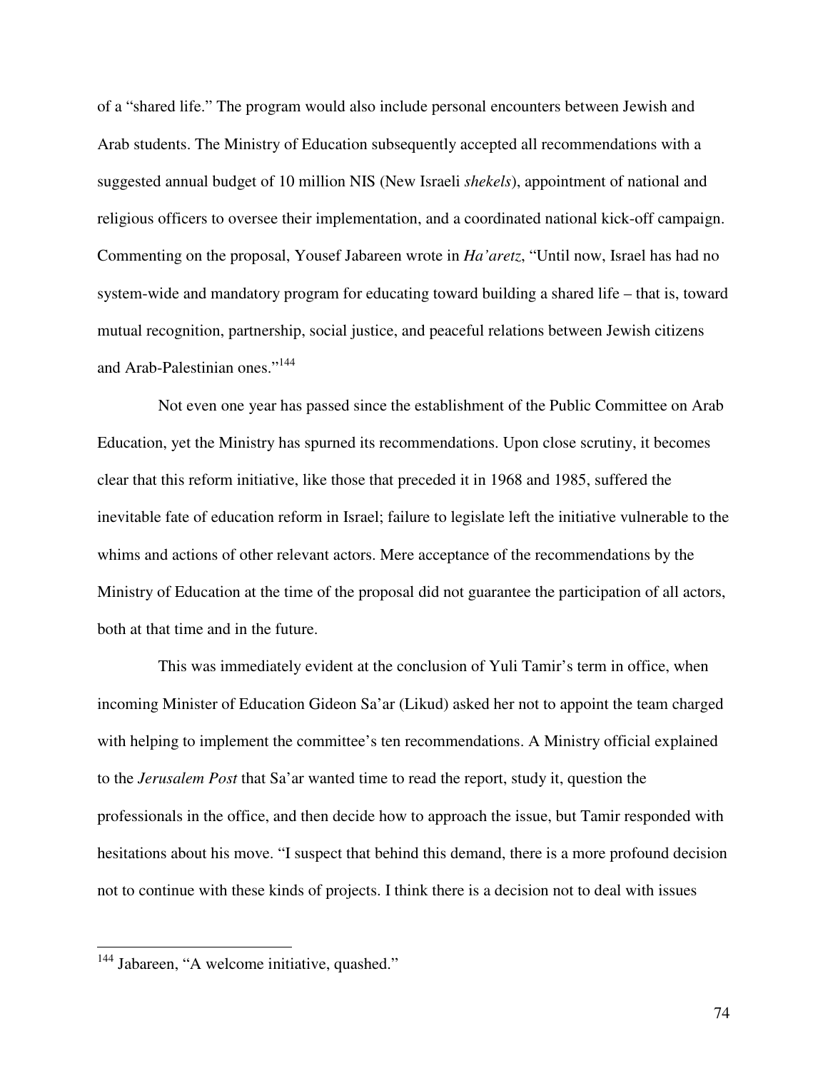of a “shared life.” The program would also include personal encounters between Jewish and Arab students. The Ministry of Education subsequently accepted all recommendations with a suggested annual budget of 10 million NIS (New Israeli *shekels*), appointment of national and religious officers to oversee their implementation, and a coordinated national kick-off campaign. Commenting on the proposal, Yousef Jabareen wrote in *Ha’aretz*, “Until now, Israel has had no system-wide and mandatory program for educating toward building a shared life – that is, toward mutual recognition, partnership, social justice, and peaceful relations between Jewish citizens and Arab-Palestinian ones.”[144]

Not even one year has passed since the establishment of the Public Committee on Arab Education, yet the Ministry has spurned its recommendations. Upon close scrutiny, it becomes clear that this reform initiative, like those that preceded it in 1968 and 1985, suffered the inevitable fate of education reform in Israel; failure to legislate left the initiative vulnerable to the whims and actions of other relevant actors. Mere acceptance of the recommendations by the Ministry of Education at the time of the proposal did not guarantee the participation of all actors, both at that time and in the future.

This was immediately evident at the conclusion of Yuli Tamir’s term in office, when incoming Minister of Education Gideon Sa’ar (Likud) asked her not to appoint the team charged with helping to implement the committee’s ten recommendations. A Ministry official explained to the *Jerusalem Post* that Sa’ar wanted time to read the report, study it, question the professionals in the office, and then decide how to approach the issue, but Tamir responded with hesitations about his move. “I suspect that behind this demand, there is a more profound decision not to continue with these kinds of projects. I think there is a decision not to deal with issues

---

[144] Jabareen, “A welcome initiative, quashed.”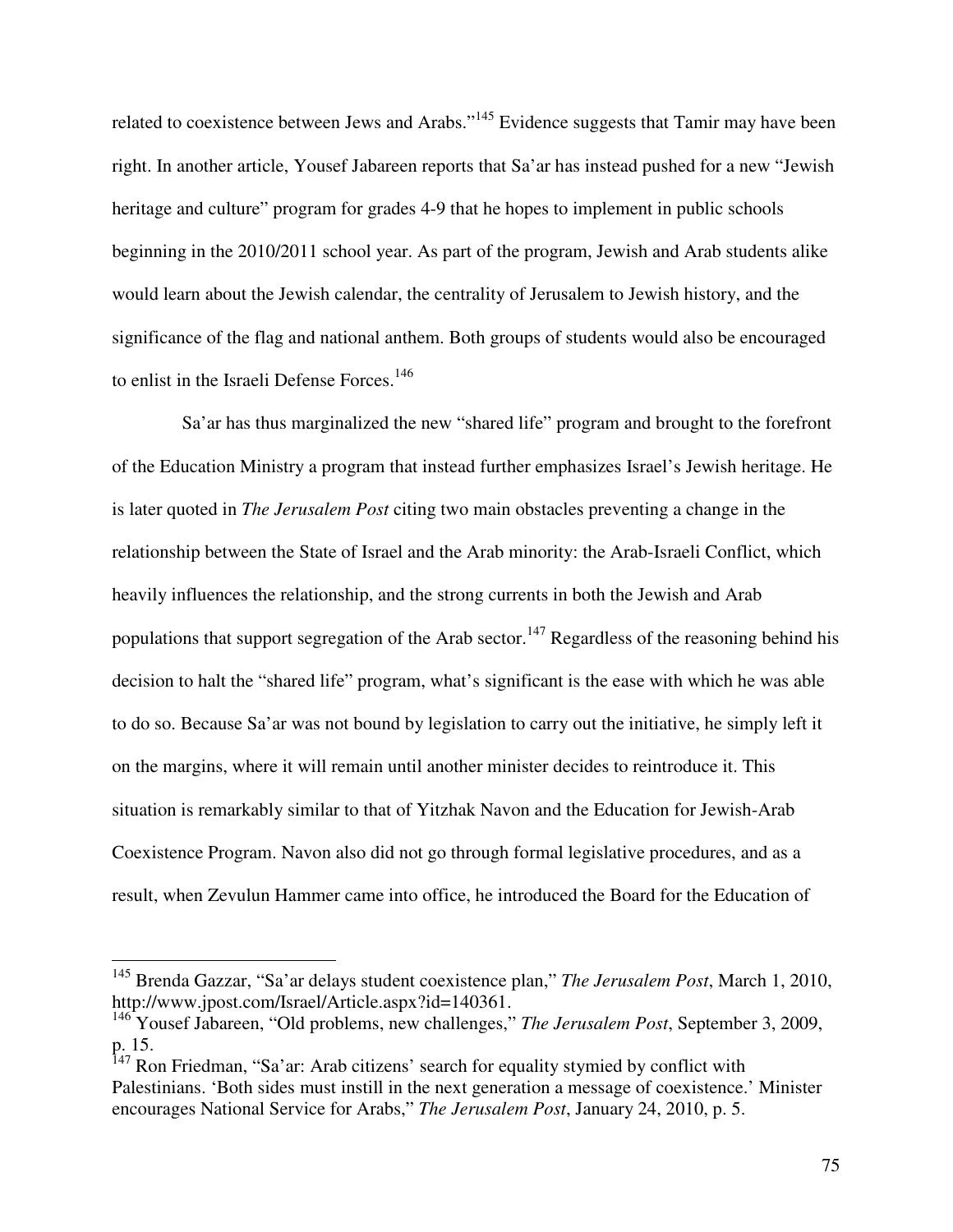related to coexistence between Jews and Arabs."[145] Evidence suggests that Tamir may have been right. In another article, Yousef Jabareen reports that Sa'ar has instead pushed for a new "Jewish heritage and culture" program for grades 4-9 that he hopes to implement in public schools beginning in the 2010/2011 school year. As part of the program, Jewish and Arab students alike would learn about the Jewish calendar, the centrality of Jerusalem to Jewish history, and the significance of the flag and national anthem. Both groups of students would also be encouraged to enlist in the Israeli Defense Forces.[146]

Sa'ar has thus marginalized the new "shared life" program and brought to the forefront of the Education Ministry a program that instead further emphasizes Israel's Jewish heritage. He is later quoted in *The Jerusalem Post* citing two main obstacles preventing a change in the relationship between the State of Israel and the Arab minority: the Arab-Israeli Conflict, which heavily influences the relationship, and the strong currents in both the Jewish and Arab populations that support segregation of the Arab sector.[147] Regardless of the reasoning behind his decision to halt the "shared life" program, what's significant is the ease with which he was able to do so. Because Sa'ar was not bound by legislation to carry out the initiative, he simply left it on the margins, where it will remain until another minister decides to reintroduce it. This situation is remarkably similar to that of Yitzhak Navon and the Education for Jewish-Arab Coexistence Program. Navon also did not go through formal legislative procedures, and as a result, when Zevulun Hammer came into office, he introduced the Board for the Education of

---

[145] Brenda Gazzar, "Sa'ar delays student coexistence plan," *The Jerusalem Post*, March 1, 2010, http://www.jpost.com/Israel/Article.aspx?id=140361.

[146] Yousef Jabareen, "Old problems, new challenges," *The Jerusalem Post*, September 3, 2009, p. 15.

[147] Ron Friedman, "Sa'ar: Arab citizens' search for equality stymied by conflict with Palestinians. 'Both sides must instill in the next generation a message of coexistence.' Minister encourages National Service for Arabs," *The Jerusalem Post*, January 24, 2010, p. 5.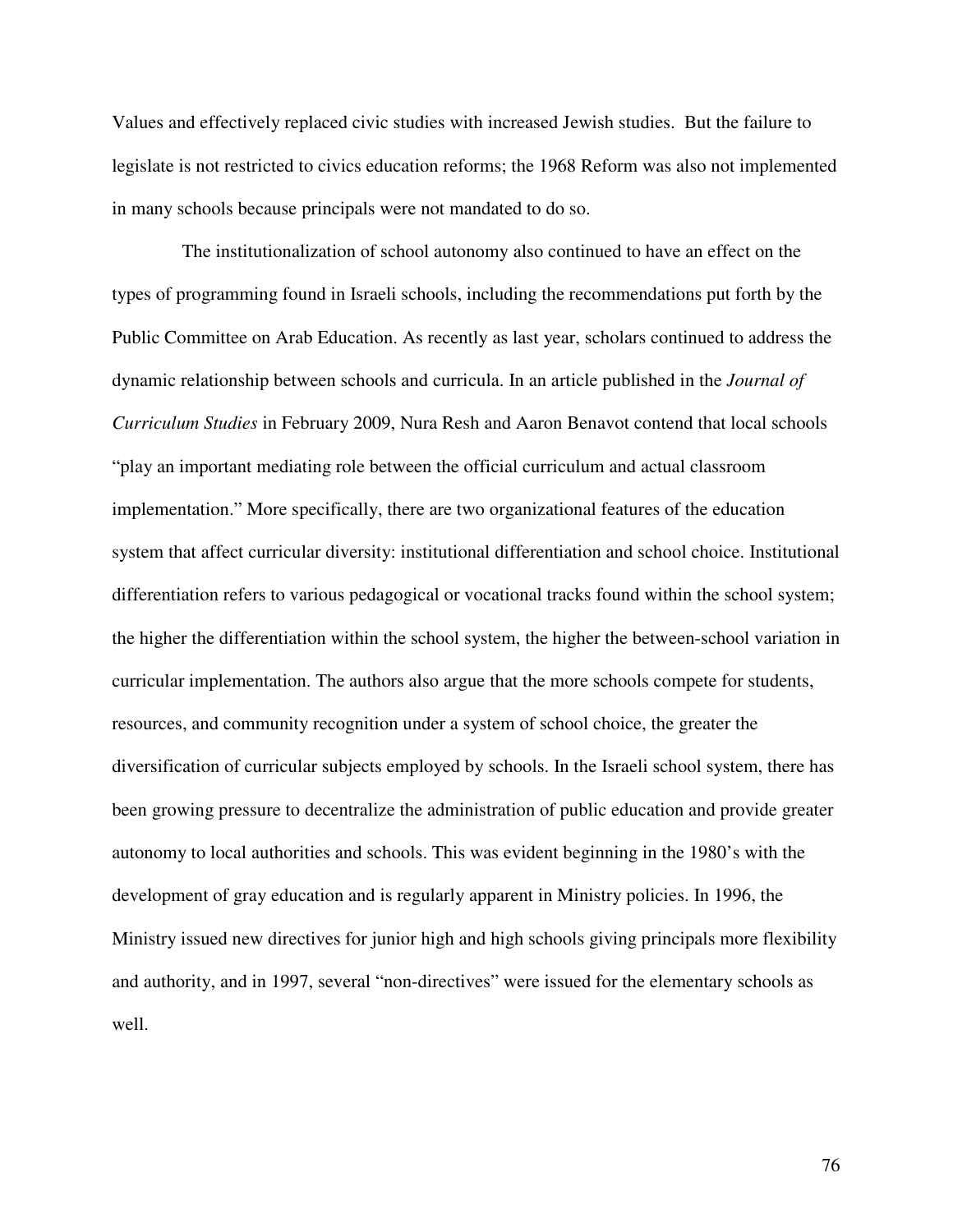Values and effectively replaced civic studies with increased Jewish studies. But the failure to legislate is not restricted to civics education reforms; the 1968 Reform was also not implemented in many schools because principals were not mandated to do so.

The institutionalization of school autonomy also continued to have an effect on the types of programming found in Israeli schools, including the recommendations put forth by the Public Committee on Arab Education. As recently as last year, scholars continued to address the dynamic relationship between schools and curricula. In an article published in the *Journal of Curriculum Studies* in February 2009, Nura Resh and Aaron Benavot contend that local schools "play an important mediating role between the official curriculum and actual classroom implementation." More specifically, there are two organizational features of the education system that affect curricular diversity: institutional differentiation and school choice. Institutional differentiation refers to various pedagogical or vocational tracks found within the school system; the higher the differentiation within the school system, the higher the between-school variation in curricular implementation. The authors also argue that the more schools compete for students, resources, and community recognition under a system of school choice, the greater the diversification of curricular subjects employed by schools. In the Israeli school system, there has been growing pressure to decentralize the administration of public education and provide greater autonomy to local authorities and schools. This was evident beginning in the 1980's with the development of gray education and is regularly apparent in Ministry policies. In 1996, the Ministry issued new directives for junior high and high schools giving principals more flexibility and authority, and in 1997, several "non-directives" were issued for the elementary schools as well.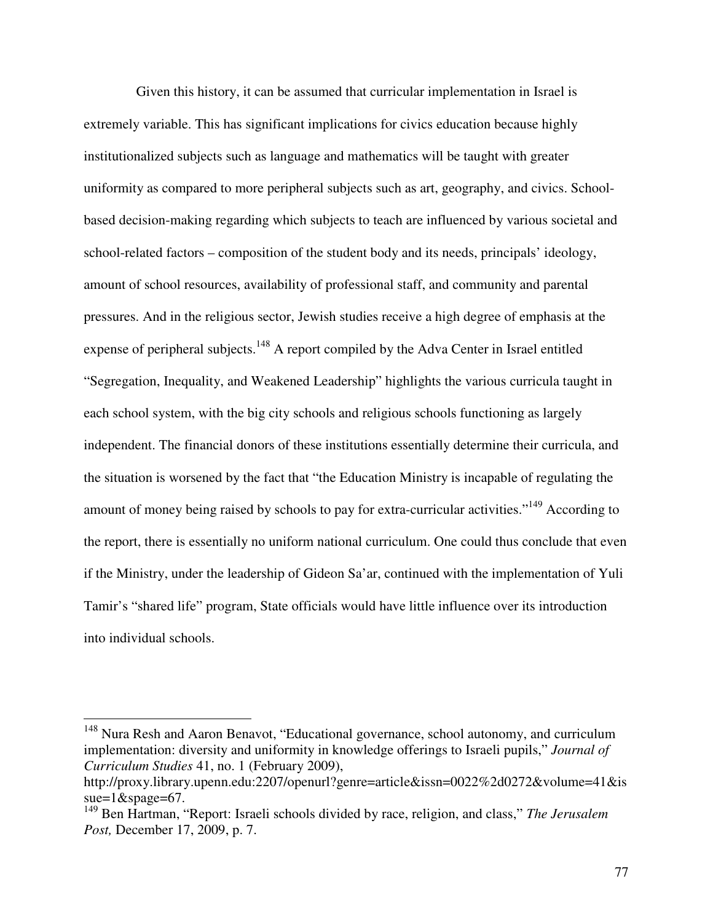Given this history, it can be assumed that curricular implementation in Israel is extremely variable. This has significant implications for civics education because highly institutionalized subjects such as language and mathematics will be taught with greater uniformity as compared to more peripheral subjects such as art, geography, and civics. School-based decision-making regarding which subjects to teach are influenced by various societal and school-related factors – composition of the student body and its needs, principals' ideology, amount of school resources, availability of professional staff, and community and parental pressures. And in the religious sector, Jewish studies receive a high degree of emphasis at the expense of peripheral subjects.[148] A report compiled by the Adva Center in Israel entitled "Segregation, Inequality, and Weakened Leadership" highlights the various curricula taught in each school system, with the big city schools and religious schools functioning as largely independent. The financial donors of these institutions essentially determine their curricula, and the situation is worsened by the fact that "the Education Ministry is incapable of regulating the amount of money being raised by schools to pay for extra-curricular activities."[149] According to the report, there is essentially no uniform national curriculum. One could thus conclude that even if the Ministry, under the leadership of Gideon Sa'ar, continued with the implementation of Yuli Tamir's "shared life" program, State officials would have little influence over its introduction into individual schools.

---

[148] Nura Resh and Aaron Benavot, "Educational governance, school autonomy, and curriculum implementation: diversity and uniformity in knowledge offerings to Israeli pupils," *Journal of Curriculum Studies* 41, no. 1 (February 2009), http://proxy.library.upenn.edu:2207/openurl?genre=article&issn=0022%2d0272&volume=41&issue=1&spage=67.

[149] Ben Hartman, "Report: Israeli schools divided by race, religion, and class," *The Jerusalem Post,* December 17, 2009, p. 7.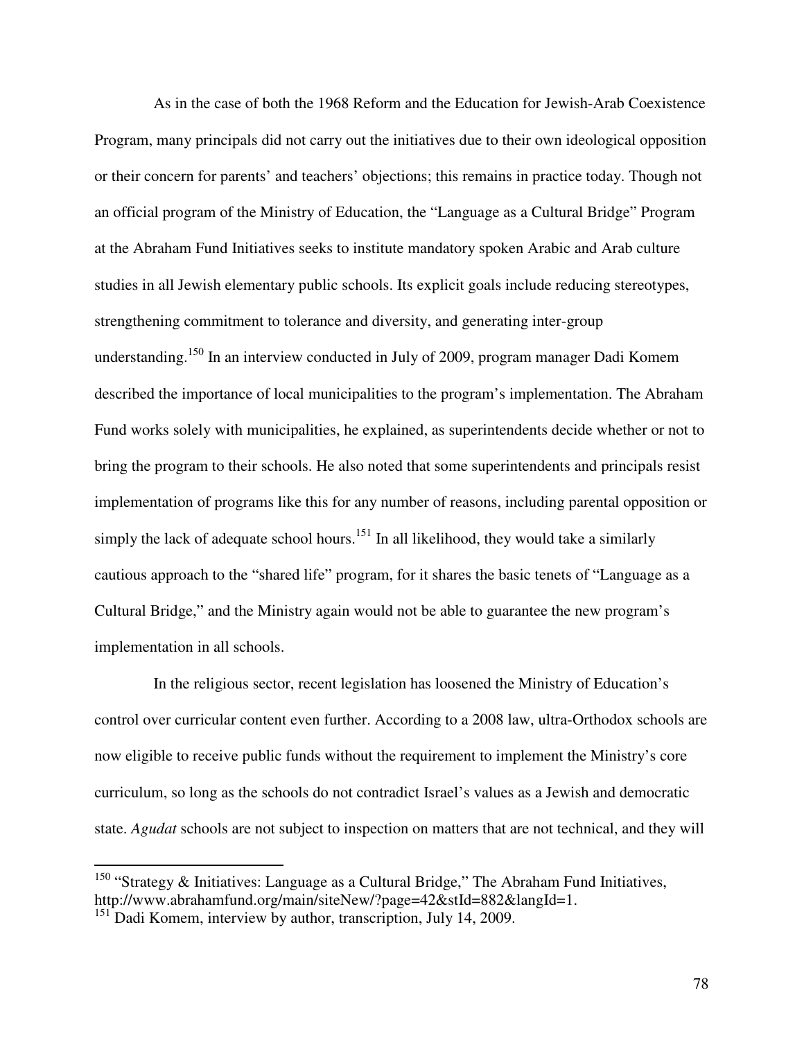As in the case of both the 1968 Reform and the Education for Jewish-Arab Coexistence Program, many principals did not carry out the initiatives due to their own ideological opposition or their concern for parents' and teachers' objections; this remains in practice today. Though not an official program of the Ministry of Education, the "Language as a Cultural Bridge" Program at the Abraham Fund Initiatives seeks to institute mandatory spoken Arabic and Arab culture studies in all Jewish elementary public schools. Its explicit goals include reducing stereotypes, strengthening commitment to tolerance and diversity, and generating inter-group understanding.[150] In an interview conducted in July of 2009, program manager Dadi Komem described the importance of local municipalities to the program's implementation. The Abraham Fund works solely with municipalities, he explained, as superintendents decide whether or not to bring the program to their schools. He also noted that some superintendents and principals resist implementation of programs like this for any number of reasons, including parental opposition or simply the lack of adequate school hours.[151] In all likelihood, they would take a similarly cautious approach to the "shared life" program, for it shares the basic tenets of "Language as a Cultural Bridge," and the Ministry again would not be able to guarantee the new program's implementation in all schools.

In the religious sector, recent legislation has loosened the Ministry of Education's control over curricular content even further. According to a 2008 law, ultra-Orthodox schools are now eligible to receive public funds without the requirement to implement the Ministry's core curriculum, so long as the schools do not contradict Israel's values as a Jewish and democratic state. *Agudat* schools are not subject to inspection on matters that are not technical, and they will

---

[150] "Strategy & Initiatives: Language as a Cultural Bridge," The Abraham Fund Initiatives, http://www.abrahamfund.org/main/siteNew/?page=42&stId=882&langId=1.

[151] Dadi Komem, interview by author, transcription, July 14, 2009.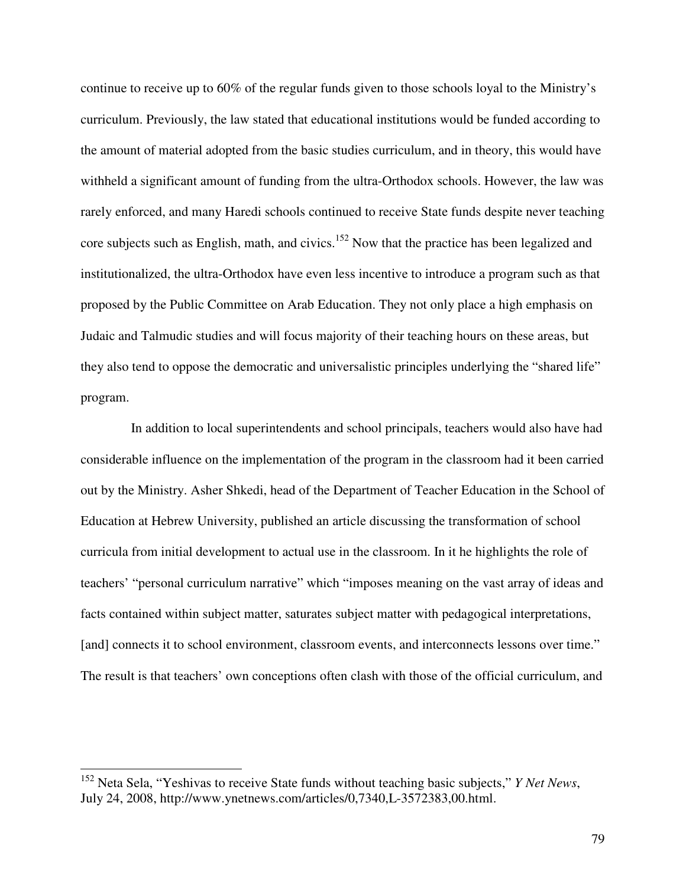continue to receive up to 60% of the regular funds given to those schools loyal to the Ministry's curriculum. Previously, the law stated that educational institutions would be funded according to the amount of material adopted from the basic studies curriculum, and in theory, this would have withheld a significant amount of funding from the ultra-Orthodox schools. However, the law was rarely enforced, and many Haredi schools continued to receive State funds despite never teaching core subjects such as English, math, and civics.[152] Now that the practice has been legalized and institutionalized, the ultra-Orthodox have even less incentive to introduce a program such as that proposed by the Public Committee on Arab Education. They not only place a high emphasis on Judaic and Talmudic studies and will focus majority of their teaching hours on these areas, but they also tend to oppose the democratic and universalistic principles underlying the "shared life" program.

In addition to local superintendents and school principals, teachers would also have had considerable influence on the implementation of the program in the classroom had it been carried out by the Ministry. Asher Shkedi, head of the Department of Teacher Education in the School of Education at Hebrew University, published an article discussing the transformation of school curricula from initial development to actual use in the classroom. In it he highlights the role of teachers' "personal curriculum narrative" which "imposes meaning on the vast array of ideas and facts contained within subject matter, saturates subject matter with pedagogical interpretations, [and] connects it to school environment, classroom events, and interconnects lessons over time." The result is that teachers' own conceptions often clash with those of the official curriculum, and

---

[152] Neta Sela, "Yeshivas to receive State funds without teaching basic subjects," *Y Net News*, July 24, 2008, http://www.ynetnews.com/articles/0,7340,L-3572383,00.html.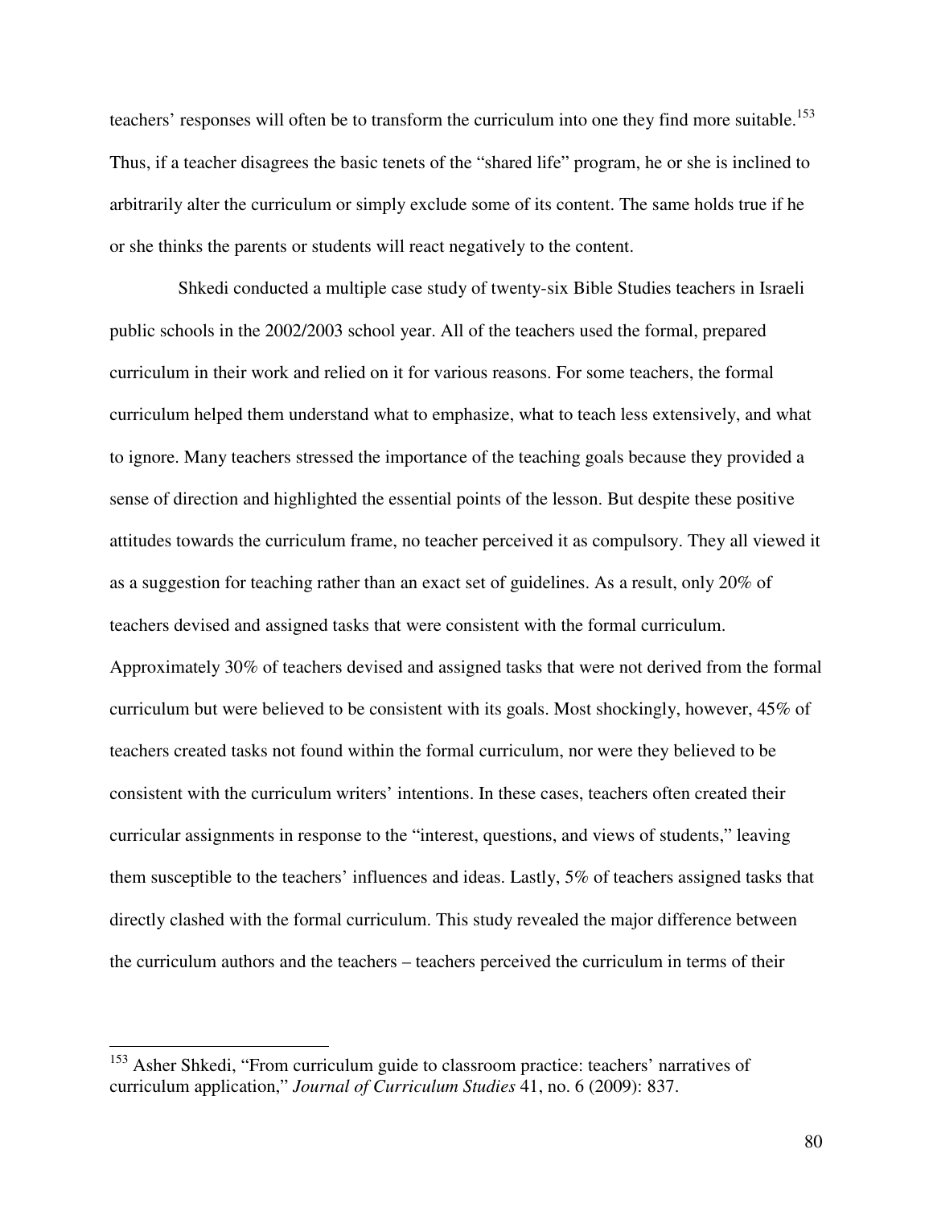teachers' responses will often be to transform the curriculum into one they find more suitable.[153] Thus, if a teacher disagrees the basic tenets of the "shared life" program, he or she is inclined to arbitrarily alter the curriculum or simply exclude some of its content. The same holds true if he or she thinks the parents or students will react negatively to the content.

Shkedi conducted a multiple case study of twenty-six Bible Studies teachers in Israeli public schools in the 2002/2003 school year. All of the teachers used the formal, prepared curriculum in their work and relied on it for various reasons. For some teachers, the formal curriculum helped them understand what to emphasize, what to teach less extensively, and what to ignore. Many teachers stressed the importance of the teaching goals because they provided a sense of direction and highlighted the essential points of the lesson. But despite these positive attitudes towards the curriculum frame, no teacher perceived it as compulsory. They all viewed it as a suggestion for teaching rather than an exact set of guidelines. As a result, only 20% of teachers devised and assigned tasks that were consistent with the formal curriculum. Approximately 30% of teachers devised and assigned tasks that were not derived from the formal curriculum but were believed to be consistent with its goals. Most shockingly, however, 45% of teachers created tasks not found within the formal curriculum, nor were they believed to be consistent with the curriculum writers' intentions. In these cases, teachers often created their curricular assignments in response to the "interest, questions, and views of students," leaving them susceptible to the teachers' influences and ideas. Lastly, 5% of teachers assigned tasks that directly clashed with the formal curriculum. This study revealed the major difference between the curriculum authors and the teachers – teachers perceived the curriculum in terms of their

---

[153] Asher Shkedi, "From curriculum guide to classroom practice: teachers' narratives of curriculum application," *Journal of Curriculum Studies* 41, no. 6 (2009): 837.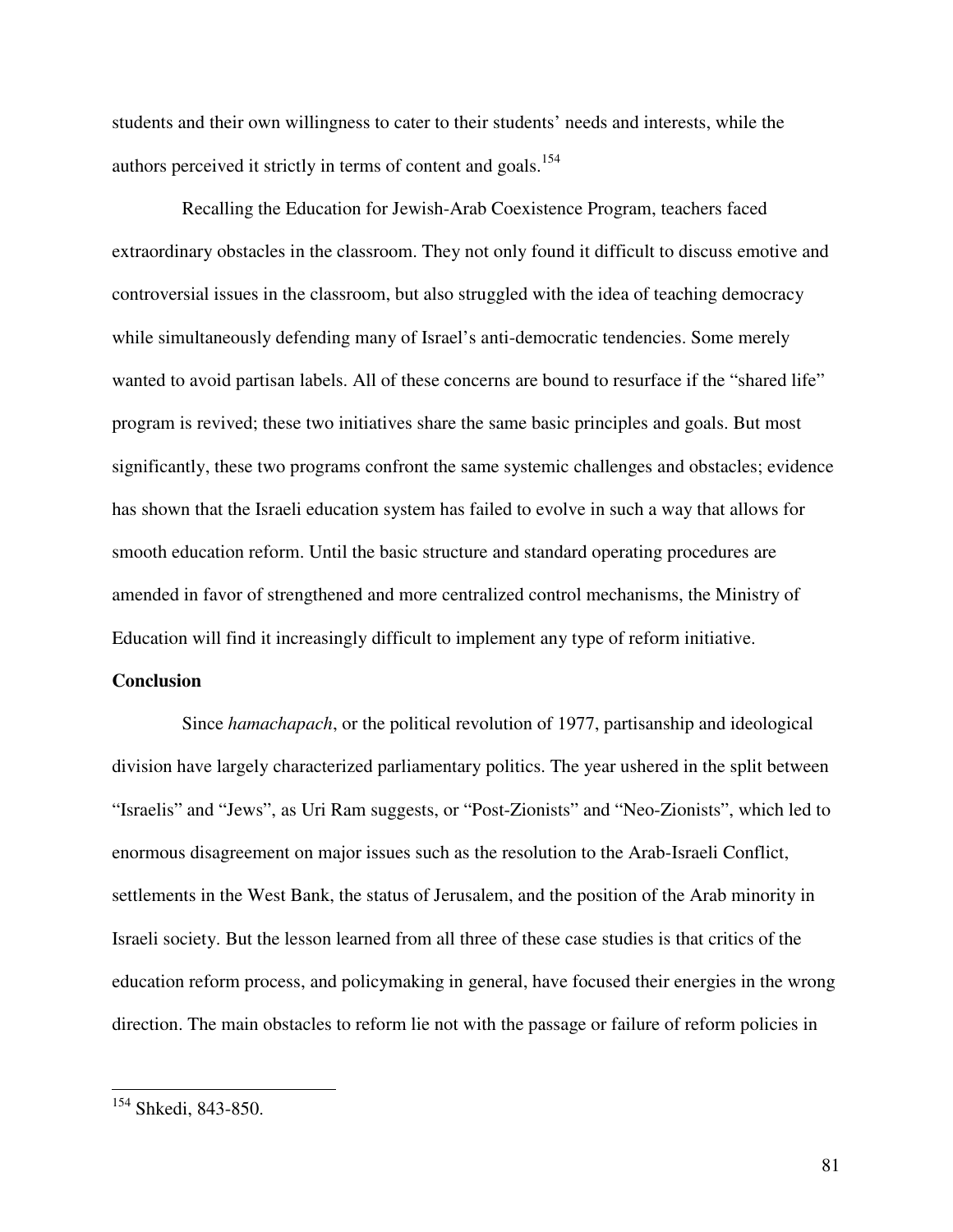students and their own willingness to cater to their students' needs and interests, while the authors perceived it strictly in terms of content and goals.[154]

Recalling the Education for Jewish-Arab Coexistence Program, teachers faced extraordinary obstacles in the classroom. They not only found it difficult to discuss emotive and controversial issues in the classroom, but also struggled with the idea of teaching democracy while simultaneously defending many of Israel's anti-democratic tendencies. Some merely wanted to avoid partisan labels. All of these concerns are bound to resurface if the "shared life" program is revived; these two initiatives share the same basic principles and goals. But most significantly, these two programs confront the same systemic challenges and obstacles; evidence has shown that the Israeli education system has failed to evolve in such a way that allows for smooth education reform. Until the basic structure and standard operating procedures are amended in favor of strengthened and more centralized control mechanisms, the Ministry of Education will find it increasingly difficult to implement any type of reform initiative.

**Conclusion**

Since *hamachapach*, or the political revolution of 1977, partisanship and ideological division have largely characterized parliamentary politics. The year ushered in the split between "Israelis" and "Jews", as Uri Ram suggests, or "Post-Zionists" and "Neo-Zionists", which led to enormous disagreement on major issues such as the resolution to the Arab-Israeli Conflict, settlements in the West Bank, the status of Jerusalem, and the position of the Arab minority in Israeli society. But the lesson learned from all three of these case studies is that critics of the education reform process, and policymaking in general, have focused their energies in the wrong direction. The main obstacles to reform lie not with the passage or failure of reform policies in

---

[154] Shkedi, 843-850.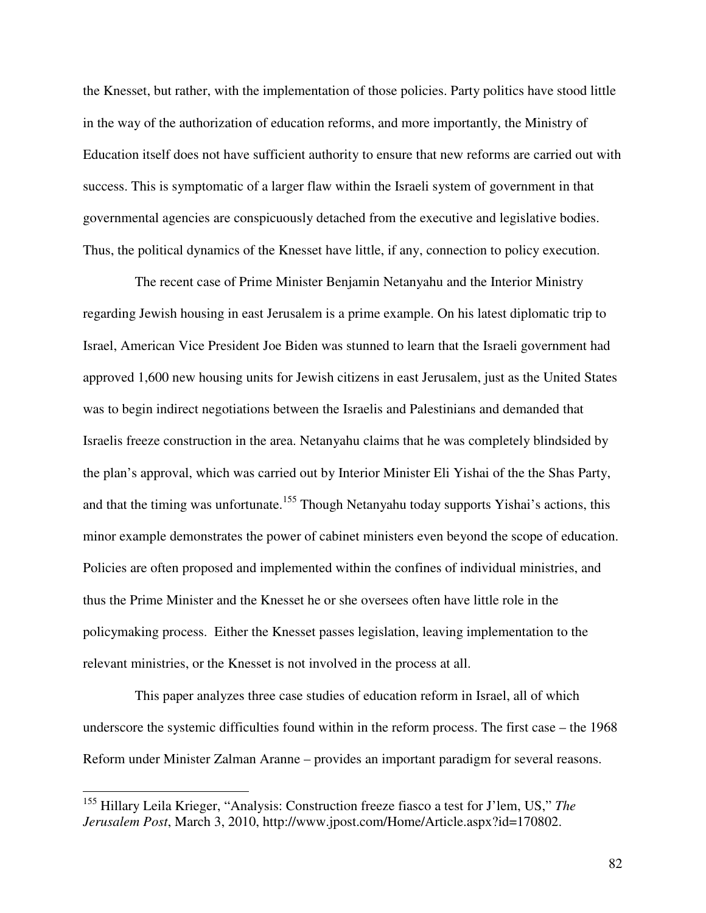the Knesset, but rather, with the implementation of those policies. Party politics have stood little in the way of the authorization of education reforms, and more importantly, the Ministry of Education itself does not have sufficient authority to ensure that new reforms are carried out with success. This is symptomatic of a larger flaw within the Israeli system of government in that governmental agencies are conspicuously detached from the executive and legislative bodies. Thus, the political dynamics of the Knesset have little, if any, connection to policy execution.

The recent case of Prime Minister Benjamin Netanyahu and the Interior Ministry regarding Jewish housing in east Jerusalem is a prime example. On his latest diplomatic trip to Israel, American Vice President Joe Biden was stunned to learn that the Israeli government had approved 1,600 new housing units for Jewish citizens in east Jerusalem, just as the United States was to begin indirect negotiations between the Israelis and Palestinians and demanded that Israelis freeze construction in the area. Netanyahu claims that he was completely blindsided by the plan's approval, which was carried out by Interior Minister Eli Yishai of the the Shas Party, and that the timing was unfortunate.[155] Though Netanyahu today supports Yishai's actions, this minor example demonstrates the power of cabinet ministers even beyond the scope of education. Policies are often proposed and implemented within the confines of individual ministries, and thus the Prime Minister and the Knesset he or she oversees often have little role in the policymaking process. Either the Knesset passes legislation, leaving implementation to the relevant ministries, or the Knesset is not involved in the process at all.

This paper analyzes three case studies of education reform in Israel, all of which underscore the systemic difficulties found within in the reform process. The first case – the 1968 Reform under Minister Zalman Aranne – provides an important paradigm for several reasons.

---

[155] Hillary Leila Krieger, "Analysis: Construction freeze fiasco a test for J'lem, US," *The Jerusalem Post*, March 3, 2010, http://www.jpost.com/Home/Article.aspx?id=170802.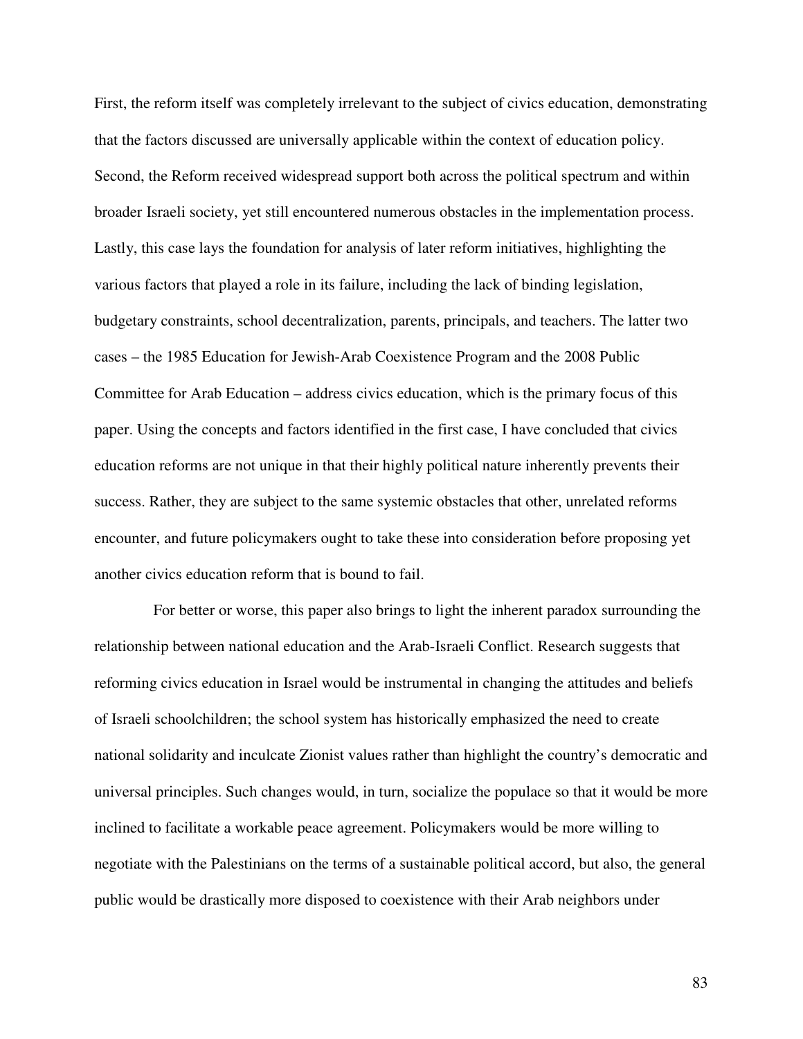First, the reform itself was completely irrelevant to the subject of civics education, demonstrating that the factors discussed are universally applicable within the context of education policy. Second, the Reform received widespread support both across the political spectrum and within broader Israeli society, yet still encountered numerous obstacles in the implementation process. Lastly, this case lays the foundation for analysis of later reform initiatives, highlighting the various factors that played a role in its failure, including the lack of binding legislation, budgetary constraints, school decentralization, parents, principals, and teachers. The latter two cases – the 1985 Education for Jewish-Arab Coexistence Program and the 2008 Public Committee for Arab Education – address civics education, which is the primary focus of this paper. Using the concepts and factors identified in the first case, I have concluded that civics education reforms are not unique in that their highly political nature inherently prevents their success. Rather, they are subject to the same systemic obstacles that other, unrelated reforms encounter, and future policymakers ought to take these into consideration before proposing yet another civics education reform that is bound to fail.

For better or worse, this paper also brings to light the inherent paradox surrounding the relationship between national education and the Arab-Israeli Conflict. Research suggests that reforming civics education in Israel would be instrumental in changing the attitudes and beliefs of Israeli schoolchildren; the school system has historically emphasized the need to create national solidarity and inculcate Zionist values rather than highlight the country's democratic and universal principles. Such changes would, in turn, socialize the populace so that it would be more inclined to facilitate a workable peace agreement. Policymakers would be more willing to negotiate with the Palestinians on the terms of a sustainable political accord, but also, the general public would be drastically more disposed to coexistence with their Arab neighbors under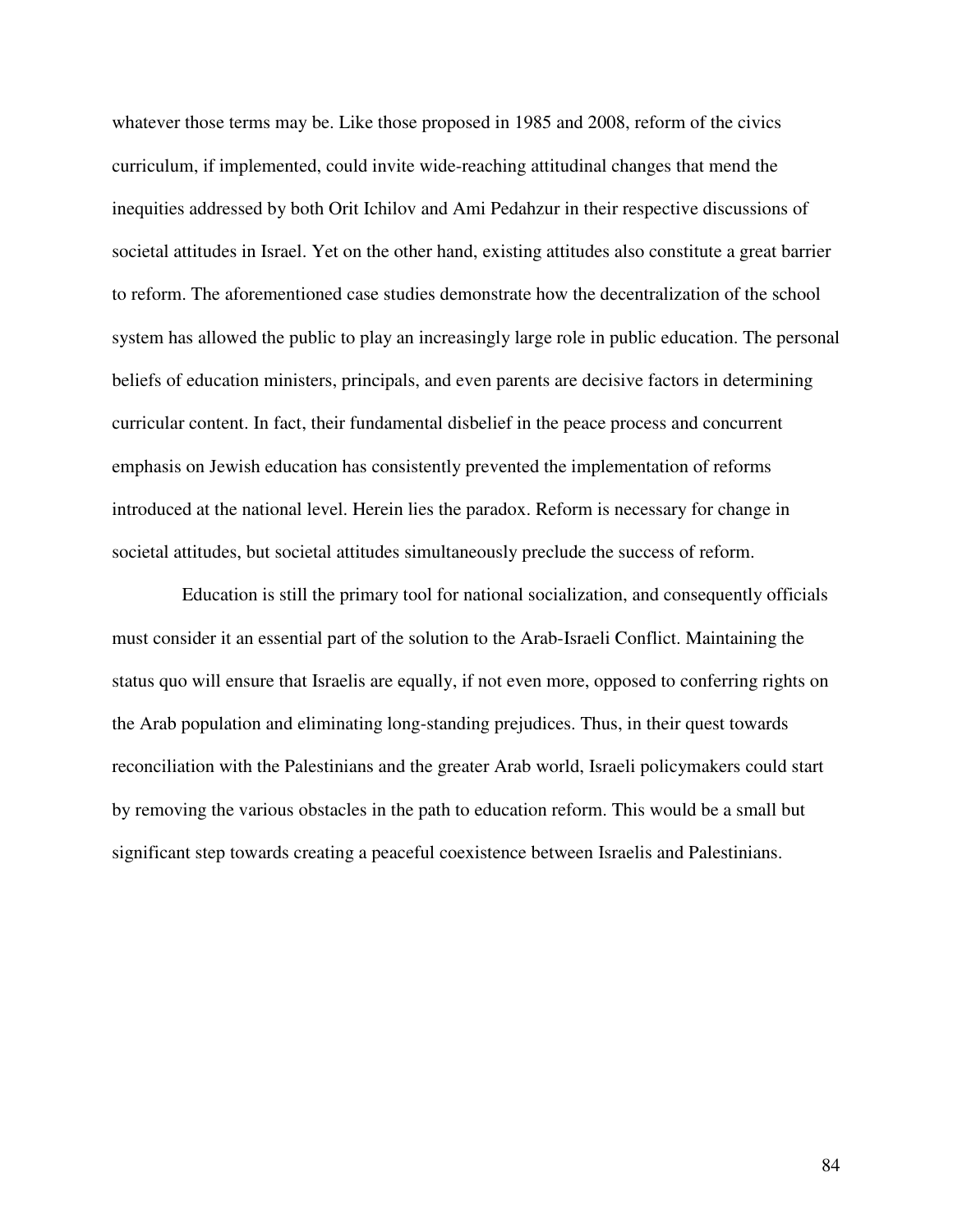whatever those terms may be. Like those proposed in 1985 and 2008, reform of the civics curriculum, if implemented, could invite wide-reaching attitudinal changes that mend the inequities addressed by both Orit Ichilov and Ami Pedahzur in their respective discussions of societal attitudes in Israel. Yet on the other hand, existing attitudes also constitute a great barrier to reform. The aforementioned case studies demonstrate how the decentralization of the school system has allowed the public to play an increasingly large role in public education. The personal beliefs of education ministers, principals, and even parents are decisive factors in determining curricular content. In fact, their fundamental disbelief in the peace process and concurrent emphasis on Jewish education has consistently prevented the implementation of reforms introduced at the national level. Herein lies the paradox. Reform is necessary for change in societal attitudes, but societal attitudes simultaneously preclude the success of reform.

Education is still the primary tool for national socialization, and consequently officials must consider it an essential part of the solution to the Arab-Israeli Conflict. Maintaining the status quo will ensure that Israelis are equally, if not even more, opposed to conferring rights on the Arab population and eliminating long-standing prejudices. Thus, in their quest towards reconciliation with the Palestinians and the greater Arab world, Israeli policymakers could start by removing the various obstacles in the path to education reform. This would be a small but significant step towards creating a peaceful coexistence between Israelis and Palestinians.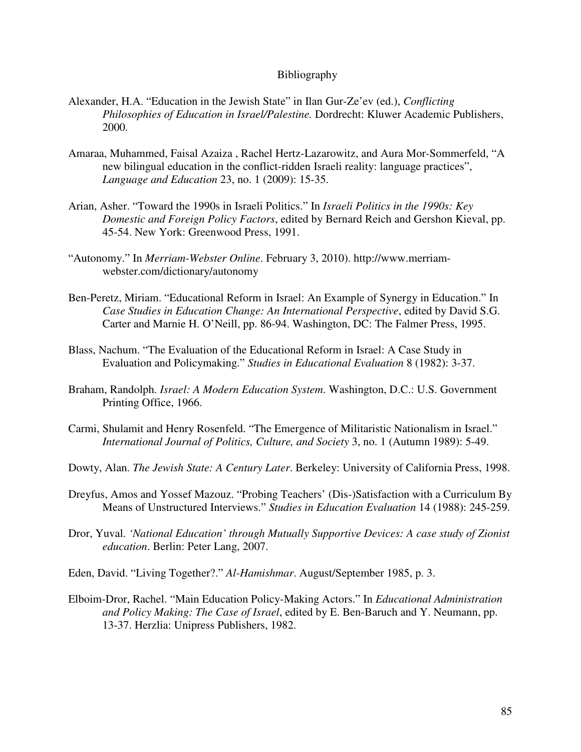# Bibliography

Alexander, H.A. "Education in the Jewish State" in Ilan Gur-Ze'ev (ed.), *Conflicting Philosophies of Education in Israel/Palestine.* Dordrecht: Kluwer Academic Publishers, 2000.

Amaraa, Muhammed, Faisal Azaiza , Rachel Hertz-Lazarowitz, and Aura Mor-Sommerfeld, "A new bilingual education in the conflict-ridden Israeli reality: language practices", *Language and Education* 23, no. 1 (2009): 15-35.

Arian, Asher. "Toward the 1990s in Israeli Politics." In *Israeli Politics in the 1990s: Key Domestic and Foreign Policy Factors*, edited by Bernard Reich and Gershon Kieval, pp. 45-54. New York: Greenwood Press, 1991.

"Autonomy." In *Merriam-Webster Online*. February 3, 2010). http://www.merriam-webster.com/dictionary/autonomy

Ben-Peretz, Miriam. "Educational Reform in Israel: An Example of Synergy in Education." In *Case Studies in Education Change: An International Perspective*, edited by David S.G. Carter and Marnie H. O'Neill, pp. 86-94. Washington, DC: The Falmer Press, 1995.

Blass, Nachum. "The Evaluation of the Educational Reform in Israel: A Case Study in Evaluation and Policymaking." *Studies in Educational Evaluation* 8 (1982): 3-37.

Braham, Randolph. *Israel: A Modern Education System*. Washington, D.C.: U.S. Government Printing Office, 1966.

Carmi, Shulamit and Henry Rosenfeld. "The Emergence of Militaristic Nationalism in Israel." *International Journal of Politics, Culture, and Society* 3, no. 1 (Autumn 1989): 5-49.

Dowty, Alan. *The Jewish State: A Century Later*. Berkeley: University of California Press, 1998.

Dreyfus, Amos and Yossef Mazouz. "Probing Teachers' (Dis-)Satisfaction with a Curriculum By Means of Unstructured Interviews." *Studies in Education Evaluation* 14 (1988): 245-259.

Dror, Yuval. *'National Education' through Mutually Supportive Devices: A case study of Zionist education*. Berlin: Peter Lang, 2007.

Eden, David. "Living Together?." *Al-Hamishmar*. August/September 1985, p. 3.

Elboim-Dror, Rachel. "Main Education Policy-Making Actors." In *Educational Administration and Policy Making: The Case of Israel*, edited by E. Ben-Baruch and Y. Neumann, pp. 13-37. Herzlia: Unipress Publishers, 1982.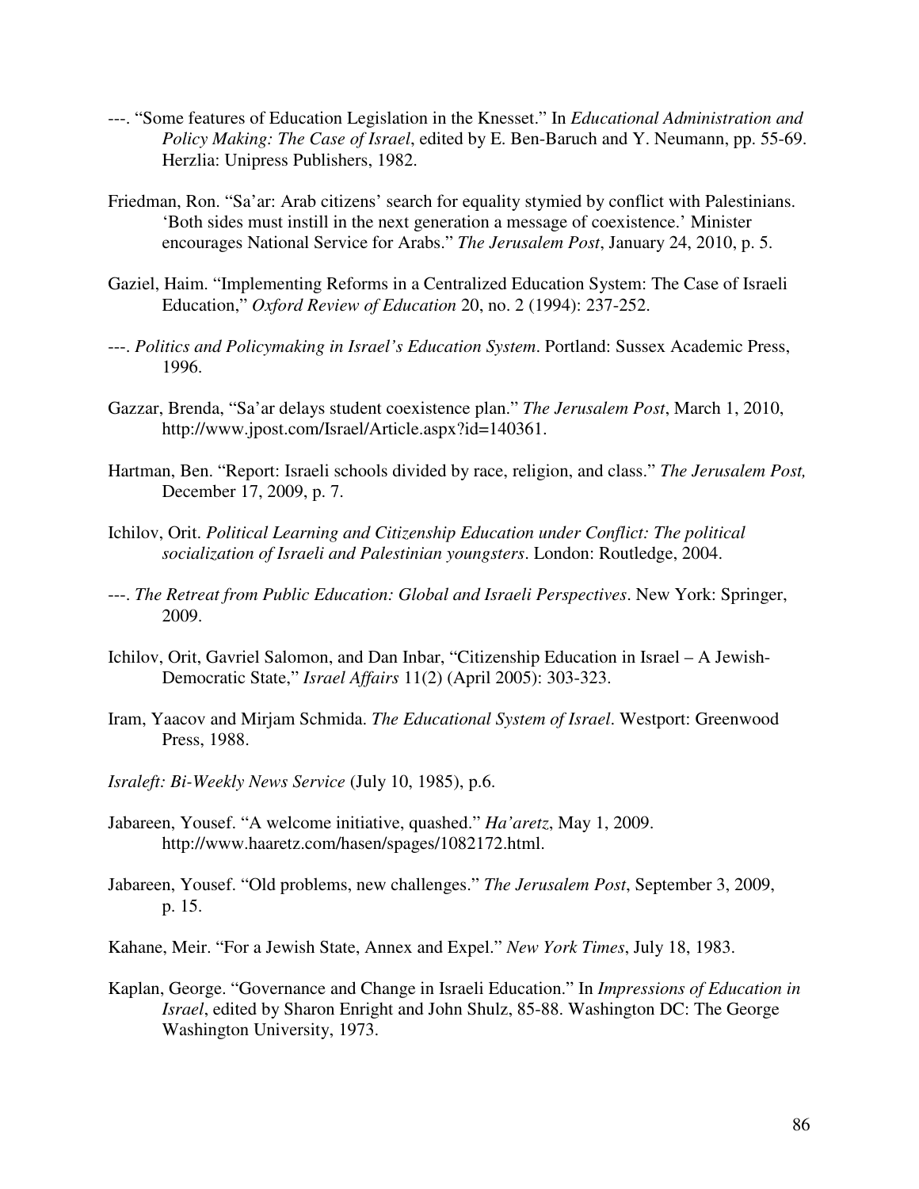---. "Some features of Education Legislation in the Knesset." In *Educational Administration and Policy Making: The Case of Israel*, edited by E. Ben-Baruch and Y. Neumann, pp. 55-69. Herzlia: Unipress Publishers, 1982.

Friedman, Ron. "Sa'ar: Arab citizens' search for equality stymied by conflict with Palestinians. 'Both sides must instill in the next generation a message of coexistence.' Minister encourages National Service for Arabs." *The Jerusalem Post*, January 24, 2010, p. 5.

Gaziel, Haim. "Implementing Reforms in a Centralized Education System: The Case of Israeli Education," *Oxford Review of Education* 20, no. 2 (1994): 237-252.

---. *Politics and Policymaking in Israel's Education System*. Portland: Sussex Academic Press, 1996.

Gazzar, Brenda, "Sa'ar delays student coexistence plan." *The Jerusalem Post*, March 1, 2010, http://www.jpost.com/Israel/Article.aspx?id=140361.

Hartman, Ben. "Report: Israeli schools divided by race, religion, and class." *The Jerusalem Post,* December 17, 2009, p. 7.

Ichilov, Orit. *Political Learning and Citizenship Education under Conflict: The political socialization of Israeli and Palestinian youngsters*. London: Routledge, 2004.

---. *The Retreat from Public Education: Global and Israeli Perspectives*. New York: Springer, 2009.

Ichilov, Orit, Gavriel Salomon, and Dan Inbar, "Citizenship Education in Israel – A Jewish-Democratic State," *Israel Affairs* 11(2) (April 2005): 303-323.

Iram, Yaacov and Mirjam Schmida. *The Educational System of Israel*. Westport: Greenwood Press, 1988.

*Israleft: Bi-Weekly News Service* (July 10, 1985), p.6.

Jabareen, Yousef. "A welcome initiative, quashed." *Ha'aretz*, May 1, 2009. http://www.haaretz.com/hasen/spages/1082172.html.

Jabareen, Yousef. "Old problems, new challenges." *The Jerusalem Post*, September 3, 2009, p. 15.

Kahane, Meir. "For a Jewish State, Annex and Expel." *New York Times*, July 18, 1983.

Kaplan, George. "Governance and Change in Israeli Education." In *Impressions of Education in Israel*, edited by Sharon Enright and John Shulz, 85-88. Washington DC: The George Washington University, 1973.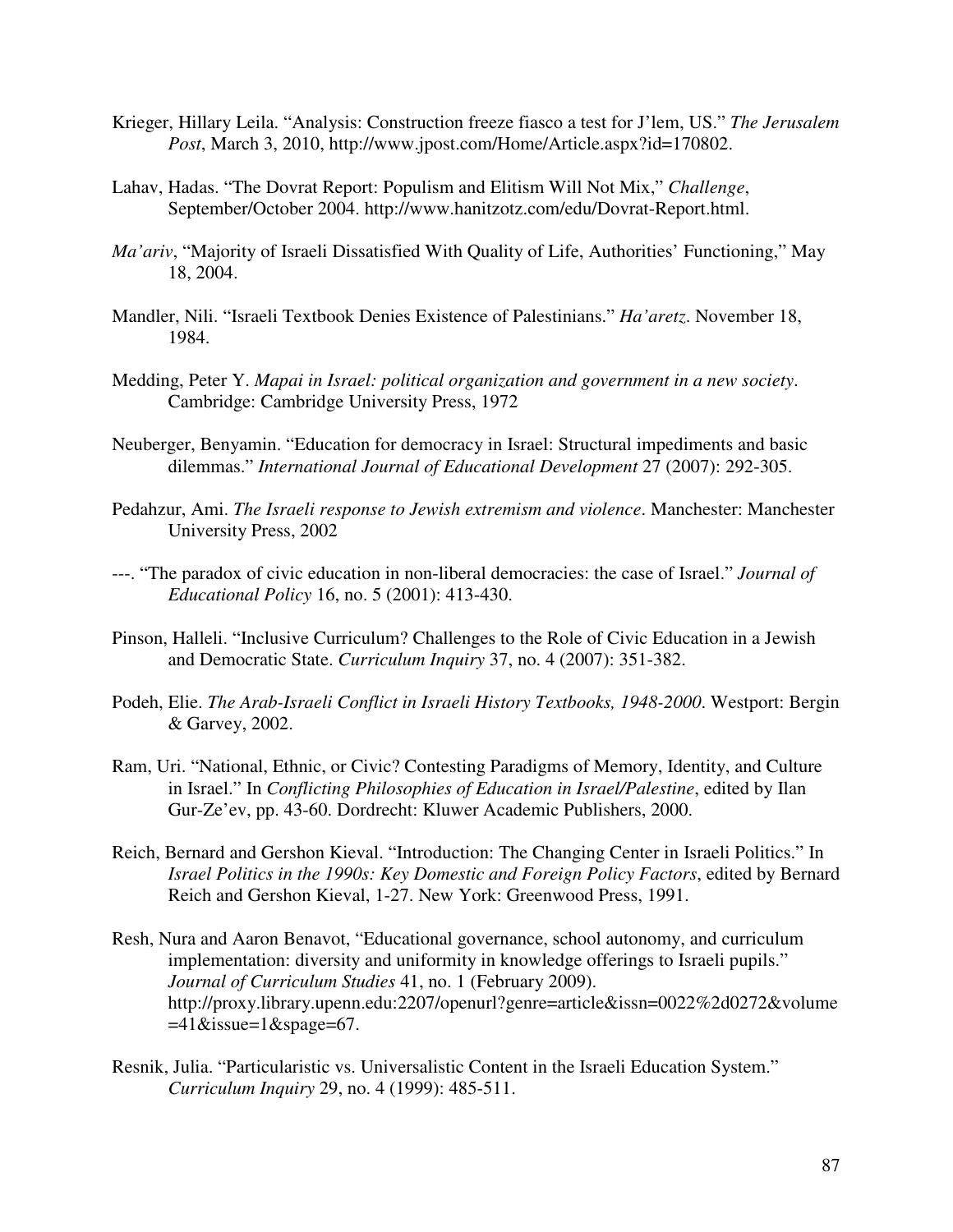Krieger, Hillary Leila. "Analysis: Construction freeze fiasco a test for J'lem, US." *The Jerusalem Post*, March 3, 2010, http://www.jpost.com/Home/Article.aspx?id=170802.

Lahav, Hadas. "The Dovrat Report: Populism and Elitism Will Not Mix," *Challenge*, September/October 2004. http://www.hanitzotz.com/edu/Dovrat-Report.html.

*Ma'ariv*, "Majority of Israeli Dissatisfied With Quality of Life, Authorities' Functioning," May 18, 2004.

Mandler, Nili. "Israeli Textbook Denies Existence of Palestinians." *Ha'aretz*. November 18, 1984.

Medding, Peter Y. *Mapai in Israel: political organization and government in a new society*. Cambridge: Cambridge University Press, 1972

Neuberger, Benyamin. "Education for democracy in Israel: Structural impediments and basic dilemmas." *International Journal of Educational Development* 27 (2007): 292-305.

Pedahzur, Ami. *The Israeli response to Jewish extremism and violence*. Manchester: Manchester University Press, 2002

---. "The paradox of civic education in non-liberal democracies: the case of Israel." *Journal of Educational Policy* 16, no. 5 (2001): 413-430.

Pinson, Halleli. "Inclusive Curriculum? Challenges to the Role of Civic Education in a Jewish and Democratic State. *Curriculum Inquiry* 37, no. 4 (2007): 351-382.

Podeh, Elie. *The Arab-Israeli Conflict in Israeli History Textbooks, 1948-2000*. Westport: Bergin & Garvey, 2002.

Ram, Uri. "National, Ethnic, or Civic? Contesting Paradigms of Memory, Identity, and Culture in Israel." In *Conflicting Philosophies of Education in Israel/Palestine*, edited by Ilan Gur-Ze'ev, pp. 43-60. Dordrecht: Kluwer Academic Publishers, 2000.

Reich, Bernard and Gershon Kieval. "Introduction: The Changing Center in Israeli Politics." In *Israel Politics in the 1990s: Key Domestic and Foreign Policy Factors*, edited by Bernard Reich and Gershon Kieval, 1-27. New York: Greenwood Press, 1991.

Resh, Nura and Aaron Benavot, "Educational governance, school autonomy, and curriculum implementation: diversity and uniformity in knowledge offerings to Israeli pupils." *Journal of Curriculum Studies* 41, no. 1 (February 2009). http://proxy.library.upenn.edu:2207/openurl?genre=article&issn=0022%2d0272&volume=41&issue=1&spage=67.

Resnik, Julia. "Particularistic vs. Universalistic Content in the Israeli Education System." *Curriculum Inquiry* 29, no. 4 (1999): 485-511.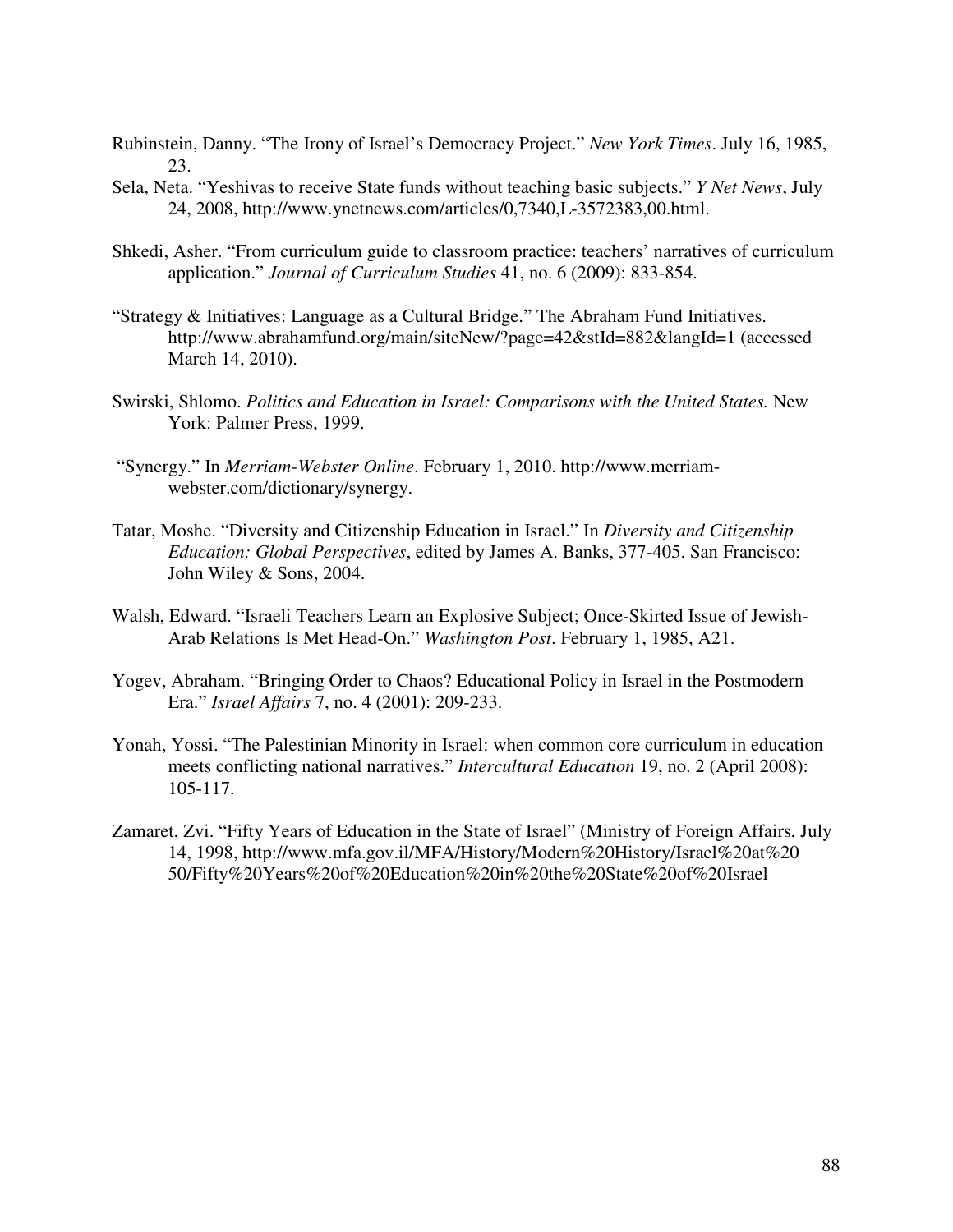Rubinstein, Danny. "The Irony of Israel's Democracy Project." *New York Times*. July 16, 1985, 23.

Sela, Neta. "Yeshivas to receive State funds without teaching basic subjects." *Y Net News*, July 24, 2008, http://www.ynetnews.com/articles/0,7340,L-3572383,00.html.

Shkedi, Asher. "From curriculum guide to classroom practice: teachers' narratives of curriculum application." *Journal of Curriculum Studies* 41, no. 6 (2009): 833-854.

"Strategy & Initiatives: Language as a Cultural Bridge." The Abraham Fund Initiatives. http://www.abrahamfund.org/main/siteNew/?page=42&stId=882&langId=1 (accessed March 14, 2010).

Swirski, Shlomo. *Politics and Education in Israel: Comparisons with the United States.* New York: Palmer Press, 1999.

"Synergy." In *Merriam-Webster Online*. February 1, 2010. http://www.merriam-webster.com/dictionary/synergy.

Tatar, Moshe. "Diversity and Citizenship Education in Israel." In *Diversity and Citizenship Education: Global Perspectives*, edited by James A. Banks, 377-405. San Francisco: John Wiley & Sons, 2004.

Walsh, Edward. "Israeli Teachers Learn an Explosive Subject; Once-Skirted Issue of Jewish-Arab Relations Is Met Head-On." *Washington Post*. February 1, 1985, A21.

Yogev, Abraham. "Bringing Order to Chaos? Educational Policy in Israel in the Postmodern Era." *Israel Affairs* 7, no. 4 (2001): 209-233.

Yonah, Yossi. "The Palestinian Minority in Israel: when common core curriculum in education meets conflicting national narratives." *Intercultural Education* 19, no. 2 (April 2008): 105-117.

Zamaret, Zvi. "Fifty Years of Education in the State of Israel" (Ministry of Foreign Affairs, July 14, 1998, http://www.mfa.gov.il/MFA/History/Modern%20History/Israel%20at%2050/Fifty%20Years%20of%20Education%20in%20the%20State%20of%20Israel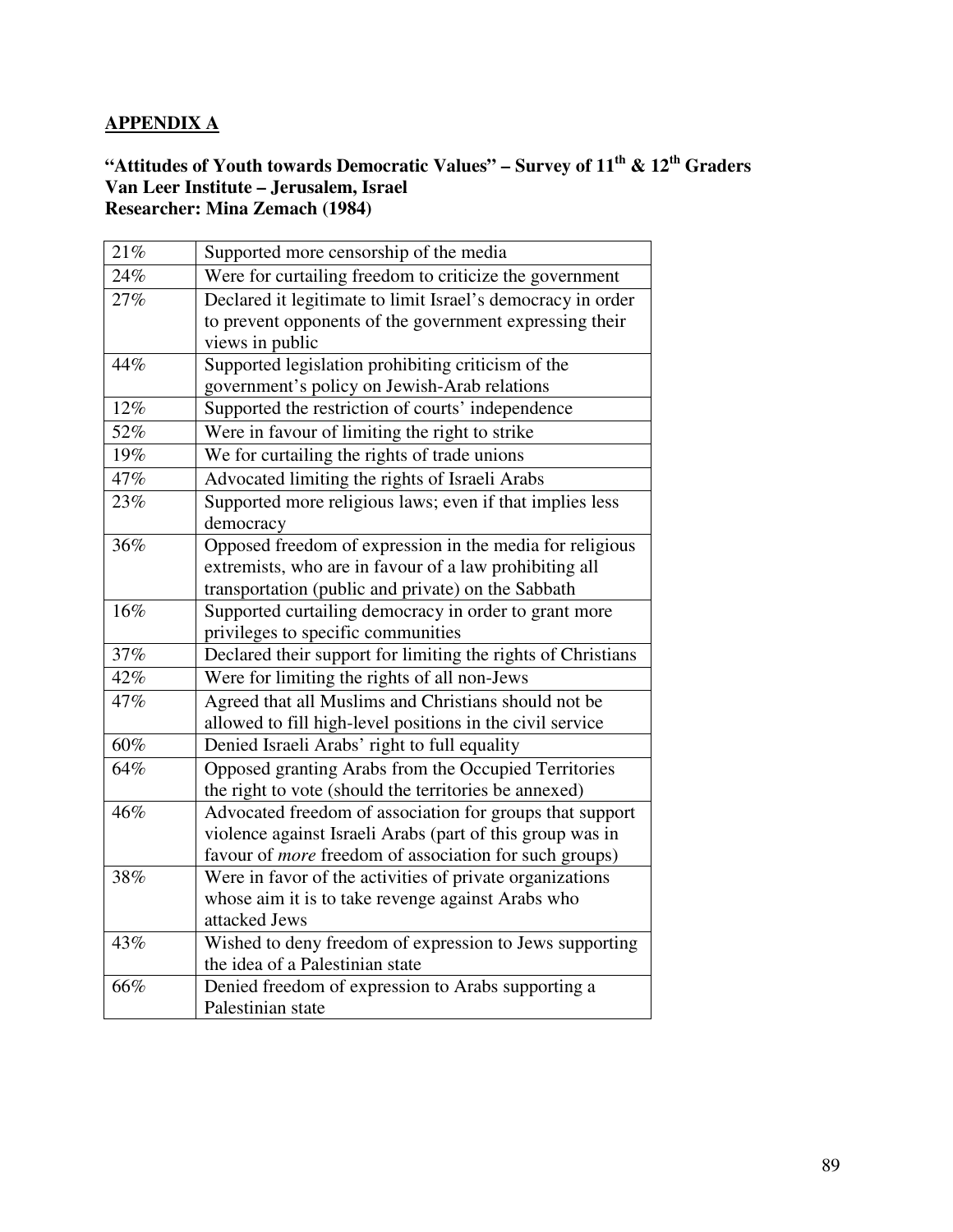## APPENDIX A

**"Attitudes of Youth towards Democratic Values" – Survey of 11th & 12th Graders**
**Van Leer Institute – Jerusalem, Israel**
**Researcher: Mina Zemach (1984)**

| | |
|---|---|
| 21% | Supported more censorship of the media |
| 24% | Were for curtailing freedom to criticize the government |
| 27% | Declared it legitimate to limit Israel's democracy in order to prevent opponents of the government expressing their views in public |
| 44% | Supported legislation prohibiting criticism of the government's policy on Jewish-Arab relations |
| 12% | Supported the restriction of courts' independence |
| 52% | Were in favour of limiting the right to strike |
| 19% | We for curtailing the rights of trade unions |
| 47% | Advocated limiting the rights of Israeli Arabs |
| 23% | Supported more religious laws; even if that implies less democracy |
| 36% | Opposed freedom of expression in the media for religious extremists, who are in favour of a law prohibiting all transportation (public and private) on the Sabbath |
| 16% | Supported curtailing democracy in order to grant more privileges to specific communities |
| 37% | Declared their support for limiting the rights of Christians |
| 42% | Were for limiting the rights of all non-Jews |
| 47% | Agreed that all Muslims and Christians should not be allowed to fill high-level positions in the civil service |
| 60% | Denied Israeli Arabs' right to full equality |
| 64% | Opposed granting Arabs from the Occupied Territories the right to vote (should the territories be annexed) |
| 46% | Advocated freedom of association for groups that support violence against Israeli Arabs (part of this group was in favour of *more* freedom of association for such groups) |
| 38% | Were in favor of the activities of private organizations whose aim it is to take revenge against Arabs who attacked Jews |
| 43% | Wished to deny freedom of expression to Jews supporting the idea of a Palestinian state |
| 66% | Denied freedom of expression to Arabs supporting a Palestinian state |